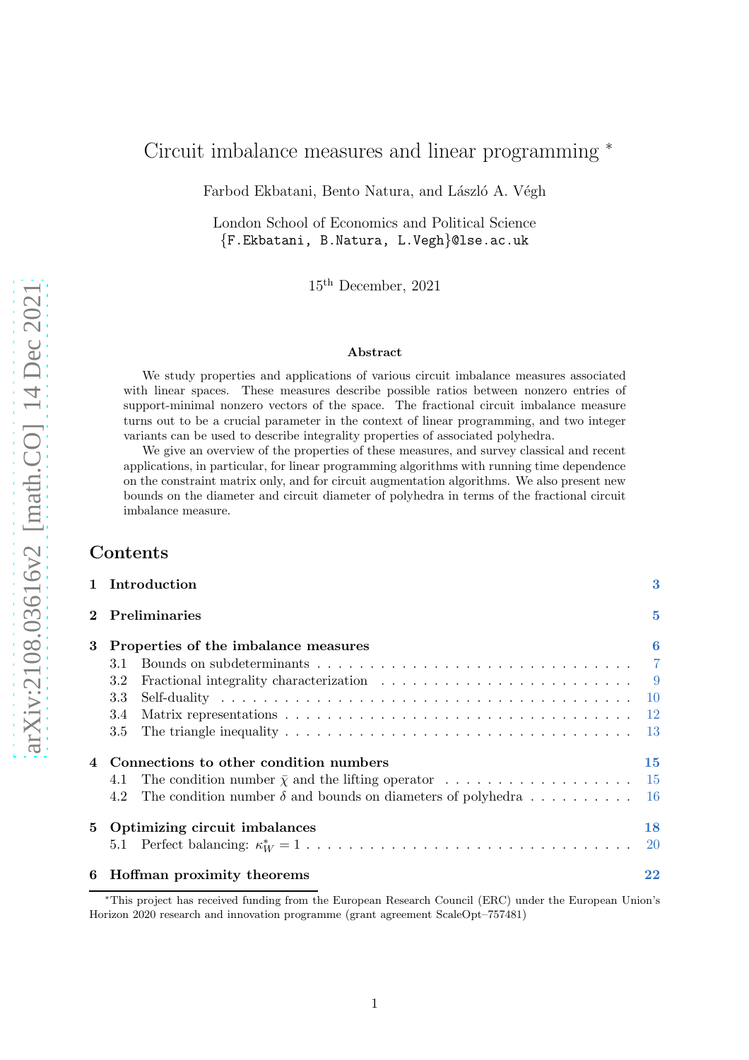# Circuit imbalance measures and linear programming *

Farbod Ekbatani, Bento Natura, and László A. Végh

London School of Economics and Political Science
{F.Ekbatani, B.Natura, L.Vegh}@lse.ac.uk

15th December, 2021

**Abstract**

We study properties and applications of various circuit imbalance measures associated with linear spaces. These measures describe possible ratios between nonzero entries of support-minimal nonzero vectors of the space. The fractional circuit imbalance measure turns out to be a crucial parameter in the context of linear programming, and two integer variants can be used to describe integrality properties of associated polyhedra.

We give an overview of the properties of these measures, and survey classical and recent applications, in particular, for linear programming algorithms with running time dependence on the constraint matrix only, and for circuit augmentation algorithms. We also present new bounds on the diameter and circuit diameter of polyhedra in terms of the fractional circuit imbalance measure.

## Contents

- 1 Introduction — 3
- 2 Preliminaries — 5
- 3 Properties of the imbalance measures — 6
  - 3.1 Bounds on subdeterminants — 7
  - 3.2 Fractional integrality characterization — 9
  - 3.3 Self-duality — 10
  - 3.4 Matrix representations — 12
  - 3.5 The triangle inequality — 13
- 4 Connections to other condition numbers — 15
  - 4.1 The condition number $\bar{\chi}$ and the lifting operator — 15
  - 4.2 The condition number $\delta$ and bounds on diameters of polyhedra — 16
- 5 Optimizing circuit imbalances — 18
  - 5.1 Perfect balancing: $\kappa^*_W = 1$ — 20
- 6 Hoffman proximity theorems — 22

*This project has received funding from the European Research Council (ERC) under the European Union's Horizon 2020 research and innovation programme (grant agreement ScaleOpt–757481)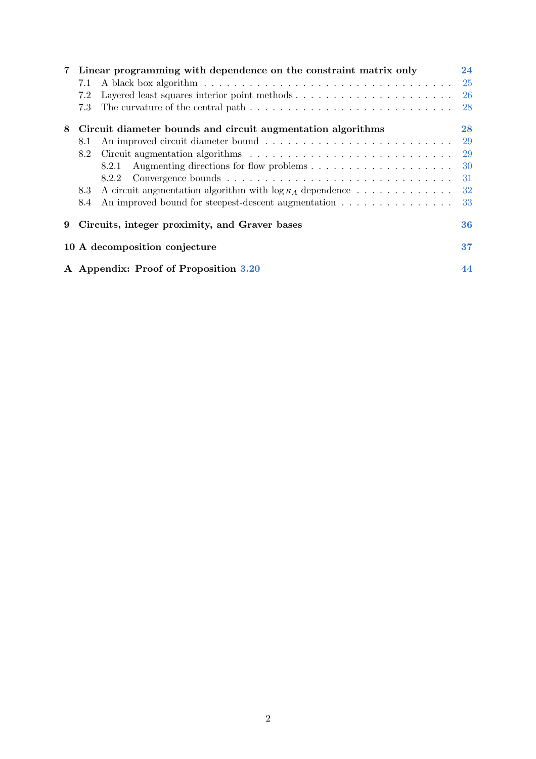**7 Linear programming with dependence on the constraint matrix only** 24

- 7.1 A black box algorithm . . . 25
- 7.2 Layered least squares interior point methods . . . 26
- 7.3 The curvature of the central path . . . 28

**8 Circuit diameter bounds and circuit augmentation algorithms** 28

- 8.1 An improved circuit diameter bound . . . 29
- 8.2 Circuit augmentation algorithms . . . 29
  - 8.2.1 Augmenting directions for flow problems . . . 30
  - 8.2.2 Convergence bounds . . . 31
- 8.3 A circuit augmentation algorithm with $\log \kappa_A$ dependence . . . 32
- 8.4 An improved bound for steepest-descent augmentation . . . 33

**9 Circuits, integer proximity, and Graver bases** 36

**10 A decomposition conjecture** 37

**A Appendix: Proof of Proposition 3.20** 44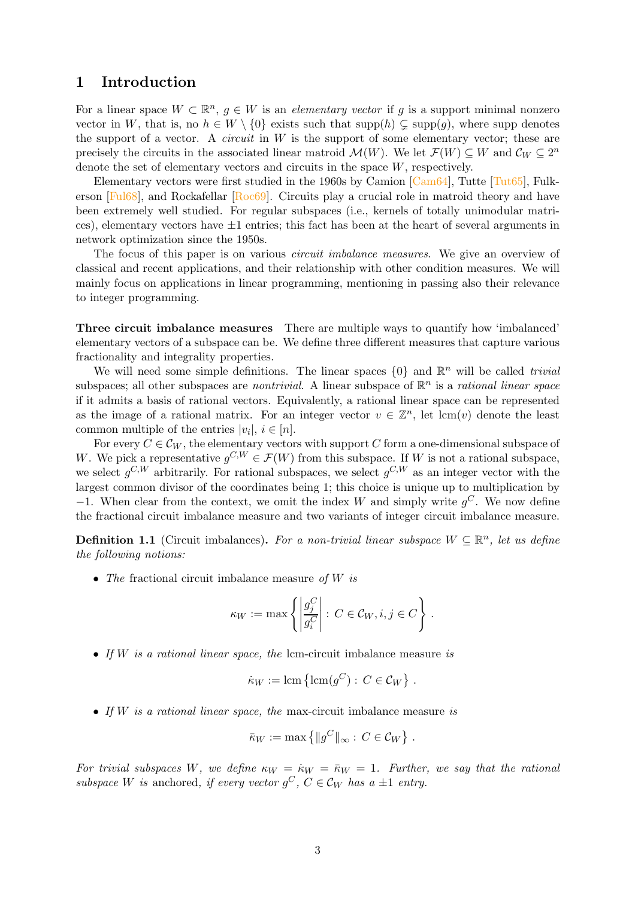## 1 Introduction

For a linear space $W \subset \mathbb{R}^n$, $g \in W$ is an *elementary vector* if $g$ is a support minimal nonzero vector in $W$, that is, no $h \in W \setminus \{0\}$ exists such that $\mathrm{supp}(h) \subsetneq \mathrm{supp}(g)$, where supp denotes the support of a vector. A *circuit* in $W$ is the support of some elementary vector; these are precisely the circuits in the associated linear matroid $\mathcal{M}(W)$. We let $\mathcal{F}(W) \subseteq W$ and $\mathcal{C}_W \subseteq 2^n$ denote the set of elementary vectors and circuits in the space $W$, respectively.

Elementary vectors were first studied in the 1960s by Camion [Cam64], Tutte [Tut65], Fulkerson [Ful68], and Rockafellar [Roc69]. Circuits play a crucial role in matroid theory and have been extremely well studied. For regular subspaces (i.e., kernels of totally unimodular matrices), elementary vectors have $\pm 1$ entries; this fact has been at the heart of several arguments in network optimization since the 1950s.

The focus of this paper is on various *circuit imbalance measures*. We give an overview of classical and recent applications, and their relationship with other condition measures. We will mainly focus on applications in linear programming, mentioning in passing also their relevance to integer programming.

**Three circuit imbalance measures** There are multiple ways to quantify how 'imbalanced' elementary vectors of a subspace can be. We define three different measures that capture various fractionality and integrality properties.

We will need some simple definitions. The linear spaces $\{0\}$ and $\mathbb{R}^n$ will be called *trivial* subspaces; all other subspaces are *nontrivial*. A linear subspace of $\mathbb{R}^n$ is a *rational linear space* if it admits a basis of rational vectors. Equivalently, a rational linear space can be represented as the image of a rational matrix. For an integer vector $v \in \mathbb{Z}^n$, let $\mathrm{lcm}(v)$ denote the least common multiple of the entries $|v_i|$, $i \in [n]$.

For every $C \in \mathcal{C}_W$, the elementary vectors with support $C$ form a one-dimensional subspace of $W$. We pick a representative $g^{C,W} \in \mathcal{F}(W)$ from this subspace. If $W$ is not a rational subspace, we select $g^{C,W}$ arbitrarily. For rational subspaces, we select $g^{C,W}$ as an integer vector with the largest common divisor of the coordinates being 1; this choice is unique up to multiplication by $-1$. When clear from the context, we omit the index $W$ and simply write $g^C$. We now define the fractional circuit imbalance measure and two variants of integer circuit imbalance measure.

**Definition 1.1** (Circuit imbalances)**.** *For a non-trivial linear subspace $W \subseteq \mathbb{R}^n$, let us define the following notions:*

- *The* fractional circuit imbalance measure *of $W$ is*
$$\kappa_W := \max\left\{ \left| \frac{g_j^C}{g_i^C} \right| : C \in \mathcal{C}_W, i, j \in C \right\}.$$
- *If $W$ is a rational linear space, the* lcm-circuit imbalance measure *is*
$$\dot{\kappa}_W := \mathrm{lcm}\left\{ \mathrm{lcm}(g^C) : C \in \mathcal{C}_W \right\}.$$
- *If $W$ is a rational linear space, the* max-circuit imbalance measure *is*
$$\bar{\kappa}_W := \max\left\{ \|g^C\|_\infty : C \in \mathcal{C}_W \right\}.$$

*For trivial subspaces $W$, we define $\kappa_W = \dot{\kappa}_W = \bar{\kappa}_W = 1$. Further, we say that the rational subspace $W$ is* anchored*, if every vector $g^C$, $C \in \mathcal{C}_W$ has a $\pm 1$ entry.*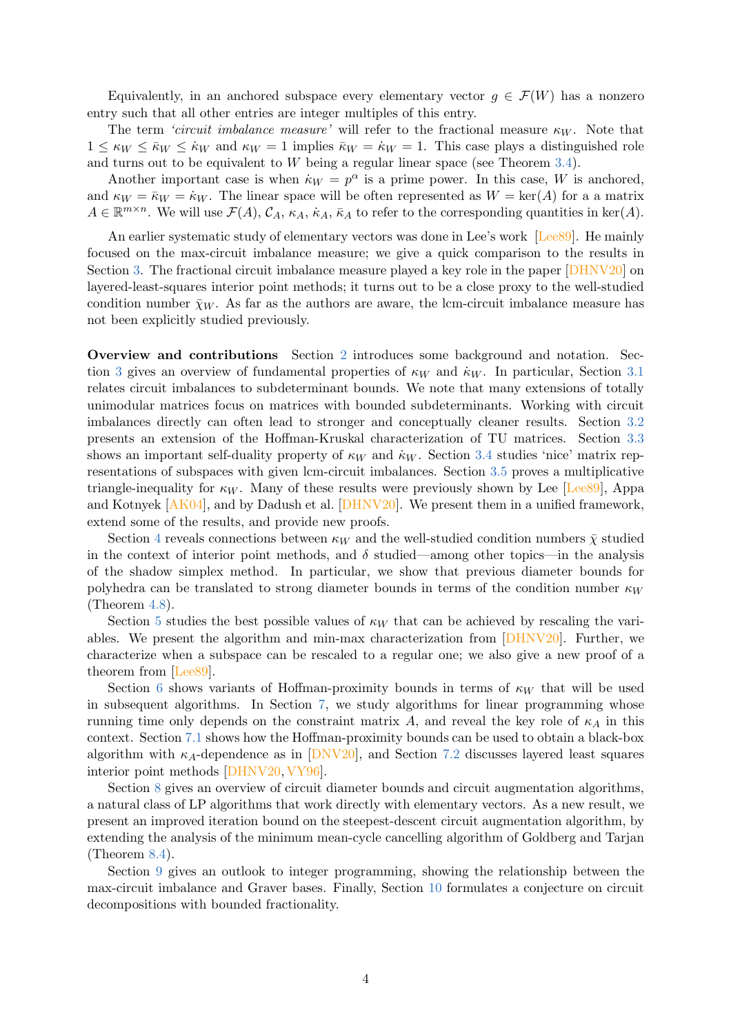Equivalently, in an anchored subspace every elementary vector $g \in \mathcal{F}(W)$ has a nonzero entry such that all other entries are integer multiples of this entry.

The term *'circuit imbalance measure'* will refer to the fractional measure $\kappa_W$. Note that $1 \le \kappa_W \le \bar{\kappa}_W \le \dot{\kappa}_W$ and $\kappa_W = 1$ implies $\bar{\kappa}_W = \dot{\kappa}_W = 1$. This case plays a distinguished role and turns out to be equivalent to $W$ being a regular linear space (see Theorem 3.4).

Another important case is when $\dot{\kappa}_W = p^\alpha$ is a prime power. In this case, $W$ is anchored, and $\kappa_W = \bar{\kappa}_W = \dot{\kappa}_W$. The linear space will be often represented as $W = \ker(A)$ for a a matrix $A \in \mathbb{R}^{m \times n}$. We will use $\mathcal{F}(A)$, $\mathcal{C}_A$, $\kappa_A$, $\dot{\kappa}_A$, $\bar{\kappa}_A$ to refer to the corresponding quantities in $\ker(A)$.

An earlier systematic study of elementary vectors was done in Lee's work [Lee89]. He mainly focused on the max-circuit imbalance measure; we give a quick comparison to the results in Section 3. The fractional circuit imbalance measure played a key role in the paper [DHNV20] on layered-least-squares interior point methods; it turns out to be a close proxy to the well-studied condition number $\bar{\chi}_W$. As far as the authors are aware, the lcm-circuit imbalance measure has not been explicitly studied previously.

**Overview and contributions** Section 2 introduces some background and notation. Section 3 gives an overview of fundamental properties of $\kappa_W$ and $\dot{\kappa}_W$. In particular, Section 3.1 relates circuit imbalances to subdeterminant bounds. We note that many extensions of totally unimodular matrices focus on matrices with bounded subdeterminants. Working with circuit imbalances directly can often lead to stronger and conceptually cleaner results. Section 3.2 presents an extension of the Hoffman-Kruskal characterization of TU matrices. Section 3.3 shows an important self-duality property of $\kappa_W$ and $\dot{\kappa}_W$. Section 3.4 studies 'nice' matrix representations of subspaces with given lcm-circuit imbalances. Section 3.5 proves a multiplicative triangle-inequality for $\kappa_W$. Many of these results were previously shown by Lee [Lee89], Appa and Kotnyek [AK04], and by Dadush et al. [DHNV20]. We present them in a unified framework, extend some of the results, and provide new proofs.

Section 4 reveals connections between $\kappa_W$ and the well-studied condition numbers $\bar{\chi}$ studied in the context of interior point methods, and $\delta$ studied—among other topics—in the analysis of the shadow simplex method. In particular, we show that previous diameter bounds for polyhedra can be translated to strong diameter bounds in terms of the condition number $\kappa_W$ (Theorem 4.8).

Section 5 studies the best possible values of $\kappa_W$ that can be achieved by rescaling the variables. We present the algorithm and min-max characterization from [DHNV20]. Further, we characterize when a subspace can be rescaled to a regular one; we also give a new proof of a theorem from [Lee89].

Section 6 shows variants of Hoffman-proximity bounds in terms of $\kappa_W$ that will be used in subsequent algorithms. In Section 7, we study algorithms for linear programming whose running time only depends on the constraint matrix $A$, and reveal the key role of $\kappa_A$ in this context. Section 7.1 shows how the Hoffman-proximity bounds can be used to obtain a black-box algorithm with $\kappa_A$-dependence as in [DNV20], and Section 7.2 discusses layered least squares interior point methods [DHNV20, VY96].

Section 8 gives an overview of circuit diameter bounds and circuit augmentation algorithms, a natural class of LP algorithms that work directly with elementary vectors. As a new result, we present an improved iteration bound on the steepest-descent circuit augmentation algorithm, by extending the analysis of the minimum mean-cycle cancelling algorithm of Goldberg and Tarjan (Theorem 8.4).

Section 9 gives an outlook to integer programming, showing the relationship between the max-circuit imbalance and Graver bases. Finally, Section 10 formulates a conjecture on circuit decompositions with bounded fractionality.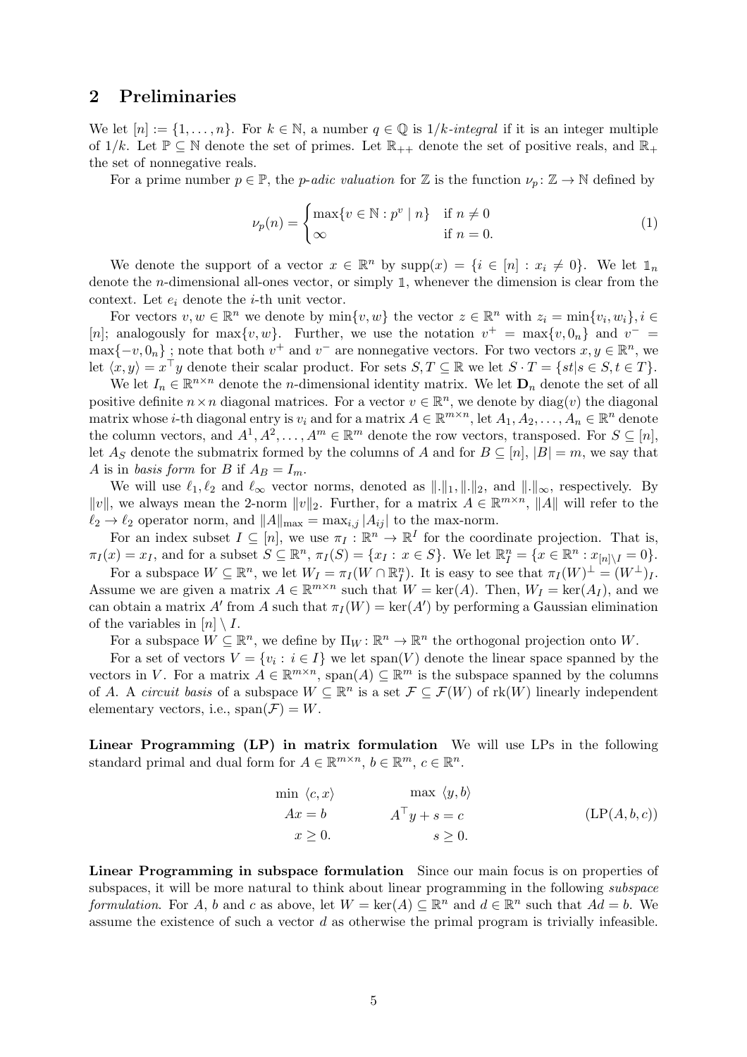## 2 Preliminaries

We let $[n] := \{1, \dots, n\}$. For $k \in \mathbb{N}$, a number $q \in \mathbb{Q}$ is *$1/k$-integral* if it is an integer multiple of $1/k$. Let $\mathbb{P} \subseteq \mathbb{N}$ denote the set of primes. Let $\mathbb{R}_{++}$ denote the set of positive reals, and $\mathbb{R}_+$ the set of nonnegative reals.

For a prime number $p \in \mathbb{P}$, the *$p$-adic valuation* for $\mathbb{Z}$ is the function $\nu_p \colon \mathbb{Z} \to \mathbb{N}$ defined by

$$\nu_p(n) = \begin{cases} \max\{v \in \mathbb{N} : p^v \mid n\} & \text{if } n \neq 0 \\ \infty & \text{if } n = 0. \end{cases} \tag{1}$$

We denote the support of a vector $x \in \mathbb{R}^n$ by $\mathrm{supp}(x) = \{i \in [n] : x_i \neq 0\}$. We let $\mathbb{1}_n$ denote the $n$-dimensional all-ones vector, or simply $\mathbb{1}$, whenever the dimension is clear from the context. Let $e_i$ denote the $i$-th unit vector.

For vectors $v, w \in \mathbb{R}^n$ we denote by $\min\{v, w\}$ the vector $z \in \mathbb{R}^n$ with $z_i = \min\{v_i, w_i\}, i \in [n]$; analogously for $\max\{v, w\}$. Further, we use the notation $v^+ = \max\{v, 0_n\}$ and $v^- = \max\{-v, 0_n\}$ ; note that both $v^+$ and $v^-$ are nonnegative vectors. For two vectors $x, y \in \mathbb{R}^n$, we let $\langle x, y\rangle = x^\top y$ denote their scalar product. For sets $S, T \subseteq \mathbb{R}$ we let $S \cdot T = \{st | s \in S, t \in T\}$.

We let $I_n \in \mathbb{R}^{n\times n}$ denote the $n$-dimensional identity matrix. We let $\mathbf{D}_n$ denote the set of all positive definite $n \times n$ diagonal matrices. For a vector $v \in \mathbb{R}^n$, we denote by $\mathrm{diag}(v)$ the diagonal matrix whose $i$-th diagonal entry is $v_i$ and for a matrix $A \in \mathbb{R}^{m\times n}$, let $A_1, A_2, \dots, A_n \in \mathbb{R}^n$ denote the column vectors, and $A^1, A^2, \dots, A^m \in \mathbb{R}^m$ denote the row vectors, transposed. For $S \subseteq [n]$, let $A_S$ denote the submatrix formed by the columns of $A$ and for $B \subseteq [n]$, $|B| = m$, we say that $A$ is in *basis form* for $B$ if $A_B = I_m$.

We will use $\ell_1, \ell_2$ and $\ell_\infty$ vector norms, denoted as $\|.\|_1, \|.\|_2$, and $\|.\|_\infty$, respectively. By $\|v\|$, we always mean the 2-norm $\|v\|_2$. Further, for a matrix $A \in \mathbb{R}^{m\times n}$, $\|A\|$ will refer to the $\ell_2 \to \ell_2$ operator norm, and $\|A\|_{\max} = \max_{i,j} |A_{ij}|$ to the max-norm.

For an index subset $I \subseteq [n]$, we use $\pi_I : \mathbb{R}^n \to \mathbb{R}^I$ for the coordinate projection. That is, $\pi_I(x) = x_I$, and for a subset $S \subseteq \mathbb{R}^n$, $\pi_I(S) = \{x_I : x \in S\}$. We let $\mathbb{R}^n_I = \{x \in \mathbb{R}^n : x_{[n]\setminus I} = 0\}$.

For a subspace $W \subseteq \mathbb{R}^n$, we let $W_I = \pi_I(W \cap \mathbb{R}^n_I)$. It is easy to see that $\pi_I(W)^\perp = (W^\perp)_I$. Assume we are given a matrix $A \in \mathbb{R}^{m\times n}$ such that $W = \ker(A)$. Then, $W_I = \ker(A_I)$, and we can obtain a matrix $A'$ from $A$ such that $\pi_I(W) = \ker(A')$ by performing a Gaussian elimination of the variables in $[n] \setminus I$.

For a subspace $W \subseteq \mathbb{R}^n$, we define by $\Pi_W \colon \mathbb{R}^n \to \mathbb{R}^n$ the orthogonal projection onto $W$.

For a set of vectors $V = \{v_i : i \in I\}$ we let $\mathrm{span}(V)$ denote the linear space spanned by the vectors in $V$. For a matrix $A \in \mathbb{R}^{m\times n}$, $\mathrm{span}(A) \subseteq \mathbb{R}^m$ is the subspace spanned by the columns of $A$. A *circuit basis* of a subspace $W \subseteq \mathbb{R}^n$ is a set $\mathcal{F} \subseteq \mathcal{F}(W)$ of $\mathrm{rk}(W)$ linearly independent elementary vectors, i.e., $\mathrm{span}(\mathcal{F}) = W$.

**Linear Programming (LP) in matrix formulation** We will use LPs in the following standard primal and dual form for $A \in \mathbb{R}^{m\times n}$, $b \in \mathbb{R}^m$, $c \in \mathbb{R}^n$.

$$\begin{aligned} \min\ \langle c, x\rangle \qquad & \qquad \max\ \langle y, b\rangle \\ Ax = b \qquad & \qquad A^\top y + s = c \\ x \geq 0. \qquad & \qquad s \geq 0. \end{aligned} \tag{LP(A, b, c)}$$

**Linear Programming in subspace formulation** Since our main focus is on properties of subspaces, it will be more natural to think about linear programming in the following *subspace formulation*. For $A$, $b$ and $c$ as above, let $W = \ker(A) \subseteq \mathbb{R}^n$ and $d \in \mathbb{R}^n$ such that $Ad = b$. We assume the existence of such a vector $d$ as otherwise the primal program is trivially infeasible.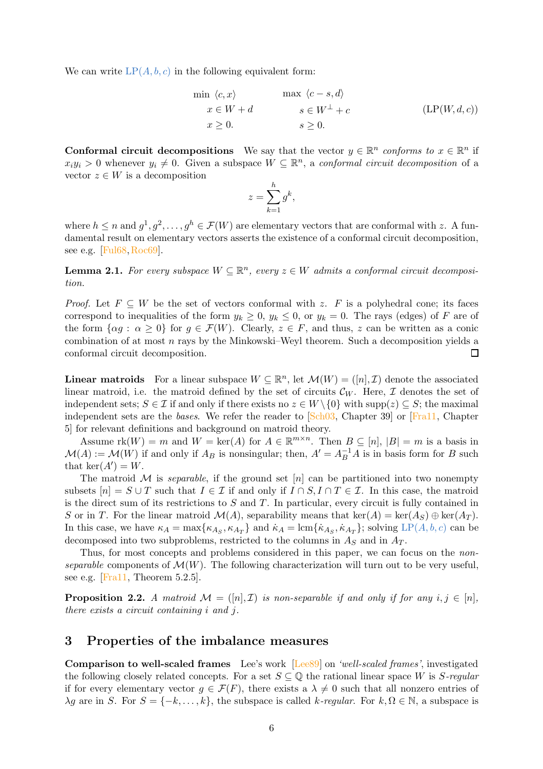We can write LP$(A, b, c)$ in the following equivalent form:

$$
\begin{aligned}
\min\ & \langle c, x\rangle & \qquad \max\ & \langle c - s, d\rangle \\
& x \in W + d & & s \in W^\perp + c \\
& x \geq 0. & & s \geq 0.
\end{aligned}
\tag{LP$(W,d,c)$}
$$

**Conformal circuit decompositions** We say that the vector $y \in \mathbb{R}^n$ *conforms to* $x \in \mathbb{R}^n$ if $x_i y_i > 0$ whenever $y_i \neq 0$. Given a subspace $W \subseteq \mathbb{R}^n$, a *conformal circuit decomposition* of a vector $z \in W$ is a decomposition

$$
z = \sum_{k=1}^{h} g^k,
$$

where $h \leq n$ and $g^1, g^2, \ldots, g^h \in \mathcal{F}(W)$ are elementary vectors that are conformal with $z$. A fundamental result on elementary vectors asserts the existence of a conformal circuit decomposition, see e.g. [Ful68, Roc69].

**Lemma 2.1.** *For every subspace $W \subseteq \mathbb{R}^n$, every $z \in W$ admits a conformal circuit decomposition.*

*Proof.* Let $F \subseteq W$ be the set of vectors conformal with $z$. $F$ is a polyhedral cone; its faces correspond to inequalities of the form $y_k \geq 0$, $y_k \leq 0$, or $y_k = 0$. The rays (edges) of $F$ are of the form $\{\alpha g : \alpha \geq 0\}$ for $g \in \mathcal{F}(W)$. Clearly, $z \in F$, and thus, $z$ can be written as a conic combination of at most $n$ rays by the Minkowski–Weyl theorem. Such a decomposition yields a conformal circuit decomposition. $\square$

**Linear matroids** For a linear subspace $W \subseteq \mathbb{R}^n$, let $\mathcal{M}(W) = ([n], \mathcal{I})$ denote the associated linear matroid, i.e. the matroid defined by the set of circuits $\mathcal{C}_W$. Here, $\mathcal{I}$ denotes the set of independent sets; $S \in \mathcal{I}$ if and only if there exists no $z \in W \setminus \{0\}$ with $\mathrm{supp}(z) \subseteq S$; the maximal independent sets are the *bases*. We refer the reader to [Sch03, Chapter 39] or [Fra11, Chapter 5] for relevant definitions and background on matroid theory.

Assume $\mathrm{rk}(W) = m$ and $W = \ker(A)$ for $A \in \mathbb{R}^{m \times n}$. Then $B \subseteq [n]$, $|B| = m$ is a basis in $\mathcal{M}(A) := \mathcal{M}(W)$ if and only if $A_B$ is nonsingular; then, $A' = A_B^{-1} A$ is in basis form for $B$ such that $\ker(A') = W$.

The matroid $\mathcal{M}$ is *separable*, if the ground set $[n]$ can be partitioned into two nonempty subsets $[n] = S \cup T$ such that $I \in \mathcal{I}$ if and only if $I \cap S, I \cap T \in \mathcal{I}$. In this case, the matroid is the direct sum of its restrictions to $S$ and $T$. In particular, every circuit is fully contained in $S$ or in $T$. For the linear matroid $\mathcal{M}(A)$, separability means that $\ker(A) = \ker(A_S) \oplus \ker(A_T)$. In this case, we have $\kappa_A = \max\{\kappa_{A_S}, \kappa_{A_T}\}$ and $\dot\kappa_A = \mathrm{lcm}\{\dot\kappa_{A_S}, \dot\kappa_{A_T}\}$; solving LP$(A, b, c)$ can be decomposed into two subproblems, restricted to the columns in $A_S$ and in $A_T$.

Thus, for most concepts and problems considered in this paper, we can focus on the *non-separable* components of $\mathcal{M}(W)$. The following characterization will turn out to be very useful, see e.g. [Fra11, Theorem 5.2.5].

**Proposition 2.2.** *A matroid $\mathcal{M} = ([n], \mathcal{I})$ is non-separable if and only if for any $i, j \in [n]$, there exists a circuit containing $i$ and $j$.*

## 3 Properties of the imbalance measures

**Comparison to well-scaled frames** Lee's work [Lee89] on *'well-scaled frames'*, investigated the following closely related concepts. For a set $S \subseteq \mathbb{Q}$ the rational linear space $W$ is *$S$-regular* if for every elementary vector $g \in \mathcal{F}(F)$, there exists a $\lambda \neq 0$ such that all nonzero entries of $\lambda g$ are in $S$. For $S = \{-k, \ldots, k\}$, the subspace is called *$k$-regular*. For $k, \Omega \in \mathbb{N}$, a subspace is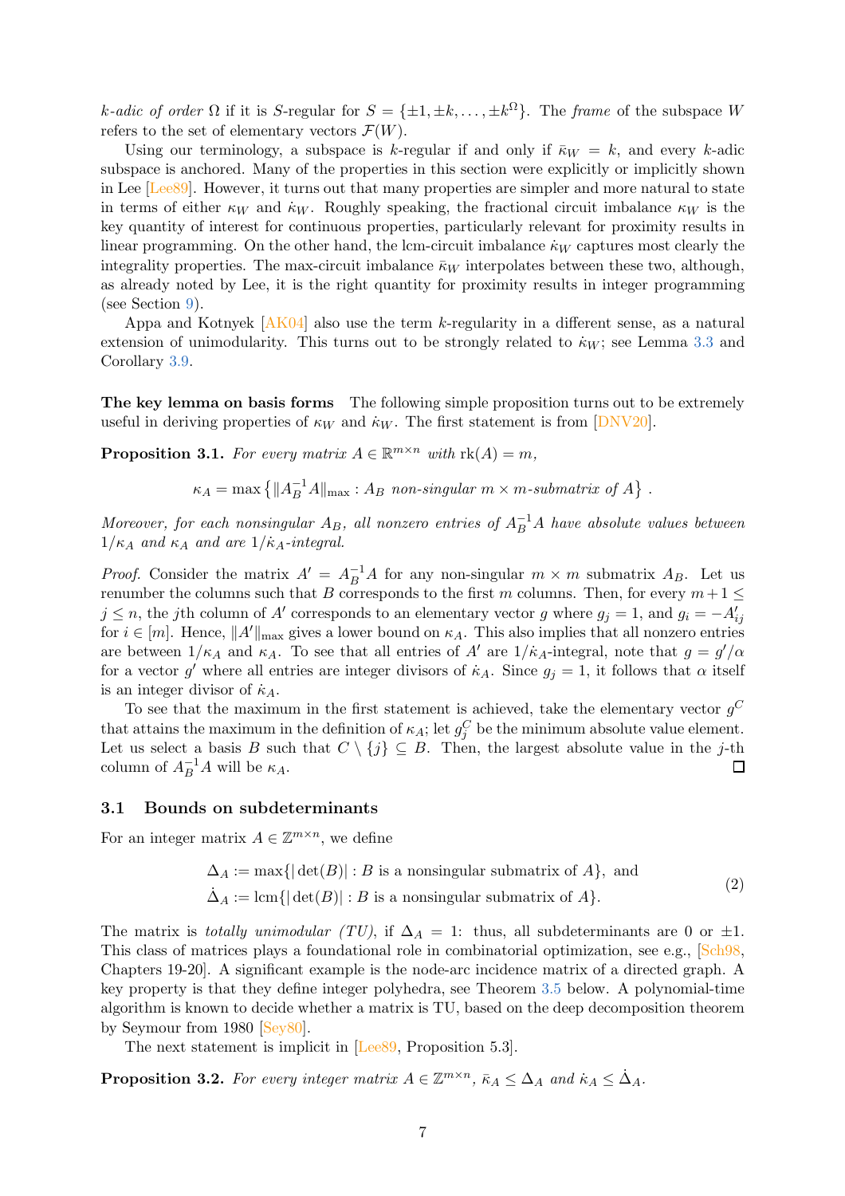$k$-*adic of order* $\Omega$ if it is $S$-regular for $S = \{\pm 1, \pm k, \ldots, \pm k^\Omega\}$. The *frame* of the subspace $W$ refers to the set of elementary vectors $\mathcal{F}(W)$.

Using our terminology, a subspace is $k$-regular if and only if $\bar{\kappa}_W = k$, and every $k$-adic subspace is anchored. Many of the properties in this section were explicitly or implicitly shown in Lee [Lee89]. However, it turns out that many properties are simpler and more natural to state in terms of either $\kappa_W$ and $\dot{\kappa}_W$. Roughly speaking, the fractional circuit imbalance $\kappa_W$ is the key quantity of interest for continuous properties, particularly relevant for proximity results in linear programming. On the other hand, the lcm-circuit imbalance $\dot{\kappa}_W$ captures most clearly the integrality properties. The max-circuit imbalance $\bar{\kappa}_W$ interpolates between these two, although, as already noted by Lee, it is the right quantity for proximity results in integer programming (see Section 9).

Appa and Kotnyek [AK04] also use the term $k$-regularity in a different sense, as a natural extension of unimodularity. This turns out to be strongly related to $\dot{\kappa}_W$; see Lemma 3.3 and Corollary 3.9.

**The key lemma on basis forms** The following simple proposition turns out to be extremely useful in deriving properties of $\kappa_W$ and $\dot{\kappa}_W$. The first statement is from [DNV20].

**Proposition 3.1.** *For every matrix $A \in \mathbb{R}^{m\times n}$ with $\mathrm{rk}(A) = m$,*

$$\kappa_A = \max\left\{\|A_B^{-1}A\|_{\max} : A_B \text{ non-singular } m\times m\text{-submatrix of } A\right\} .$$

*Moreover, for each nonsingular $A_B$, all nonzero entries of $A_B^{-1}A$ have absolute values between $1/\kappa_A$ and $\kappa_A$ and are $1/\dot{\kappa}_A$-integral.*

*Proof.* Consider the matrix $A' = A_B^{-1}A$ for any non-singular $m \times m$ submatrix $A_B$. Let us renumber the columns such that $B$ corresponds to the first $m$ columns. Then, for every $m+1 \le j \le n$, the $j$th column of $A'$ corresponds to an elementary vector $g$ where $g_j = 1$, and $g_i = -A'_{ij}$ for $i \in [m]$. Hence, $\|A'\|_{\max}$ gives a lower bound on $\kappa_A$. This also implies that all nonzero entries are between $1/\kappa_A$ and $\kappa_A$. To see that all entries of $A'$ are $1/\dot{\kappa}_A$-integral, note that $g = g'/\alpha$ for a vector $g'$ where all entries are integer divisors of $\dot{\kappa}_A$. Since $g_j = 1$, it follows that $\alpha$ itself is an integer divisor of $\dot{\kappa}_A$.

To see that the maximum in the first statement is achieved, take the elementary vector $g^C$ that attains the maximum in the definition of $\kappa_A$; let $g^C_j$ be the minimum absolute value element. Let us select a basis $B$ such that $C \setminus \{j\} \subseteq B$. Then, the largest absolute value in the $j$-th column of $A_B^{-1}A$ will be $\kappa_A$. □

## 3.1 Bounds on subdeterminants

For an integer matrix $A \in \mathbb{Z}^{m\times n}$, we define

$$\begin{aligned} \Delta_A &:= \max\{|\det(B)| : B \text{ is a nonsingular submatrix of } A\}, \text{ and} \\ \dot{\Delta}_A &:= \mathrm{lcm}\{|\det(B)| : B \text{ is a nonsingular submatrix of } A\}. \end{aligned} \tag{2}$$

The matrix is *totally unimodular (TU)*, if $\Delta_A = 1$: thus, all subdeterminants are 0 or $\pm 1$. This class of matrices plays a foundational role in combinatorial optimization, see e.g., [Sch98, Chapters 19-20]. A significant example is the node-arc incidence matrix of a directed graph. A key property is that they define integer polyhedra, see Theorem 3.5 below. A polynomial-time algorithm is known to decide whether a matrix is TU, based on the deep decomposition theorem by Seymour from 1980 [Sey80].

The next statement is implicit in [Lee89, Proposition 5.3].

**Proposition 3.2.** *For every integer matrix $A \in \mathbb{Z}^{m\times n}$, $\bar{\kappa}_A \le \Delta_A$ and $\dot{\kappa}_A \le \dot{\Delta}_A$.*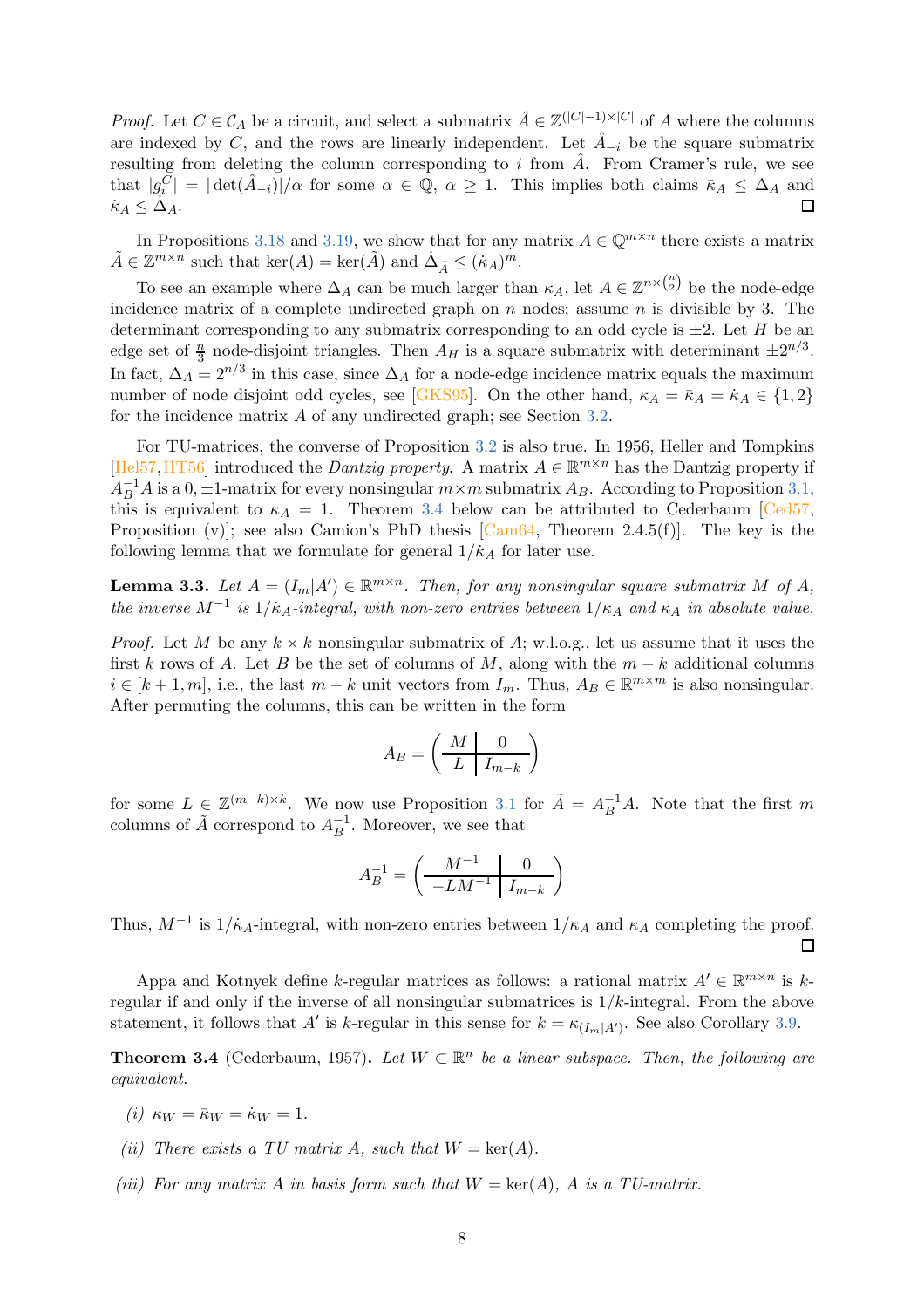*Proof.* Let $C \in \mathcal{C}_A$ be a circuit, and select a submatrix $\hat{A} \in \mathbb{Z}^{(|C|-1)\times|C|}$ of $A$ where the columns are indexed by $C$, and the rows are linearly independent. Let $\hat{A}_{-i}$ be the square submatrix resulting from deleting the column corresponding to $i$ from $\hat{A}$. From Cramer's rule, we see that $|g_i^C| = |\det(\hat{A}_{-i})|/\alpha$ for some $\alpha \in \mathbb{Q}$, $\alpha \geq 1$. This implies both claims $\bar{\kappa}_A \leq \Delta_A$ and $\dot{\kappa}_A \leq \dot{\Delta}_A$. ☐

In Propositions 3.18 and 3.19, we show that for any matrix $A \in \mathbb{Q}^{m\times n}$ there exists a matrix $\tilde{A} \in \mathbb{Z}^{m\times n}$ such that $\ker(A) = \ker(\tilde{A})$ and $\dot{\Delta}_{\tilde{A}} \leq (\dot{\kappa}_A)^m$.

To see an example where $\Delta_A$ can be much larger than $\kappa_A$, let $A \in \mathbb{Z}^{n\times\binom{n}{2}}$ be the node-edge incidence matrix of a complete undirected graph on $n$ nodes; assume $n$ is divisible by 3. The determinant corresponding to any submatrix corresponding to an odd cycle is $\pm 2$. Let $H$ be an edge set of $\frac{n}{3}$ node-disjoint triangles. Then $A_H$ is a square submatrix with determinant $\pm 2^{n/3}$. In fact, $\Delta_A = 2^{n/3}$ in this case, since $\Delta_A$ for a node-edge incidence matrix equals the maximum number of node disjoint odd cycles, see [GKS95]. On the other hand, $\kappa_A = \bar{\kappa}_A = \dot{\kappa}_A \in \{1, 2\}$ for the incidence matrix $A$ of any undirected graph; see Section 3.2.

For TU-matrices, the converse of Proposition 3.2 is also true. In 1956, Heller and Tompkins [Hel57,HT56] introduced the *Dantzig property*. A matrix $A \in \mathbb{R}^{m\times n}$ has the Dantzig property if $A_B^{-1}A$ is a $0, \pm 1$-matrix for every nonsingular $m\times m$ submatrix $A_B$. According to Proposition 3.1, this is equivalent to $\kappa_A = 1$. Theorem 3.4 below can be attributed to Cederbaum [Ced57, Proposition (v)]; see also Camion's PhD thesis [Cam64, Theorem 2.4.5(f)]. The key is the following lemma that we formulate for general $1/\dot{\kappa}_A$ for later use.

**Lemma 3.3.** *Let $A = (I_m|A') \in \mathbb{R}^{m\times n}$. Then, for any nonsingular square submatrix $M$ of $A$, the inverse $M^{-1}$ is $1/\dot{\kappa}_A$-integral, with non-zero entries between $1/\kappa_A$ and $\kappa_A$ in absolute value.*

*Proof.* Let $M$ be any $k\times k$ nonsingular submatrix of $A$; w.l.o.g., let us assume that it uses the first $k$ rows of $A$. Let $B$ be the set of columns of $M$, along with the $m-k$ additional columns $i \in [k+1, m]$, i.e., the last $m-k$ unit vectors from $I_m$. Thus, $A_B \in \mathbb{R}^{m\times m}$ is also nonsingular. After permuting the columns, this can be written in the form

$$A_B = \left(\begin{array}{c|c} M & 0 \\ \hline L & I_{m-k} \end{array}\right)$$

for some $L \in \mathbb{Z}^{(m-k)\times k}$. We now use Proposition 3.1 for $\tilde{A} = A_B^{-1}A$. Note that the first $m$ columns of $\tilde{A}$ correspond to $A_B^{-1}$. Moreover, we see that

$$A_B^{-1} = \left(\begin{array}{c|c} M^{-1} & 0 \\ \hline -LM^{-1} & I_{m-k} \end{array}\right)$$

Thus, $M^{-1}$ is $1/\dot{\kappa}_A$-integral, with non-zero entries between $1/\kappa_A$ and $\kappa_A$ completing the proof. ☐

Appa and Kotnyek define $k$-regular matrices as follows: a rational matrix $A' \in \mathbb{R}^{m\times n}$ is $k$-regular if and only if the inverse of all nonsingular submatrices is $1/k$-integral. From the above statement, it follows that $A'$ is $k$-regular in this sense for $k = \kappa_{(I_m|A')}$. See also Corollary 3.9.

**Theorem 3.4** (Cederbaum, 1957)**.** *Let $W \subset \mathbb{R}^n$ be a linear subspace. Then, the following are equivalent.*

*(i)* $\kappa_W = \bar{\kappa}_W = \dot{\kappa}_W = 1$.

*(ii) There exists a TU matrix $A$, such that $W = \ker(A)$.*

*(iii) For any matrix $A$ in basis form such that $W = \ker(A)$, $A$ is a TU-matrix.*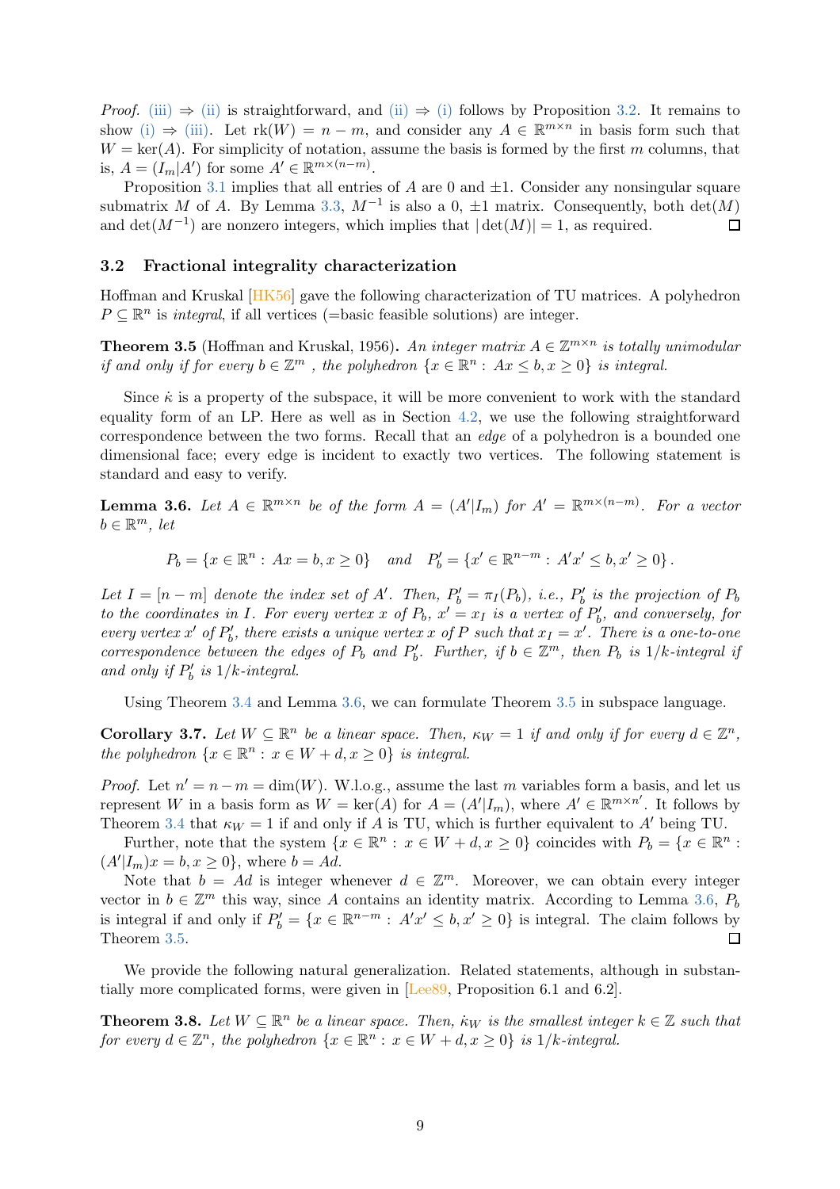*Proof.* (iii) ⇒ (ii) is straightforward, and (ii) ⇒ (i) follows by Proposition 3.2. It remains to show (i) ⇒ (iii). Let $\mathrm{rk}(W) = n - m$, and consider any $A \in \mathbb{R}^{m\times n}$ in basis form such that $W = \ker(A)$. For simplicity of notation, assume the basis is formed by the first $m$ columns, that is, $A = (I_m|A')$ for some $A' \in \mathbb{R}^{m\times(n-m)}$.

Proposition 3.1 implies that all entries of $A$ are 0 and $\pm 1$. Consider any nonsingular square submatrix $M$ of $A$. By Lemma 3.3, $M^{-1}$ is also a 0, $\pm 1$ matrix. Consequently, both $\det(M)$ and $\det(M^{-1})$ are nonzero integers, which implies that $|\det(M)| = 1$, as required. ☐

## 3.2 Fractional integrality characterization

Hoffman and Kruskal [HK56] gave the following characterization of TU matrices. A polyhedron $P \subseteq \mathbb{R}^n$ is *integral*, if all vertices (=basic feasible solutions) are integer.

**Theorem 3.5** (Hoffman and Kruskal, 1956). *An integer matrix $A \in \mathbb{Z}^{m\times n}$ is totally unimodular if and only if for every $b \in \mathbb{Z}^m$ , the polyhedron $\{x \in \mathbb{R}^n : Ax \le b, x \ge 0\}$ is integral.*

Since $\dot\kappa$ is a property of the subspace, it will be more convenient to work with the standard equality form of an LP. Here as well as in Section 4.2, we use the following straightforward correspondence between the two forms. Recall that an *edge* of a polyhedron is a bounded one dimensional face; every edge is incident to exactly two vertices. The following statement is standard and easy to verify.

**Lemma 3.6.** *Let $A \in \mathbb{R}^{m\times n}$ be of the form $A = (A'|I_m)$ for $A' = \mathbb{R}^{m\times(n-m)}$. For a vector $b \in \mathbb{R}^m$, let*

$$P_b = \{x \in \mathbb{R}^n : Ax = b, x \ge 0\} \quad \text{and} \quad P'_b = \{x' \in \mathbb{R}^{n-m} : A'x' \le b, x' \ge 0\}.$$

*Let $I = [n - m]$ denote the index set of $A'$. Then, $P'_b = \pi_I(P_b)$, i.e., $P'_b$ is the projection of $P_b$ to the coordinates in $I$. For every vertex $x$ of $P_b$, $x' = x_I$ is a vertex of $P'_b$, and conversely, for every vertex $x'$ of $P'_b$, there exists a unique vertex $x$ of $P$ such that $x_I = x'$. There is a one-to-one correspondence between the edges of $P_b$ and $P'_b$. Further, if $b \in \mathbb{Z}^m$, then $P_b$ is $1/k$-integral if and only if $P'_b$ is $1/k$-integral.*

Using Theorem 3.4 and Lemma 3.6, we can formulate Theorem 3.5 in subspace language.

**Corollary 3.7.** *Let $W \subseteq \mathbb{R}^n$ be a linear space. Then, $\kappa_W = 1$ if and only if for every $d \in \mathbb{Z}^n$, the polyhedron $\{x \in \mathbb{R}^n : x \in W + d, x \ge 0\}$ is integral.*

*Proof.* Let $n' = n-m = \dim(W)$. W.l.o.g., assume the last $m$ variables form a basis, and let us represent $W$ in a basis form as $W = \ker(A)$ for $A = (A'|I_m)$, where $A' \in \mathbb{R}^{m\times n'}$. It follows by Theorem 3.4 that $\kappa_W = 1$ if and only if $A$ is TU, which is further equivalent to $A'$ being TU.

Further, note that the system $\{x \in \mathbb{R}^n : x \in W + d, x \ge 0\}$ coincides with $P_b = \{x \in \mathbb{R}^n : (A'|I_m)x = b, x \ge 0\}$, where $b = Ad$.

Note that $b = Ad$ is integer whenever $d \in \mathbb{Z}^m$. Moreover, we can obtain every integer vector in $b \in \mathbb{Z}^m$ this way, since $A$ contains an identity matrix. According to Lemma 3.6, $P_b$ is integral if and only if $P'_b = \{x \in \mathbb{R}^{n-m} : A'x' \le b, x' \ge 0\}$ is integral. The claim follows by Theorem 3.5. ☐

We provide the following natural generalization. Related statements, although in substantially more complicated forms, were given in [Lee89, Proposition 6.1 and 6.2].

**Theorem 3.8.** *Let $W \subseteq \mathbb{R}^n$ be a linear space. Then, $\dot\kappa_W$ is the smallest integer $k \in \mathbb{Z}$ such that for every $d \in \mathbb{Z}^n$, the polyhedron $\{x \in \mathbb{R}^n : x \in W + d, x \ge 0\}$ is $1/k$-integral.*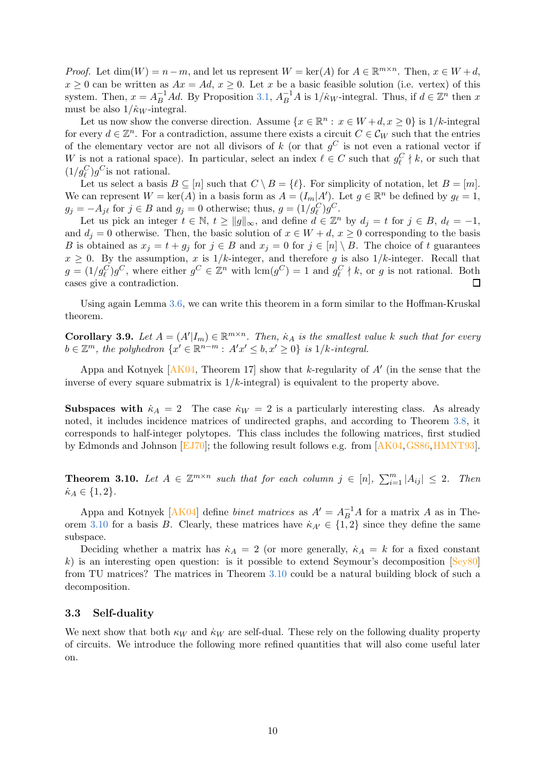*Proof.* Let $\dim(W) = n - m$, and let us represent $W = \ker(A)$ for $A \in \mathbb{R}^{m \times n}$. Then, $x \in W + d$, $x \geq 0$ can be written as $Ax = Ad$, $x \geq 0$. Let $x$ be a basic feasible solution (i.e. vertex) of this system. Then, $x = A_B^{-1}Ad$. By Proposition 3.1, $A_B^{-1}A$ is $1/\dot\kappa_W$-integral. Thus, if $d \in \mathbb{Z}^n$ then $x$ must be also $1/\dot\kappa_W$-integral.

Let us now show the converse direction. Assume $\{x \in \mathbb{R}^n : x \in W + d, x \geq 0\}$ is $1/k$-integral for every $d \in \mathbb{Z}^n$. For a contradiction, assume there exists a circuit $C \in \mathcal{C}_W$ such that the entries of the elementary vector are not all divisors of $k$ (or that $g^C$ is not even a rational vector if $W$ is not a rational space). In particular, select an index $\ell \in C$ such that $g^C_\ell \nmid k$, or such that $(1/g^C_\ell)g^C$is not rational.

Let us select a basis $B \subseteq [n]$ such that $C \setminus B = \{\ell\}$. For simplicity of notation, let $B = [m]$. We can represent $W = \ker(A)$ in a basis form as $A = (I_m|A')$. Let $g \in \mathbb{R}^n$ be defined by $g_\ell = 1$, $g_j = -A_{j\ell}$ for $j \in B$ and $g_j = 0$ otherwise; thus, $g = (1/g^C_\ell)g^C$.

Let us pick an integer $t \in \mathbb{N}$, $t \geq \|g\|_\infty$, and define $d \in \mathbb{Z}^n$ by $d_j = t$ for $j \in B$, $d_\ell = -1$, and $d_j = 0$ otherwise. Then, the basic solution of $x \in W + d$, $x \geq 0$ corresponding to the basis $B$ is obtained as $x_j = t + g_j$ for $j \in B$ and $x_j = 0$ for $j \in [n] \setminus B$. The choice of $t$ guarantees $x \geq 0$. By the assumption, $x$ is $1/k$-integer, and therefore $g$ is also $1/k$-integer. Recall that $g = (1/g^C_\ell)g^C$, where either $g^C \in \mathbb{Z}^n$ with $\operatorname{lcm}(g^C) = 1$ and $g^C_\ell \nmid k$, or $g$ is not rational. Both cases give a contradiction. ☐

Using again Lemma 3.6, we can write this theorem in a form similar to the Hoffman-Kruskal theorem.

**Corollary 3.9.** *Let $A = (A'|I_m) \in \mathbb{R}^{m \times n}$. Then, $\dot\kappa_A$ is the smallest value $k$ such that for every $b \in \mathbb{Z}^m$, the polyhedron $\{x' \in \mathbb{R}^{n-m} : A'x' \leq b, x' \geq 0\}$ is $1/k$-integral.*

Appa and Kotnyek [AK04, Theorem 17] show that $k$-regularity of $A'$ (in the sense that the inverse of every square submatrix is $1/k$-integral) is equivalent to the property above.

**Subspaces with $\dot\kappa_A = 2$** The case $\dot\kappa_W = 2$ is a particularly interesting class. As already noted, it includes incidence matrices of undirected graphs, and according to Theorem 3.8, it corresponds to half-integer polytopes. This class includes the following matrices, first studied by Edmonds and Johnson [EJ70]; the following result follows e.g. from [AK04, GS86, HMNT93].

**Theorem 3.10.** *Let $A \in \mathbb{Z}^{m \times n}$ such that for each column $j \in [n]$, $\sum_{i=1}^m |A_{ij}| \leq 2$. Then $\dot\kappa_A \in \{1, 2\}$.*

Appa and Kotnyek [AK04] define *binet matrices* as $A' = A_B^{-1}A$ for a matrix $A$ as in Theorem 3.10 for a basis $B$. Clearly, these matrices have $\dot\kappa_{A'} \in \{1, 2\}$ since they define the same subspace.

Deciding whether a matrix has $\dot\kappa_A = 2$ (or more generally, $\dot\kappa_A = k$ for a fixed constant $k$) is an interesting open question: is it possible to extend Seymour's decomposition [Sey80] from TU matrices? The matrices in Theorem 3.10 could be a natural building block of such a decomposition.

### 3.3 Self-duality

We next show that both $\kappa_W$ and $\dot\kappa_W$ are self-dual. These rely on the following duality property of circuits. We introduce the following more refined quantities that will also come useful later on.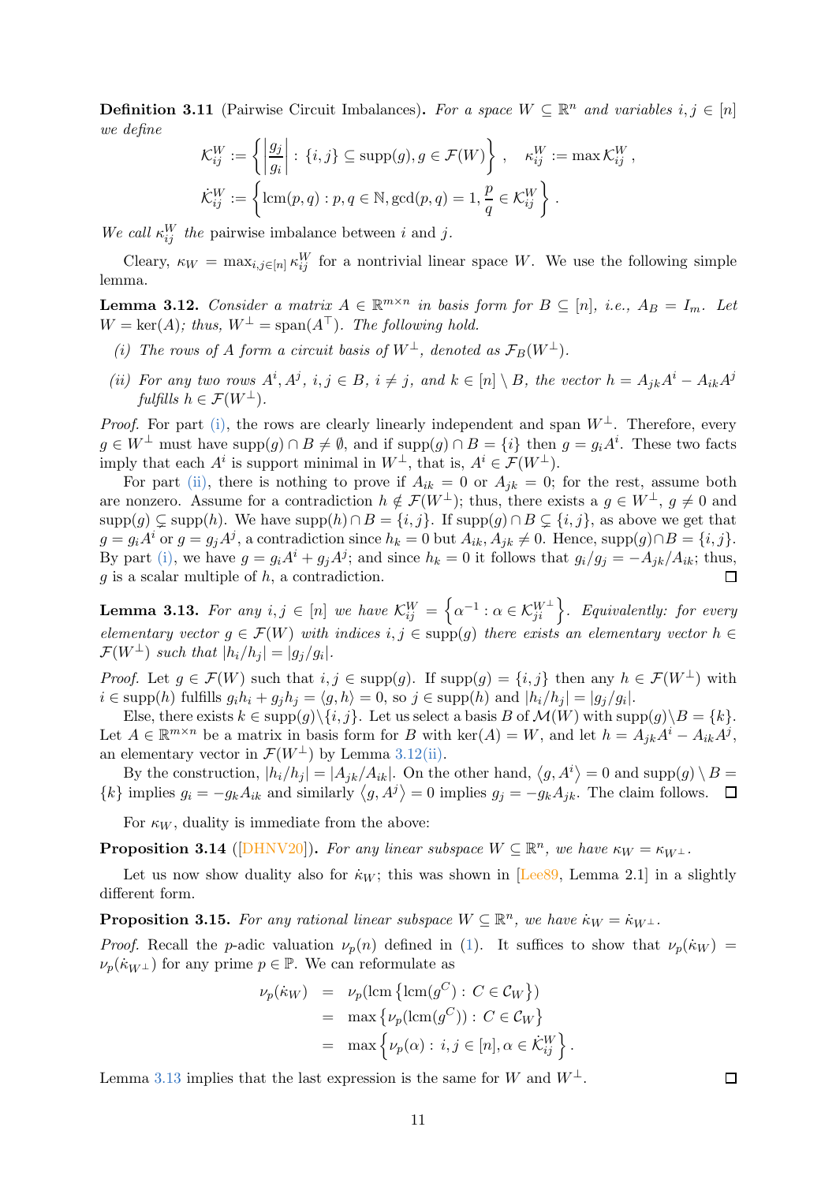**Definition 3.11** (Pairwise Circuit Imbalances)**.** *For a space $W \subseteq \mathbb{R}^n$ and variables $i, j \in [n]$ we define*

$$\mathcal{K}_{ij}^W := \left\{ \left| \frac{g_j}{g_i} \right| : \{i,j\} \subseteq \operatorname{supp}(g), g \in \mathcal{F}(W) \right\} , \quad \kappa_{ij}^W := \max \mathcal{K}_{ij}^W ,$$

$$\dot{\mathcal{K}}_{ij}^W := \left\{ \operatorname{lcm}(p,q) : p, q \in \mathbb{N}, \gcd(p,q) = 1, \frac{p}{q} \in \mathcal{K}_{ij}^W \right\} .$$

*We call $\kappa_{ij}^W$ the* pairwise imbalance between $i$ and $j$*.*

Cleary, $\kappa_W = \max_{i,j \in [n]} \kappa_{ij}^W$ for a nontrivial linear space $W$. We use the following simple lemma.

**Lemma 3.12.** *Consider a matrix $A \in \mathbb{R}^{m \times n}$ in basis form for $B \subseteq [n]$, i.e., $A_B = I_m$. Let $W = \ker(A)$; thus, $W^\perp = \operatorname{span}(A^\top)$. The following hold.*

- *(i) The rows of $A$ form a circuit basis of $W^\perp$, denoted as $\mathcal{F}_B(W^\perp)$.*
- *(ii) For any two rows $A^i, A^j$, $i, j \in B$, $i \neq j$, and $k \in [n] \setminus B$, the vector $h = A_{jk}A^i - A_{ik}A^j$ fulfills $h \in \mathcal{F}(W^\perp)$.*

*Proof.* For part (i), the rows are clearly linearly independent and span $W^\perp$. Therefore, every $g \in W^\perp$ must have $\operatorname{supp}(g) \cap B \neq \emptyset$, and if $\operatorname{supp}(g) \cap B = \{i\}$ then $g = g_i A^i$. These two facts imply that each $A^i$ is support minimal in $W^\perp$, that is, $A^i \in \mathcal{F}(W^\perp)$.

For part (ii), there is nothing to prove if $A_{ik} = 0$ or $A_{jk} = 0$; for the rest, assume both are nonzero. Assume for a contradiction $h \notin \mathcal{F}(W^\perp)$; thus, there exists a $g \in W^\perp$, $g \neq 0$ and $\operatorname{supp}(g) \subsetneq \operatorname{supp}(h)$. We have $\operatorname{supp}(h) \cap B = \{i,j\}$. If $\operatorname{supp}(g) \cap B \subsetneq \{i,j\}$, as above we get that $g = g_i A^i$ or $g = g_j A^j$, a contradiction since $h_k = 0$ but $A_{ik}, A_{jk} \neq 0$. Hence, $\operatorname{supp}(g) \cap B = \{i,j\}$. By part (i), we have $g = g_i A^i + g_j A^j$; and since $h_k = 0$ it follows that $g_i/g_j = -A_{jk}/A_{ik}$; thus, $g$ is a scalar multiple of $h$, a contradiction. $\square$

**Lemma 3.13.** *For any $i, j \in [n]$ we have $\mathcal{K}_{ij}^W = \left\{ \alpha^{-1} : \alpha \in \mathcal{K}_{ji}^{W^\perp} \right\}$. Equivalently: for every elementary vector $g \in \mathcal{F}(W)$ with indices $i, j \in \operatorname{supp}(g)$ there exists an elementary vector $h \in \mathcal{F}(W^\perp)$ such that $|h_i/h_j| = |g_j/g_i|$.*

*Proof.* Let $g \in \mathcal{F}(W)$ such that $i, j \in \operatorname{supp}(g)$. If $\operatorname{supp}(g) = \{i,j\}$ then any $h \in \mathcal{F}(W^\perp)$ with $i \in \operatorname{supp}(h)$ fulfills $g_i h_i + g_j h_j = \langle g, h \rangle = 0$, so $j \in \operatorname{supp}(h)$ and $|h_i/h_j| = |g_j/g_i|$.

Else, there exists $k \in \operatorname{supp}(g) \setminus \{i,j\}$. Let us select a basis $B$ of $\mathcal{M}(W)$ with $\operatorname{supp}(g) \setminus B = \{k\}$. Let $A \in \mathbb{R}^{m \times n}$ be a matrix in basis form for $B$ with $\ker(A) = W$, and let $h = A_{jk}A^i - A_{ik}A^j$, an elementary vector in $\mathcal{F}(W^\perp)$ by Lemma 3.12(ii).

By the construction, $|h_i/h_j| = |A_{jk}/A_{ik}|$. On the other hand, $\langle g, A^i \rangle = 0$ and $\operatorname{supp}(g) \setminus B = \{k\}$ implies $g_i = -g_k A_{ik}$ and similarly $\langle g, A^j \rangle = 0$ implies $g_j = -g_k A_{jk}$. The claim follows. $\square$

For $\kappa_W$, duality is immediate from the above:

**Proposition 3.14** ([DHNV20])**.** *For any linear subspace $W \subseteq \mathbb{R}^n$, we have $\kappa_W = \kappa_{W^\perp}$.*

Let us now show duality also for $\dot{\kappa}_W$; this was shown in [Lee89, Lemma 2.1] in a slightly different form.

**Proposition 3.15.** *For any rational linear subspace $W \subseteq \mathbb{R}^n$, we have $\dot{\kappa}_W = \dot{\kappa}_{W^\perp}$.*

*Proof.* Recall the $p$-adic valuation $\nu_p(n)$ defined in (1). It suffices to show that $\nu_p(\dot{\kappa}_W) = \nu_p(\dot{\kappa}_{W^\perp})$ for any prime $p \in \mathbb{P}$. We can reformulate as

$$\begin{aligned}
\nu_p(\dot{\kappa}_W) &= \nu_p(\operatorname{lcm}\left\{\operatorname{lcm}(g^C) : C \in \mathcal{C}_W\right\}) \\
&= \max\left\{\nu_p(\operatorname{lcm}(g^C)) : C \in \mathcal{C}_W\right\} \\
&= \max\left\{\nu_p(\alpha) : i, j \in [n], \alpha \in \dot{\mathcal{K}}_{ij}^W\right\} .
\end{aligned}$$

Lemma 3.13 implies that the last expression is the same for $W$ and $W^\perp$. $\square$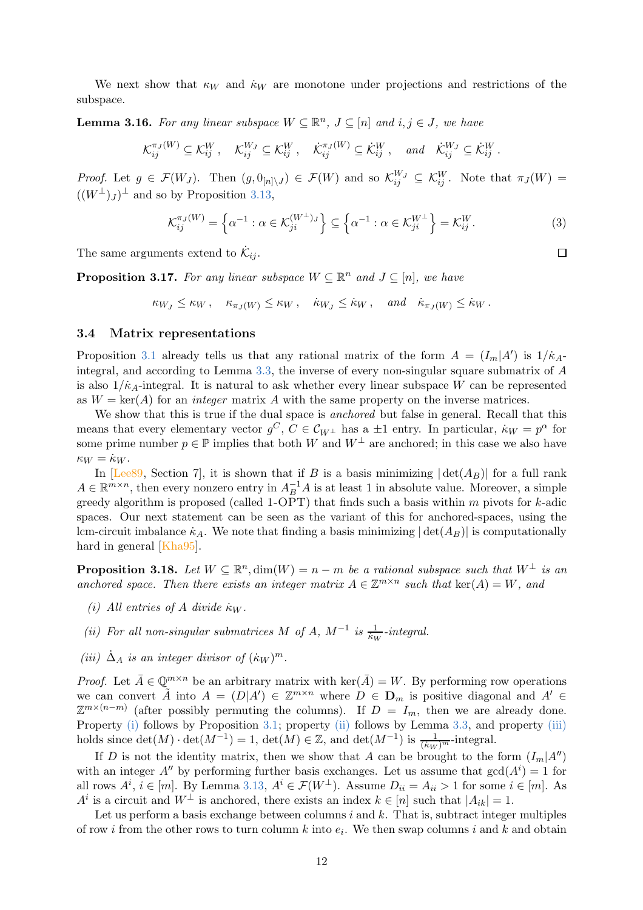We next show that $\kappa_W$ and $\dot\kappa_W$ are monotone under projections and restrictions of the subspace.

**Lemma 3.16.** *For any linear subspace $W \subseteq \mathbb{R}^n$, $J \subseteq [n]$ and $i, j \in J$, we have*

$$\mathcal{K}_{ij}^{\pi_J(W)} \subseteq \mathcal{K}_{ij}^{W}\,, \quad \mathcal{K}_{ij}^{W_J} \subseteq \mathcal{K}_{ij}^{W}\,, \quad \dot{\mathcal{K}}_{ij}^{\pi_J(W)} \subseteq \dot{\mathcal{K}}_{ij}^{W}\,, \quad \text{and} \quad \dot{\mathcal{K}}_{ij}^{W_J} \subseteq \dot{\mathcal{K}}_{ij}^{W}\,.$$

*Proof.* Let $g \in \mathcal{F}(W_J)$. Then $(g, 0_{[n]\setminus J}) \in \mathcal{F}(W)$ and so $\mathcal{K}_{ij}^{W_J} \subseteq \mathcal{K}_{ij}^{W}$. Note that $\pi_J(W) = ((W^\perp)_J)^\perp$ and so by Proposition 3.13,

$$\mathcal{K}_{ij}^{\pi_J(W)} = \left\{\alpha^{-1} : \alpha \in \mathcal{K}_{ji}^{(W^\perp)_J}\right\} \subseteq \left\{\alpha^{-1} : \alpha \in \mathcal{K}_{ji}^{W^\perp}\right\} = \mathcal{K}_{ij}^{W}\,. \tag{3}$$

The same arguments extend to $\dot{\mathcal{K}}_{ij}$. ☐

**Proposition 3.17.** *For any linear subspace $W \subseteq \mathbb{R}^n$ and $J \subseteq [n]$, we have*

$$\kappa_{W_J} \le \kappa_W\,, \quad \kappa_{\pi_J(W)} \le \kappa_W\,, \quad \dot\kappa_{W_J} \le \dot\kappa_W\,, \quad \text{and} \quad \dot\kappa_{\pi_J(W)} \le \dot\kappa_W\,.$$

### 3.4 Matrix representations

Proposition 3.1 already tells us that any rational matrix of the form $A = (I_m|A')$ is $1/\dot\kappa_A$-integral, and according to Lemma 3.3, the inverse of every non-singular square submatrix of $A$ is also $1/\dot\kappa_A$-integral. It is natural to ask whether every linear subspace $W$ can be represented as $W = \ker(A)$ for an *integer* matrix $A$ with the same property on the inverse matrices.

We show that this is true if the dual space is *anchored* but false in general. Recall that this means that every elementary vector $g^C$, $C \in \mathcal{C}_{W^\perp}$ has a $\pm 1$ entry. In particular, $\dot\kappa_W = p^\alpha$ for some prime number $p \in \mathbb{P}$ implies that both $W$ and $W^\perp$ are anchored; in this case we also have $\kappa_W = \dot\kappa_W$.

In [Lee89, Section 7], it is shown that if $B$ is a basis minimizing $|\det(A_B)|$ for a full rank $A \in \mathbb{R}^{m\times n}$, then every nonzero entry in $A_B^{-1}A$ is at least 1 in absolute value. Moreover, a simple greedy algorithm is proposed (called 1-OPT) that finds such a basis within $m$ pivots for $k$-adic spaces. Our next statement can be seen as the variant of this for anchored-spaces, using the lcm-circuit imbalance $\dot\kappa_A$. We note that finding a basis minimizing $|\det(A_B)|$ is computationally hard in general [Kha95].

**Proposition 3.18.** *Let $W \subseteq \mathbb{R}^n, \dim(W) = n - m$ be a rational subspace such that $W^\perp$ is an anchored space. Then there exists an integer matrix $A \in \mathbb{Z}^{m\times n}$ such that $\ker(A) = W$, and*

*(i) All entries of $A$ divide $\dot\kappa_W$.*

*(ii) For all non-singular submatrices $M$ of $A$, $M^{-1}$ is $\frac{1}{\dot\kappa_W}$-integral.*

*(iii) $\dot\Delta_A$ is an integer divisor of $(\dot\kappa_W)^m$.*

*Proof.* Let $\bar A \in \mathbb{Q}^{m\times n}$ be an arbitrary matrix with $\ker(\bar A) = W$. By performing row operations we can convert $\bar A$ into $A = (D|A') \in \mathbb{Z}^{m\times n}$ where $D \in \mathbf{D}_m$ is positive diagonal and $A' \in \mathbb{Z}^{m\times(n-m)}$ (after possibly permuting the columns). If $D = I_m$, then we are already done. Property (i) follows by Proposition 3.1; property (ii) follows by Lemma 3.3, and property (iii) holds since $\det(M)\cdot\det(M^{-1}) = 1$, $\det(M) \in \mathbb{Z}$, and $\det(M^{-1})$ is $\frac{1}{(\dot\kappa_W)^m}$-integral.

If $D$ is not the identity matrix, then we show that $A$ can be brought to the form $(I_m|A'')$ with an integer $A''$ by performing further basis exchanges. Let us assume that $\gcd(A^i) = 1$ for all rows $A^i$, $i \in [m]$. By Lemma 3.13, $A^i \in \mathcal{F}(W^\perp)$. Assume $D_{ii} = A_{ii} > 1$ for some $i \in [m]$. As $A^i$ is a circuit and $W^\perp$ is anchored, there exists an index $k \in [n]$ such that $|A_{ik}| = 1$.

Let us perform a basis exchange between columns $i$ and $k$. That is, subtract integer multiples of row $i$ from the other rows to turn column $k$ into $e_i$. We then swap columns $i$ and $k$ and obtain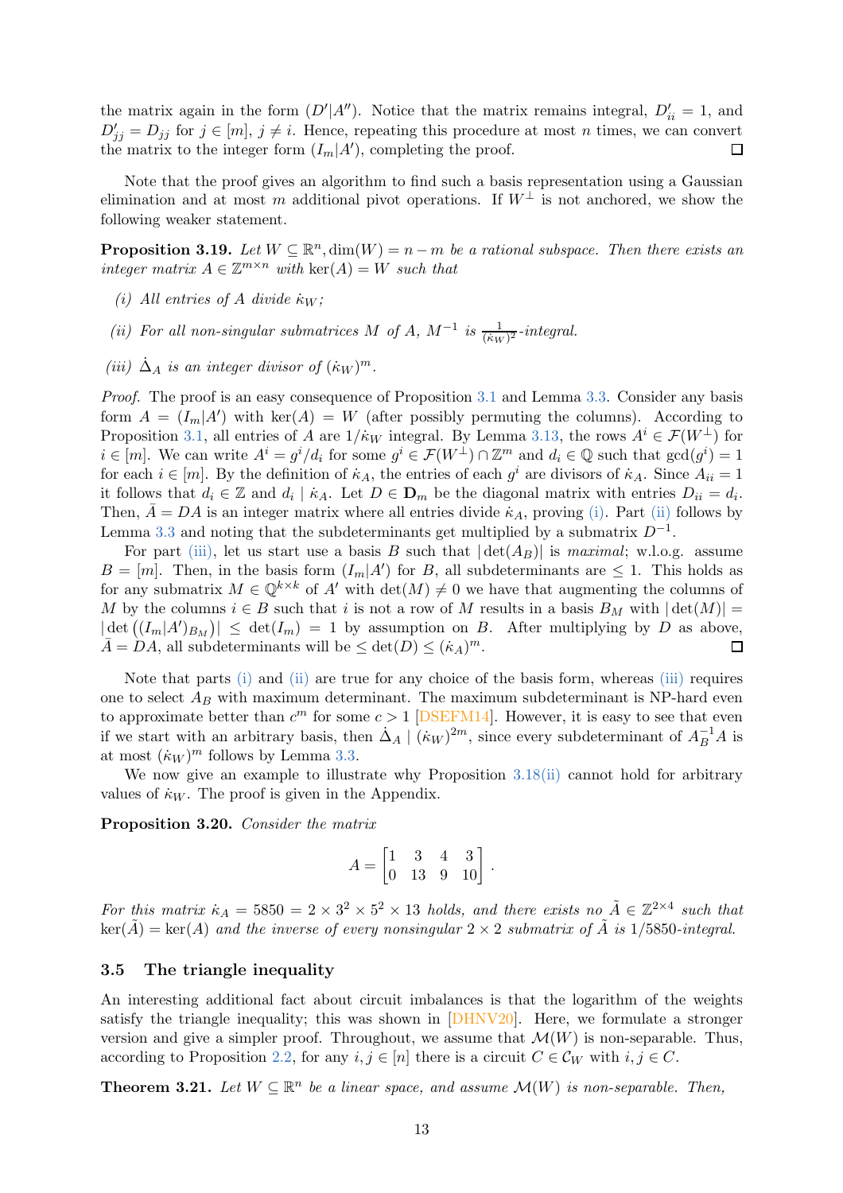the matrix again in the form $(D'|A'')$. Notice that the matrix remains integral, $D'_{ii} = 1$, and $D'_{jj} = D_{jj}$ for $j \in [m]$, $j \neq i$. Hence, repeating this procedure at most $n$ times, we can convert the matrix to the integer form $(I_m|A')$, completing the proof. ◻

Note that the proof gives an algorithm to find such a basis representation using a Gaussian elimination and at most $m$ additional pivot operations. If $W^\perp$ is not anchored, we show the following weaker statement.

**Proposition 3.19.** *Let $W \subseteq \mathbb{R}^n, \dim(W) = n - m$ be a rational subspace. Then there exists an integer matrix $A \in \mathbb{Z}^{m \times n}$ with $\ker(A) = W$ such that*

- *(i) All entries of $A$ divide $\dot{\kappa}_W$;*
- *(ii) For all non-singular submatrices $M$ of $A$, $M^{-1}$ is $\frac{1}{(\dot{\kappa}_W)^2}$-integral.*
- *(iii) $\dot{\Delta}_A$ is an integer divisor of $(\dot{\kappa}_W)^m$.*

*Proof.* The proof is an easy consequence of Proposition 3.1 and Lemma 3.3. Consider any basis form $A = (I_m|A')$ with $\ker(A) = W$ (after possibly permuting the columns). According to Proposition 3.1, all entries of $A$ are $1/\dot{\kappa}_W$ integral. By Lemma 3.13, the rows $A^i \in \mathcal{F}(W^\perp)$ for $i \in [m]$. We can write $A^i = g^i/d_i$ for some $g^i \in \mathcal{F}(W^\perp) \cap \mathbb{Z}^m$ and $d_i \in \mathbb{Q}$ such that $\gcd(g^i) = 1$ for each $i \in [m]$. By the definition of $\dot{\kappa}_A$, the entries of each $g^i$ are divisors of $\dot{\kappa}_A$. Since $A_{ii} = 1$ it follows that $d_i \in \mathbb{Z}$ and $d_i \mid \dot{\kappa}_A$. Let $D \in \mathbf{D}_m$ be the diagonal matrix with entries $D_{ii} = d_i$. Then, $\bar{A} = DA$ is an integer matrix where all entries divide $\dot{\kappa}_A$, proving (i). Part (ii) follows by Lemma 3.3 and noting that the subdeterminants get multiplied by a submatrix $D^{-1}$.

For part (iii), let us start use a basis $B$ such that $|\det(A_B)|$ is *maximal*; w.l.o.g. assume $B = [m]$. Then, in the basis form $(I_m|A')$ for $B$, all subdeterminants are $\le 1$. This holds as for any submatrix $M \in \mathbb{Q}^{k \times k}$ of $A'$ with $\det(M) \neq 0$ we have that augmenting the columns of $M$ by the columns $i \in B$ such that $i$ is not a row of $M$ results in a basis $B_M$ with $|\det(M)| = |\det\left((I_m|A')_{B_M}\right)| \le \det(I_m) = 1$ by assumption on $B$. After multiplying by $D$ as above, $\bar{A} = DA$, all subdeterminants will be $\le \det(D) \le (\dot{\kappa}_A)^m$. ◻

Note that parts (i) and (ii) are true for any choice of the basis form, whereas (iii) requires one to select $A_B$ with maximum determinant. The maximum subdeterminant is NP-hard even to approximate better than $c^m$ for some $c > 1$ [DSEFM14]. However, it is easy to see that even if we start with an arbitrary basis, then $\dot{\Delta}_A \mid (\dot{\kappa}_W)^{2m}$, since every subdeterminant of $A_B^{-1}A$ is at most $(\dot{\kappa}_W)^m$ follows by Lemma 3.3.

We now give an example to illustrate why Proposition 3.18(ii) cannot hold for arbitrary values of $\dot{\kappa}_W$. The proof is given in the Appendix.

**Proposition 3.20.** *Consider the matrix*

$$A = \begin{bmatrix} 1 & 3 & 4 & 3 \\ 0 & 13 & 9 & 10 \end{bmatrix}.$$

*For this matrix $\dot{\kappa}_A = 5850 = 2 \times 3^2 \times 5^2 \times 13$ holds, and there exists no $\tilde{A} \in \mathbb{Z}^{2\times 4}$ such that $\ker(\tilde{A}) = \ker(A)$ and the inverse of every nonsingular $2 \times 2$ submatrix of $\tilde{A}$ is 1/5850-integral.*

### 3.5 The triangle inequality

An interesting additional fact about circuit imbalances is that the logarithm of the weights satisfy the triangle inequality; this was shown in [DHNV20]. Here, we formulate a stronger version and give a simpler proof. Throughout, we assume that $\mathcal{M}(W)$ is non-separable. Thus, according to Proposition 2.2, for any $i, j \in [n]$ there is a circuit $C \in \mathcal{C}_W$ with $i, j \in C$.

**Theorem 3.21.** *Let $W \subseteq \mathbb{R}^n$ be a linear space, and assume $\mathcal{M}(W)$ is non-separable. Then,*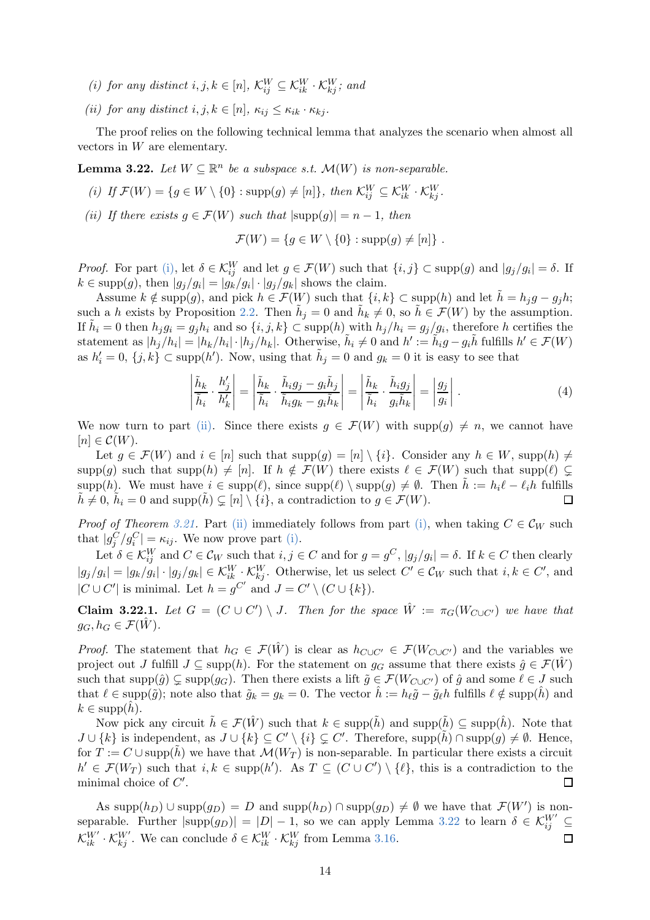*(i) for any distinct $i, j, k \in [n]$, $\mathcal{K}_{ij}^W \subseteq \mathcal{K}_{ik}^W \cdot \mathcal{K}_{kj}^W$; and*

*(ii) for any distinct $i, j, k \in [n]$, $\kappa_{ij} \leq \kappa_{ik} \cdot \kappa_{kj}$.*

The proof relies on the following technical lemma that analyzes the scenario when almost all vectors in $W$ are elementary.

**Lemma 3.22.** *Let $W \subseteq \mathbb{R}^n$ be a subspace s.t. $\mathcal{M}(W)$ is non-separable.*

*(i) If $\mathcal{F}(W) = \{g \in W \setminus \{0\} : \operatorname{supp}(g) \neq [n]\}$, then $\mathcal{K}_{ij}^W \subseteq \mathcal{K}_{ik}^W \cdot \mathcal{K}_{kj}^W$.*

*(ii) If there exists $g \in \mathcal{F}(W)$ such that $|\operatorname{supp}(g)| = n - 1$, then*

$$\mathcal{F}(W) = \{g \in W \setminus \{0\} : \operatorname{supp}(g) \neq [n]\} .$$

*Proof.* For part (i), let $\delta \in \mathcal{K}_{ij}^W$ and let $g \in \mathcal{F}(W)$ such that $\{i, j\} \subset \operatorname{supp}(g)$ and $|g_j/g_i| = \delta$. If $k \in \operatorname{supp}(g)$, then $|g_j/g_i| = |g_k/g_i| \cdot |g_j/g_k|$ shows the claim.

Assume $k \notin \operatorname{supp}(g)$, and pick $h \in \mathcal{F}(W)$ such that $\{i, k\} \subset \operatorname{supp}(h)$ and let $\tilde{h} = h_j g - g_j h$; such a $h$ exists by Proposition 2.2. Then $\tilde{h}_j = 0$ and $\tilde{h}_k \neq 0$, so $\tilde{h} \in \mathcal{F}(W)$ by the assumption. If $\tilde{h}_i = 0$ then $h_j g_i = g_j h_i$ and so $\{i, j, k\} \subset \operatorname{supp}(h)$ with $h_j/h_i = g_j/g_i$, therefore $h$ certifies the statement as $|h_j/h_i| = |h_k/h_i| \cdot |h_j/h_k|$. Otherwise, $\tilde{h}_i \neq 0$ and $h' := \tilde{h}_i g - g_i \tilde{h}$ fulfills $h' \in \mathcal{F}(W)$ as $h'_i = 0$, $\{j, k\} \subset \operatorname{supp}(h')$. Now, using that $\tilde{h}_j = 0$ and $g_k = 0$ it is easy to see that

$$\left|\frac{\tilde{h}_k}{\tilde{h}_i} \cdot \frac{h'_j}{h'_k}\right| = \left|\frac{\tilde{h}_k}{\tilde{h}_i} \cdot \frac{\tilde{h}_i g_j - g_i \tilde{h}_j}{\tilde{h}_i g_k - g_i \tilde{h}_k}\right| = \left|\frac{\tilde{h}_k}{\tilde{h}_i} \cdot \frac{\tilde{h}_i g_j}{g_i \tilde{h}_k}\right| = \left|\frac{g_j}{g_i}\right| . \tag{4}$$

We now turn to part (ii). Since there exists $g \in \mathcal{F}(W)$ with $\operatorname{supp}(g) \neq n$, we cannot have $[n] \in \mathcal{C}(W)$.

Let $g \in \mathcal{F}(W)$ and $i \in [n]$ such that $\operatorname{supp}(g) = [n] \setminus \{i\}$. Consider any $h \in W$, $\operatorname{supp}(h) \neq \operatorname{supp}(g)$ such that $\operatorname{supp}(h) \neq [n]$. If $h \notin \mathcal{F}(W)$ there exists $\ell \in \mathcal{F}(W)$ such that $\operatorname{supp}(\ell) \subsetneq \operatorname{supp}(h)$. We must have $i \in \operatorname{supp}(\ell)$, since $\operatorname{supp}(\ell) \setminus \operatorname{supp}(g) \neq \emptyset$. Then $\tilde{h} := h_i \ell - \ell_i h$ fulfills $\tilde{h} \neq 0$, $\tilde{h}_i = 0$ and $\operatorname{supp}(\tilde{h}) \subsetneq [n] \setminus \{i\}$, a contradiction to $g \in \mathcal{F}(W)$. ☐

*Proof of Theorem 3.21.* Part (ii) immediately follows from part (i), when taking $C \in \mathcal{C}_W$ such that $|g_j^C / g_i^C| = \kappa_{ij}$. We now prove part (i).

Let $\delta \in \mathcal{K}_{ij}^W$ and $C \in \mathcal{C}_W$ such that $i, j \in C$ and for $g = g^C$, $|g_j/g_i| = \delta$. If $k \in C$ then clearly $|g_j/g_i| = |g_k/g_i| \cdot |g_j/g_k| \in \mathcal{K}_{ik}^W \cdot \mathcal{K}_{kj}^W$. Otherwise, let us select $C' \in \mathcal{C}_W$ such that $i, k \in C'$, and $|C \cup C'|$ is minimal. Let $h = g^{C'}$ and $J = C' \setminus (C \cup \{k\})$.

**Claim 3.22.1.** *Let $G = (C \cup C') \setminus J$. Then for the space $\hat{W} := \pi_G(W_{C \cup C'})$ we have that $g_G, h_G \in \mathcal{F}(\hat{W})$.*

*Proof.* The statement that $h_G \in \mathcal{F}(\hat{W})$ is clear as $h_{C \cup C'} \in \mathcal{F}(W_{C \cup C'})$ and the variables we project out $J$ fulfill $J \subseteq \operatorname{supp}(h)$. For the statement on $g_G$ assume that there exists $\hat{g} \in \mathcal{F}(\hat{W})$ such that $\operatorname{supp}(\hat{g}) \subsetneq \operatorname{supp}(g_G)$. Then there exists a lift $\tilde{g} \in \mathcal{F}(W_{C \cup C'})$ of $\hat{g}$ and some $\ell \in J$ such that $\ell \in \operatorname{supp}(\tilde{g})$; note also that $\tilde{g}_k = g_k = 0$. The vector $\hat{h} := h_\ell \tilde{g} - \tilde{g}_\ell h$ fulfills $\ell \notin \operatorname{supp}(\hat{h})$ and $k \in \operatorname{supp}(\hat{h})$.

Now pick any circuit $\tilde{h} \in \mathcal{F}(\hat{W})$ such that $k \in \operatorname{supp}(\tilde{h})$ and $\operatorname{supp}(\tilde{h}) \subseteq \operatorname{supp}(\hat{h})$. Note that $J \cup \{k\}$ is independent, as $J \cup \{k\} \subseteq C' \setminus \{i\} \subsetneq C'$. Therefore, $\operatorname{supp}(\tilde{h}) \cap \operatorname{supp}(g) \neq \emptyset$. Hence, for $T := C \cup \operatorname{supp}(\tilde{h})$ we have that $\mathcal{M}(W_T)$ is non-separable. In particular there exists a circuit $h' \in \mathcal{F}(W_T)$ such that $i, k \in \operatorname{supp}(h')$. As $T \subseteq (C \cup C') \setminus \{\ell\}$, this is a contradiction to the minimal choice of $C'$. ☐

As $\operatorname{supp}(h_D) \cup \operatorname{supp}(g_D) = D$ and $\operatorname{supp}(h_D) \cap \operatorname{supp}(g_D) \neq \emptyset$ we have that $\mathcal{F}(W')$ is non-separable. Further $|\operatorname{supp}(g_D)| = |D| - 1$, so we can apply Lemma 3.22 to learn $\delta \in \mathcal{K}_{ij}^{W'} \subseteq \mathcal{K}_{ik}^{W'} \cdot \mathcal{K}_{kj}^{W'}$. We can conclude $\delta \in \mathcal{K}_{ik}^W \cdot \mathcal{K}_{kj}^W$ from Lemma 3.16. ☐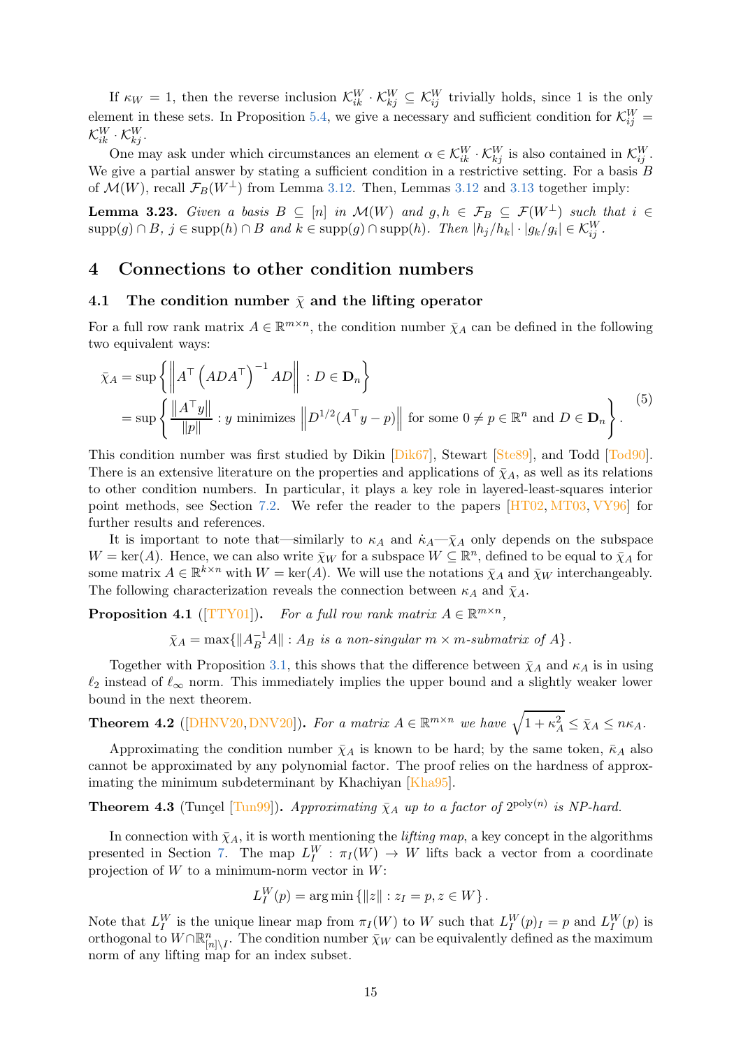If $\kappa_W = 1$, then the reverse inclusion $\mathcal{K}^W_{ik} \cdot \mathcal{K}^W_{kj} \subseteq \mathcal{K}^W_{ij}$ trivially holds, since 1 is the only element in these sets. In Proposition 5.4, we give a necessary and sufficient condition for $\mathcal{K}^W_{ij} = \mathcal{K}^W_{ik} \cdot \mathcal{K}^W_{kj}$.

One may ask under which circumstances an element $\alpha \in \mathcal{K}^W_{ik} \cdot \mathcal{K}^W_{kj}$ is also contained in $\mathcal{K}^W_{ij}$. We give a partial answer by stating a sufficient condition in a restrictive setting. For a basis $B$ of $\mathcal{M}(W)$, recall $\mathcal{F}_B(W^\perp)$ from Lemma 3.12. Then, Lemmas 3.12 and 3.13 together imply:

**Lemma 3.23.** *Given a basis $B \subseteq [n]$ in $\mathcal{M}(W)$ and $g, h \in \mathcal{F}_B \subseteq \mathcal{F}(W^\perp)$ such that $i \in \operatorname{supp}(g) \cap B$, $j \in \operatorname{supp}(h) \cap B$ and $k \in \operatorname{supp}(g) \cap \operatorname{supp}(h)$. Then $|h_j/h_k| \cdot |g_k/g_i| \in \mathcal{K}^W_{ij}$.*

# 4 Connections to other condition numbers

## 4.1 The condition number $\bar\chi$ and the lifting operator

For a full row rank matrix $A \in \mathbb{R}^{m\times n}$, the condition number $\bar\chi_A$ can be defined in the following two equivalent ways:

$$
\begin{aligned}
\bar\chi_A &= \sup\left\{ \left\| A^\top \left(ADA^\top\right)^{-1} AD \right\| : D \in \mathbf{D}_n \right\} \\
&= \sup\left\{ \frac{\|A^\top y\|}{\|p\|} : y \text{ minimizes } \left\| D^{1/2}(A^\top y - p)\right\| \text{ for some } 0 \neq p \in \mathbb{R}^n \text{ and } D \in \mathbf{D}_n \right\}.
\end{aligned} \tag{5}
$$

This condition number was first studied by Dikin [Dik67], Stewart [Ste89], and Todd [Tod90]. There is an extensive literature on the properties and applications of $\bar\chi_A$, as well as its relations to other condition numbers. In particular, it plays a key role in layered-least-squares interior point methods, see Section 7.2. We refer the reader to the papers [HT02, MT03, VY96] for further results and references.

It is important to note that—similarly to $\kappa_A$ and $\dot\kappa_A$—$\bar\chi_A$ only depends on the subspace $W = \ker(A)$. Hence, we can also write $\bar\chi_W$ for a subspace $W \subseteq \mathbb{R}^n$, defined to be equal to $\bar\chi_A$ for some matrix $A \in \mathbb{R}^{k\times n}$ with $W = \ker(A)$. We will use the notations $\bar\chi_A$ and $\bar\chi_W$ interchangeably. The following characterization reveals the connection between $\kappa_A$ and $\bar\chi_A$.

**Proposition 4.1** ([TTY01])**.** *For a full row rank matrix $A \in \mathbb{R}^{m\times n}$,*

$$\bar\chi_A = \max\{\|A_B^{-1}A\| : A_B \text{ is a non-singular } m\times m\text{-submatrix of } A\}\,.$$

Together with Proposition 3.1, this shows that the difference between $\bar\chi_A$ and $\kappa_A$ is in using $\ell_2$ instead of $\ell_\infty$ norm. This immediately implies the upper bound and a slightly weaker lower bound in the next theorem.

**Theorem 4.2** ([DHNV20, DNV20])**.** *For a matrix $A \in \mathbb{R}^{m\times n}$ we have $\sqrt{1+\kappa_A^2} \le \bar\chi_A \le n\kappa_A$.*

Approximating the condition number $\bar\chi_A$ is known to be hard; by the same token, $\bar\kappa_A$ also cannot be approximated by any polynomial factor. The proof relies on the hardness of approximating the minimum subdeterminant by Khachiyan [Kha95].

**Theorem 4.3** (Tunçel [Tun99])**.** *Approximating $\bar\chi_A$ up to a factor of $2^{\mathrm{poly}(n)}$ is NP-hard.*

In connection with $\bar\chi_A$, it is worth mentioning the *lifting map*, a key concept in the algorithms presented in Section 7. The map $L^W_I : \pi_I(W) \to W$ lifts back a vector from a coordinate projection of $W$ to a minimum-norm vector in $W$:

$$L^W_I(p) = \arg\min\{\|z\| : z_I = p, z \in W\}\,.$$

Note that $L^W_I$ is the unique linear map from $\pi_I(W)$ to $W$ such that $L^W_I(p)_I = p$ and $L^W_I(p)$ is orthogonal to $W \cap \mathbb{R}^n_{[n]\setminus I}$. The condition number $\bar\chi_W$ can be equivalently defined as the maximum norm of any lifting map for an index subset.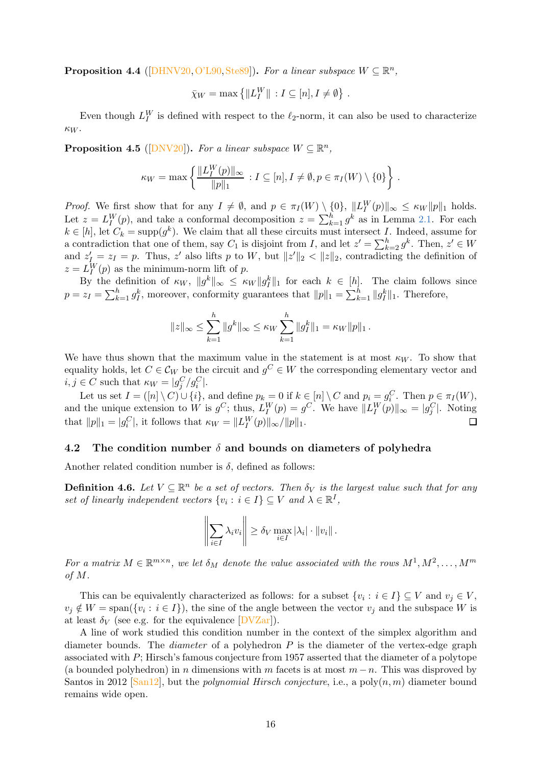**Proposition 4.4** ([DHNV20, O'L90, Ste89]). *For a linear subspace $W \subseteq \mathbb{R}^n$,*

$$\bar{\chi}_W = \max\left\{\|L_I^W\| \,:\, I \subseteq [n], I \neq \emptyset\right\}.$$

Even though $L_I^W$ is defined with respect to the $\ell_2$-norm, it can also be used to characterize $\kappa_W$.

**Proposition 4.5** ([DNV20]). *For a linear subspace $W \subseteq \mathbb{R}^n$,*

$$\kappa_W = \max\left\{\frac{\|L_I^W(p)\|_\infty}{\|p\|_1} \,:\, I \subseteq [n], I \neq \emptyset, p \in \pi_I(W) \setminus \{0\}\right\}.$$

*Proof.* We first show that for any $I \neq \emptyset$, and $p \in \pi_I(W) \setminus \{0\}$, $\|L_I^W(p)\|_\infty \leq \kappa_W \|p\|_1$ holds. Let $z = L_I^W(p)$, and take a conformal decomposition $z = \sum_{k=1}^h g^k$ as in Lemma 2.1. For each $k \in [h]$, let $C_k = \operatorname{supp}(g^k)$. We claim that all these circuits must intersect $I$. Indeed, assume for a contradiction that one of them, say $C_1$ is disjoint from $I$, and let $z' = \sum_{k=2}^h g^k$. Then, $z' \in W$ and $z'_I = z_I = p$. Thus, $z'$ also lifts $p$ to $W$, but $\|z'\|_2 < \|z\|_2$, contradicting the definition of $z = L_I^W(p)$ as the minimum-norm lift of $p$.

By the definition of $\kappa_W$, $\|g^k\|_\infty \leq \kappa_W \|g_I^k\|_1$ for each $k \in [h]$. The claim follows since $p = z_I = \sum_{k=1}^h g_I^k$, moreover, conformity guarantees that $\|p\|_1 = \sum_{k=1}^h \|g_I^k\|_1$. Therefore,

$$\|z\|_\infty \leq \sum_{k=1}^h \|g^k\|_\infty \leq \kappa_W \sum_{k=1}^h \|g_I^k\|_1 = \kappa_W \|p\|_1.$$

We have thus shown that the maximum value in the statement is at most $\kappa_W$. To show that equality holds, let $C \in \mathcal{C}_W$ be the circuit and $g^C \in W$ the corresponding elementary vector and $i, j \in C$ such that $\kappa_W = |g_j^C / g_i^C|$.

Let us set $I = ([n] \setminus C) \cup \{i\}$, and define $p_k = 0$ if $k \in [n] \setminus C$ and $p_i = g_i^C$. Then $p \in \pi_I(W)$, and the unique extension to $W$ is $g^C$; thus, $L_I^W(p) = g^C$. We have $\|L_I^W(p)\|_\infty = |g_j^C|$. Noting that $\|p\|_1 = |g_i^C|$, it follows that $\kappa_W = \|L_I^W(p)\|_\infty / \|p\|_1$. $\square$

## 4.2 The condition number $\delta$ and bounds on diameters of polyhedra

Another related condition number is $\delta$, defined as follows:

**Definition 4.6.** *Let $V \subseteq \mathbb{R}^n$ be a set of vectors. Then $\delta_V$ is the largest value such that for any set of linearly independent vectors $\{v_i : i \in I\} \subseteq V$ and $\lambda \in \mathbb{R}^I$,*

$$\left\|\sum_{i \in I} \lambda_i v_i\right\| \geq \delta_V \max_{i \in I} |\lambda_i| \cdot \|v_i\|.$$

*For a matrix $M \in \mathbb{R}^{m \times n}$, we let $\delta_M$ denote the value associated with the rows $M^1, M^2, \ldots, M^m$ of $M$.*

This can be equivalently characterized as follows: for a subset $\{v_i : i \in I\} \subseteq V$ and $v_j \in V$, $v_j \notin W = \operatorname{span}(\{v_i : i \in I\})$, the sine of the angle between the vector $v_j$ and the subspace $W$ is at least $\delta_V$ (see e.g. for the equivalence [DVZar]).

A line of work studied this condition number in the context of the simplex algorithm and diameter bounds. The *diameter* of a polyhedron $P$ is the diameter of the vertex-edge graph associated with $P$; Hirsch's famous conjecture from 1957 asserted that the diameter of a polytope (a bounded polyhedron) in $n$ dimensions with $m$ facets is at most $m - n$. This was disproved by Santos in 2012 [San12], but the *polynomial Hirsch conjecture*, i.e., a $\operatorname{poly}(n, m)$ diameter bound remains wide open.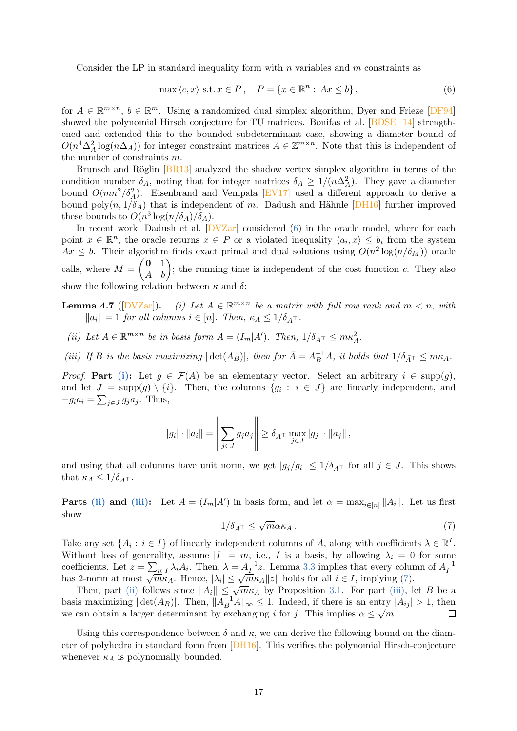Consider the LP in standard inequality form with $n$ variables and $m$ constraints as

$$\max \langle c, x\rangle \text{ s.t. } x \in P\,, \quad P = \{x \in \mathbb{R}^n : Ax \le b\}\,, \tag{6}$$

for $A \in \mathbb{R}^{m\times n}$, $b \in \mathbb{R}^m$. Using a randomized dual simplex algorithm, Dyer and Frieze [DF94] showed the polynomial Hirsch conjecture for TU matrices. Bonifas et al. [BDSE+14] strengthened and extended this to the bounded subdeterminant case, showing a diameter bound of $O(n^4\Delta_A^2 \log(n\Delta_A))$ for integer constraint matrices $A \in \mathbb{Z}^{m\times n}$. Note that this is independent of the number of constraints $m$.

Brunsch and Röglin [BR13] analyzed the shadow vertex simplex algorithm in terms of the condition number $\delta_A$, noting that for integer matrices $\delta_A \ge 1/(n\Delta_A^2)$. They gave a diameter bound $O(mn^2/\delta_A^2)$. Eisenbrand and Vempala [EV17] used a different approach to derive a bound $\mathrm{poly}(n, 1/\delta_A)$ that is independent of $m$. Dadush and Hähnle [DH16] further improved these bounds to $O(n^3 \log(n/\delta_A)/\delta_A)$.

In recent work, Dadush et al. [DVZar] considered (6) in the oracle model, where for each point $x \in \mathbb{R}^n$, the oracle returns $x \in P$ or a violated inequality $\langle a_i, x\rangle \le b_i$ from the system $Ax \le b$. Their algorithm finds exact primal and dual solutions using $O(n^2 \log(n/\delta_M))$ oracle calls, where $M = \begin{pmatrix} \mathbf{0} & 1 \\ A & b \end{pmatrix}$; the running time is independent of the cost function $c$. They also show the following relation between $\kappa$ and $\delta$:

**Lemma 4.7** ([DVZar]). *(i) Let $A \in \mathbb{R}^{m\times n}$ be a matrix with full row rank and $m < n$, with $\|a_i\| = 1$ for all columns $i \in [n]$. Then, $\kappa_A \le 1/\delta_{A^\top}$.*

*(ii) Let $A \in \mathbb{R}^{m\times n}$ be in basis form $A = (I_m|A')$. Then, $1/\delta_{A^\top} \le m\kappa_A^2$.*

*(iii) If $B$ is the basis maximizing $|\det(A_B)|$, then for $\bar{A} = A_B^{-1}A$, it holds that $1/\delta_{\bar{A}^\top} \le m\kappa_A$.*

*Proof.* **Part (i):** Let $g \in \mathcal{F}(A)$ be an elementary vector. Select an arbitrary $i \in \mathrm{supp}(g)$, and let $J = \mathrm{supp}(g) \setminus \{i\}$. Then, the columns $\{g_i : i \in J\}$ are linearly independent, and $-g_i a_i = \sum_{j\in J} g_j a_j$. Thus,

$$|g_i| \cdot \|a_i\| = \left\| \sum_{j\in J} g_j a_j \right\| \ge \delta_{A^\top} \max_{j\in J} |g_j| \cdot \|a_j\|\,,$$

and using that all columns have unit norm, we get $|g_j/g_i| \le 1/\delta_{A^\top}$ for all $j \in J$. This shows that $\kappa_A \le 1/\delta_{A^\top}$.

**Parts (ii) and (iii):** Let $A = (I_m|A')$ in basis form, and let $\alpha = \max_{i\in[n]} \|A_i\|$. Let us first show

$$1/\delta_{A^\top} \le \sqrt{m}\alpha\kappa_A\,. \tag{7}$$

Take any set $\{A_i : i \in I\}$ of linearly independent columns of $A$, along with coefficients $\lambda \in \mathbb{R}^I$. Without loss of generality, assume $|I| = m$, i.e., $I$ is a basis, by allowing $\lambda_i = 0$ for some coefficients. Let $z = \sum_{i\in I} \lambda_i A_i$. Then, $\lambda = A_I^{-1}z$. Lemma 3.3 implies that every column of $A_I^{-1}$ has 2-norm at most $\sqrt{m}\kappa_A$. Hence, $|\lambda_i| \le \sqrt{m}\kappa_A\|z\|$ holds for all $i \in I$, implying (7).

Then, part (ii) follows since $\|A_i\| \le \sqrt{m}\kappa_A$ by Proposition 3.1. For part (iii), let $B$ be a basis maximizing $|\det(A_B)|$. Then, $\|A_B^{-1}A\|_\infty \le 1$. Indeed, if there is an entry $|A_{ij}| > 1$, then we can obtain a larger determinant by exchanging $i$ for $j$. This implies $\alpha \le \sqrt{m}$. $\square$

Using this correspondence between $\delta$ and $\kappa$, we can derive the following bound on the diameter of polyhedra in standard form from [DH16]. This verifies the polynomial Hirsch-conjecture whenever $\kappa_A$ is polynomially bounded.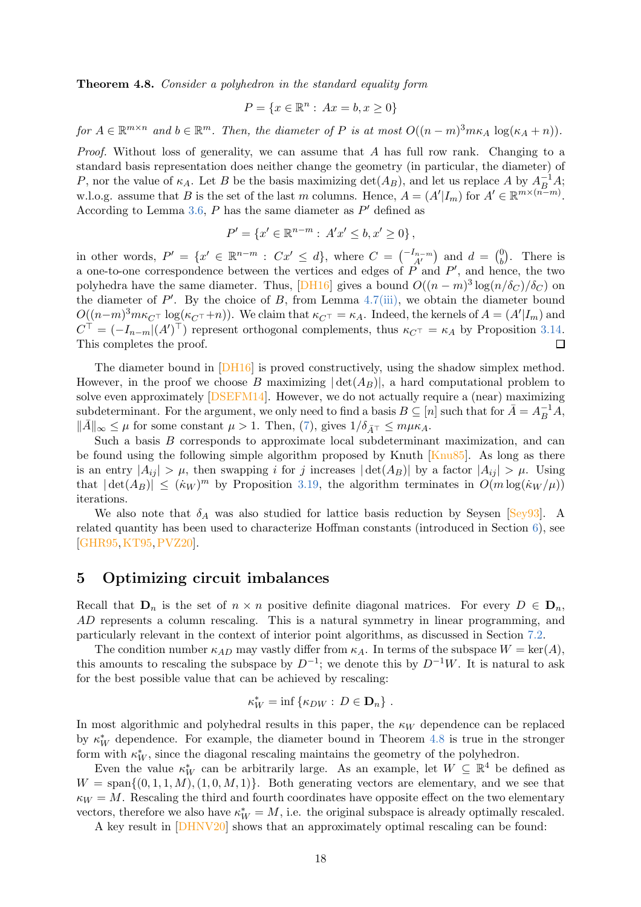**Theorem 4.8.** *Consider a polyhedron in the standard equality form*

$$P = \{x \in \mathbb{R}^n : Ax = b, x \geq 0\}$$

*for $A \in \mathbb{R}^{m\times n}$ and $b \in \mathbb{R}^m$. Then, the diameter of $P$ is at most $O((n-m)^3 m\kappa_A \log(\kappa_A + n))$.*

*Proof.* Without loss of generality, we can assume that $A$ has full row rank. Changing to a standard basis representation does neither change the geometry (in particular, the diameter) of $P$, nor the value of $\kappa_A$. Let $B$ be the basis maximizing $\det(A_B)$, and let us replace $A$ by $A_B^{-1}A$; w.l.o.g. assume that $B$ is the set of the last $m$ columns. Hence, $A = (A'|I_m)$ for $A' \in \mathbb{R}^{m\times(n-m)}$. According to Lemma 3.6, $P$ has the same diameter as $P'$ defined as

$$P' = \{x' \in \mathbb{R}^{n-m} : A'x' \leq b, x' \geq 0\},$$

in other words, $P' = \{x' \in \mathbb{R}^{n-m} : Cx' \leq d\}$, where $C = \binom{-I_{n-m}}{A'}$ and $d = \binom{0}{b}$. There is a one-to-one correspondence between the vertices and edges of $P$ and $P'$, and hence, the two polyhedra have the same diameter. Thus, [DH16] gives a bound $O((n-m)^3 \log(n/\delta_C)/\delta_C)$ on the diameter of $P'$. By the choice of $B$, from Lemma 4.7(iii), we obtain the diameter bound $O((n-m)^3 m\kappa_{C^\top} \log(\kappa_{C^\top}+n))$. We claim that $\kappa_{C^\top} = \kappa_A$. Indeed, the kernels of $A = (A'|I_m)$ and $C^\top = (-I_{n-m}|(A')^\top)$ represent orthogonal complements, thus $\kappa_{C^\top} = \kappa_A$ by Proposition 3.14. This completes the proof. ☐

The diameter bound in [DH16] is proved constructively, using the shadow simplex method. However, in the proof we choose $B$ maximizing $|\det(A_B)|$, a hard computational problem to solve even approximately [DSEFM14]. However, we do not actually require a (near) maximizing subdeterminant. For the argument, we only need to find a basis $B \subseteq [n]$ such that for $\bar{A} = A_B^{-1}A$, $\|\bar{A}\|_\infty \leq \mu$ for some constant $\mu > 1$. Then, (7), gives $1/\delta_{\bar{A}^\top} \leq m\mu\kappa_A$.

Such a basis $B$ corresponds to approximate local subdeterminant maximization, and can be found using the following simple algorithm proposed by Knuth [Knu85]. As long as there is an entry $|A_{ij}| > \mu$, then swapping $i$ for $j$ increases $|\det(A_B)|$ by a factor $|A_{ij}| > \mu$. Using that $|\det(A_B)| \leq (\dot{\kappa}_W)^m$ by Proposition 3.19, the algorithm terminates in $O(m\log(\dot{\kappa}_W/\mu))$ iterations.

We also note that $\delta_A$ was also studied for lattice basis reduction by Seysen [Sey93]. A related quantity has been used to characterize Hoffman constants (introduced in Section 6), see [GHR95, KT95, PVZ20].

## 5 Optimizing circuit imbalances

Recall that $\mathbf{D}_n$ is the set of $n\times n$ positive definite diagonal matrices. For every $D \in \mathbf{D}_n$, $AD$ represents a column rescaling. This is a natural symmetry in linear programming, and particularly relevant in the context of interior point algorithms, as discussed in Section 7.2.

The condition number $\kappa_{AD}$ may vastly differ from $\kappa_A$. In terms of the subspace $W = \ker(A)$, this amounts to rescaling the subspace by $D^{-1}$; we denote this by $D^{-1}W$. It is natural to ask for the best possible value that can be achieved by rescaling:

$$\kappa_W^* = \inf\{\kappa_{DW} : D \in \mathbf{D}_n\}.$$

In most algorithmic and polyhedral results in this paper, the $\kappa_W$ dependence can be replaced by $\kappa_W^*$ dependence. For example, the diameter bound in Theorem 4.8 is true in the stronger form with $\kappa_W^*$, since the diagonal rescaling maintains the geometry of the polyhedron.

Even the value $\kappa_W^*$ can be arbitrarily large. As an example, let $W \subseteq \mathbb{R}^4$ be defined as $W = \text{span}\{(0,1,1,M),(1,0,M,1)\}$. Both generating vectors are elementary, and we see that $\kappa_W = M$. Rescaling the third and fourth coordinates have opposite effect on the two elementary vectors, therefore we also have $\kappa_W^* = M$, i.e. the original subspace is already optimally rescaled.

A key result in [DHNV20] shows that an approximately optimal rescaling can be found: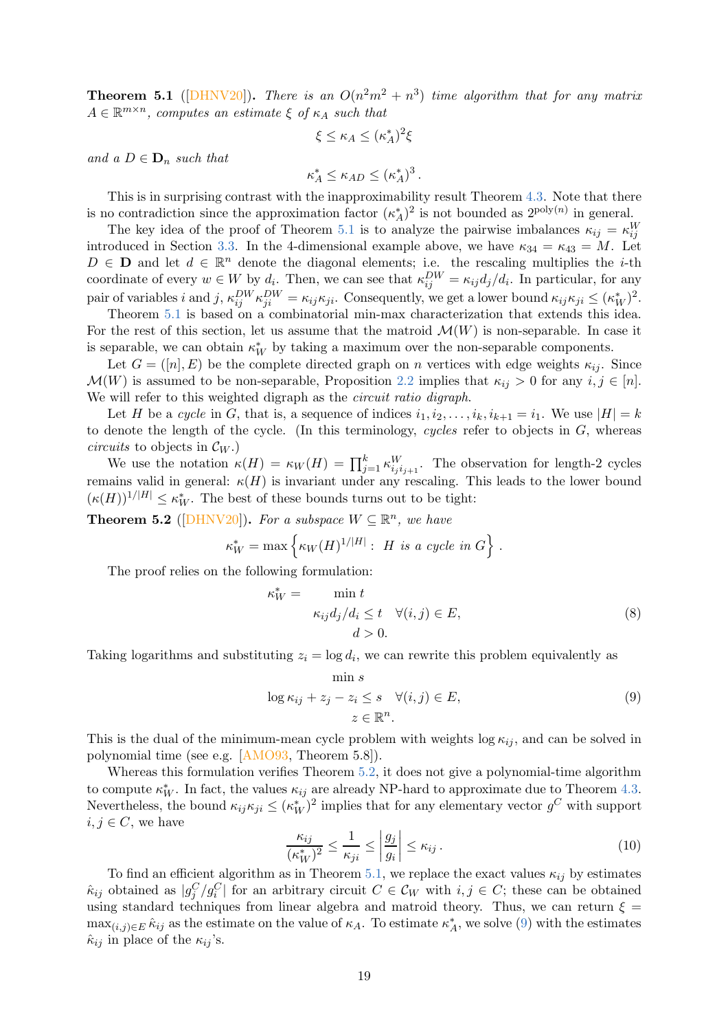**Theorem 5.1** ([DHNV20]). *There is an $O(n^2m^2 + n^3)$ time algorithm that for any matrix $A \in \mathbb{R}^{m\times n}$, computes an estimate $\xi$ of $\kappa_A$ such that*

$$\xi \le \kappa_A \le (\kappa_A^*)^2\xi$$

*and a $D \in \mathbf{D}_n$ such that*

$$\kappa_A^* \le \kappa_{AD} \le (\kappa_A^*)^3 .$$

This is in surprising contrast with the inapproximability result Theorem 4.3. Note that there is no contradiction since the approximation factor $(\kappa_A^*)^2$ is not bounded as $2^{\text{poly}(n)}$ in general.

The key idea of the proof of Theorem 5.1 is to analyze the pairwise imbalances $\kappa_{ij} = \kappa_{ij}^W$ introduced in Section 3.3. In the 4-dimensional example above, we have $\kappa_{34} = \kappa_{43} = M$. Let $D \in \mathbf{D}$ and let $d \in \mathbb{R}^n$ denote the diagonal elements; i.e. the rescaling multiplies the $i$-th coordinate of every $w \in W$ by $d_i$. Then, we can see that $\kappa_{ij}^{DW} = \kappa_{ij}d_j/d_i$. In particular, for any pair of variables $i$ and $j$, $\kappa_{ij}^{DW}\kappa_{ji}^{DW} = \kappa_{ij}\kappa_{ji}$. Consequently, we get a lower bound $\kappa_{ij}\kappa_{ji} \le (\kappa_W^*)^2$.

Theorem 5.1 is based on a combinatorial min-max characterization that extends this idea. For the rest of this section, let us assume that the matroid $\mathcal{M}(W)$ is non-separable. In case it is separable, we can obtain $\kappa_W^*$ by taking a maximum over the non-separable components.

Let $G = ([n], E)$ be the complete directed graph on $n$ vertices with edge weights $\kappa_{ij}$. Since $\mathcal{M}(W)$ is assumed to be non-separable, Proposition 2.2 implies that $\kappa_{ij} > 0$ for any $i, j \in [n]$. We will refer to this weighted digraph as the *circuit ratio digraph*.

Let $H$ be a *cycle* in $G$, that is, a sequence of indices $i_1, i_2, \dots, i_k, i_{k+1} = i_1$. We use $|H| = k$ to denote the length of the cycle. (In this terminology, *cycles* refer to objects in $G$, whereas *circuits* to objects in $\mathcal{C}_W$.)

We use the notation $\kappa(H) = \kappa_W(H) = \prod_{j=1}^{k} \kappa_{i_j i_{j+1}}^W$. The observation for length-2 cycles remains valid in general: $\kappa(H)$ is invariant under any rescaling. This leads to the lower bound $(\kappa(H))^{1/|H|} \le \kappa_W^*$. The best of these bounds turns out to be tight:

**Theorem 5.2** ([DHNV20]). *For a subspace $W \subseteq \mathbb{R}^n$, we have*

$$\kappa_W^* = \max\left\{\kappa_W(H)^{1/|H|} : \; H \text{ is a cycle in } G\right\} .$$

The proof relies on the following formulation:

$$\begin{aligned} \kappa_W^* = \qquad & \min t \\ & \kappa_{ij}d_j/d_i \le t \quad \forall (i,j) \in E, \\ & d > 0. \end{aligned} \tag{8}$$

Taking logarithms and substituting $z_i = \log d_i$, we can rewrite this problem equivalently as

$$\begin{aligned} & \min s \\ \log \kappa_{ij} + & z_j - z_i \le s \quad \forall (i,j) \in E, \\ & z \in \mathbb{R}^n. \end{aligned} \tag{9}$$

This is the dual of the minimum-mean cycle problem with weights $\log \kappa_{ij}$, and can be solved in polynomial time (see e.g. [AMO93, Theorem 5.8]).

Whereas this formulation verifies Theorem 5.2, it does not give a polynomial-time algorithm to compute $\kappa_W^*$. In fact, the values $\kappa_{ij}$ are already NP-hard to approximate due to Theorem 4.3. Nevertheless, the bound $\kappa_{ij}\kappa_{ji} \le (\kappa_W^*)^2$ implies that for any elementary vector $g^C$ with support $i, j \in C$, we have

$$\frac{\kappa_{ij}}{(\kappa_W^*)^2} \le \frac{1}{\kappa_{ji}} \le \left|\frac{g_j}{g_i}\right| \le \kappa_{ij} . \tag{10}$$

To find an efficient algorithm as in Theorem 5.1, we replace the exact values $\kappa_{ij}$ by estimates $\hat{\kappa}_{ij}$ obtained as $|g_j^C/g_i^C|$ for an arbitrary circuit $C \in \mathcal{C}_W$ with $i, j \in C$; these can be obtained using standard techniques from linear algebra and matroid theory. Thus, we can return $\xi = \max_{(i,j)\in E} \hat{\kappa}_{ij}$ as the estimate on the value of $\kappa_A$. To estimate $\kappa_A^*$, we solve (9) with the estimates $\hat{\kappa}_{ij}$ in place of the $\kappa_{ij}$'s.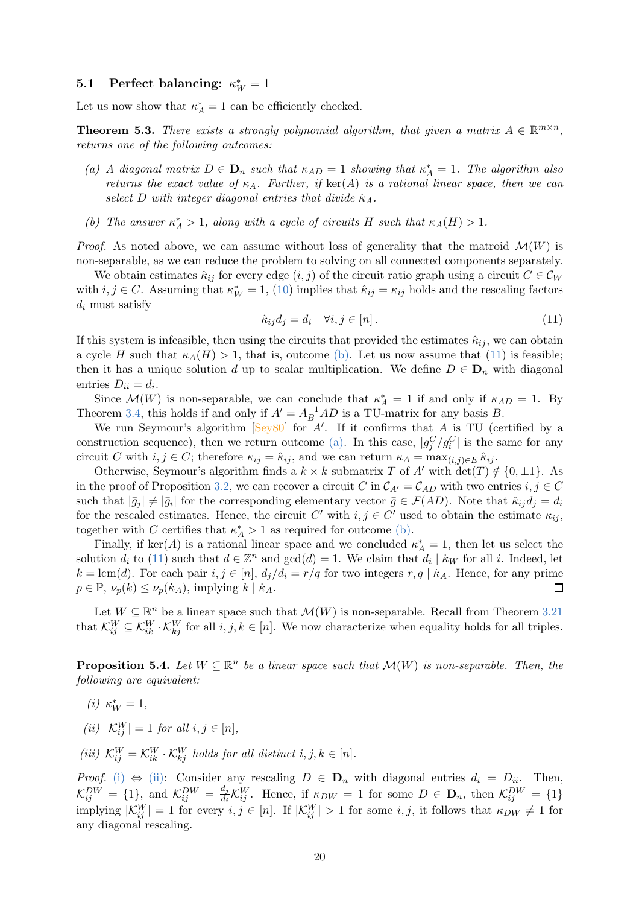### 5.1 Perfect balancing: $\kappa^*_W = 1$

Let us now show that $\kappa^*_A = 1$ can be efficiently checked.

**Theorem 5.3.** *There exists a strongly polynomial algorithm, that given a matrix $A \in \mathbb{R}^{m\times n}$, returns one of the following outcomes:*

*(a) A diagonal matrix $D \in \mathbf{D}_n$ such that $\kappa_{AD} = 1$ showing that $\kappa^*_A = 1$. The algorithm also returns the exact value of $\kappa_A$. Further, if $\ker(A)$ is a rational linear space, then we can select $D$ with integer diagonal entries that divide $\dot{\kappa}_A$.*

*(b) The answer $\kappa^*_A > 1$, along with a cycle of circuits $H$ such that $\kappa_A(H) > 1$.*

*Proof.* As noted above, we can assume without loss of generality that the matroid $\mathcal{M}(W)$ is non-separable, as we can reduce the problem to solving on all connected components separately.

We obtain estimates $\hat{\kappa}_{ij}$ for every edge $(i,j)$ of the circuit ratio graph using a circuit $C \in \mathcal{C}_W$ with $i,j \in C$. Assuming that $\kappa^*_W = 1$, (10) implies that $\hat{\kappa}_{ij} = \kappa_{ij}$ holds and the rescaling factors $d_i$ must satisfy

$$\hat{\kappa}_{ij} d_j = d_i \quad \forall i,j \in [n]\,. \tag{11}$$

If this system is infeasible, then using the circuits that provided the estimates $\hat{\kappa}_{ij}$, we can obtain a cycle $H$ such that $\kappa_A(H) > 1$, that is, outcome (b). Let us now assume that (11) is feasible; then it has a unique solution $d$ up to scalar multiplication. We define $D \in \mathbf{D}_n$ with diagonal entries $D_{ii} = d_i$.

Since $\mathcal{M}(W)$ is non-separable, we can conclude that $\kappa^*_A = 1$ if and only if $\kappa_{AD} = 1$. By Theorem 3.4, this holds if and only if $A' = A_B^{-1}AD$ is a TU-matrix for any basis $B$.

We run Seymour's algorithm [Sey80] for $A'$. If it confirms that $A$ is TU (certified by a construction sequence), then we return outcome (a). In this case, $|g^C_j/g^C_i|$ is the same for any circuit $C$ with $i,j \in C$; therefore $\kappa_{ij} = \hat{\kappa}_{ij}$, and we can return $\kappa_A = \max_{(i,j)\in E} \hat{\kappa}_{ij}$.

Otherwise, Seymour's algorithm finds a $k \times k$ submatrix $T$ of $A'$ with $\det(T) \notin \{0, \pm 1\}$. As in the proof of Proposition 3.2, we can recover a circuit $C$ in $\mathcal{C}_{A'} = \mathcal{C}_{AD}$ with two entries $i,j \in C$ such that $|\bar{g}_j| \neq |\bar{g}_i|$ for the corresponding elementary vector $\bar{g} \in \mathcal{F}(AD)$. Note that $\hat{\kappa}_{ij} d_j = d_i$ for the rescaled estimates. Hence, the circuit $C'$ with $i,j \in C'$ used to obtain the estimate $\kappa_{ij}$, together with $C$ certifies that $\kappa^*_A > 1$ as required for outcome (b).

Finally, if $\ker(A)$ is a rational linear space and we concluded $\kappa^*_A = 1$, then let us select the solution $d_i$ to (11) such that $d \in \mathbb{Z}^n$ and $\gcd(d) = 1$. We claim that $d_i \mid \dot{\kappa}_W$ for all $i$. Indeed, let $k = \mathrm{lcm}(d)$. For each pair $i,j \in [n]$, $d_j/d_i = r/q$ for two integers $r, q \mid \dot{\kappa}_A$. Hence, for any prime $p \in \mathbb{P}$, $\nu_p(k) \le \nu_p(\dot{\kappa}_A)$, implying $k \mid \dot{\kappa}_A$. ◻

Let $W \subseteq \mathbb{R}^n$ be a linear space such that $\mathcal{M}(W)$ is non-separable. Recall from Theorem 3.21 that $\mathcal{K}^W_{ij} \subseteq \mathcal{K}^W_{ik} \cdot \mathcal{K}^W_{kj}$ for all $i,j,k \in [n]$. We now characterize when equality holds for all triples.

**Proposition 5.4.** *Let $W \subseteq \mathbb{R}^n$ be a linear space such that $\mathcal{M}(W)$ is non-separable. Then, the following are equivalent:*

*(i) $\kappa^*_W = 1$,*

*(ii) $|\mathcal{K}^W_{ij}| = 1$ for all $i,j \in [n]$,*

*(iii) $\mathcal{K}^W_{ij} = \mathcal{K}^W_{ik} \cdot \mathcal{K}^W_{kj}$ holds for all distinct $i,j,k \in [n]$.*

*Proof.* (i) ⇔ (ii): Consider any rescaling $D \in \mathbf{D}_n$ with diagonal entries $d_i = D_{ii}$. Then, $\mathcal{K}^{DW}_{ij} = \{1\}$, and $\mathcal{K}^{DW}_{ij} = \frac{d_j}{d_i}\mathcal{K}^W_{ij}$. Hence, if $\kappa_{DW} = 1$ for some $D \in \mathbf{D}_n$, then $\mathcal{K}^{DW}_{ij} = \{1\}$ implying $|\mathcal{K}^W_{ij}| = 1$ for every $i,j \in [n]$. If $|\mathcal{K}^W_{ij}| > 1$ for some $i,j$, it follows that $\kappa_{DW} \neq 1$ for any diagonal rescaling.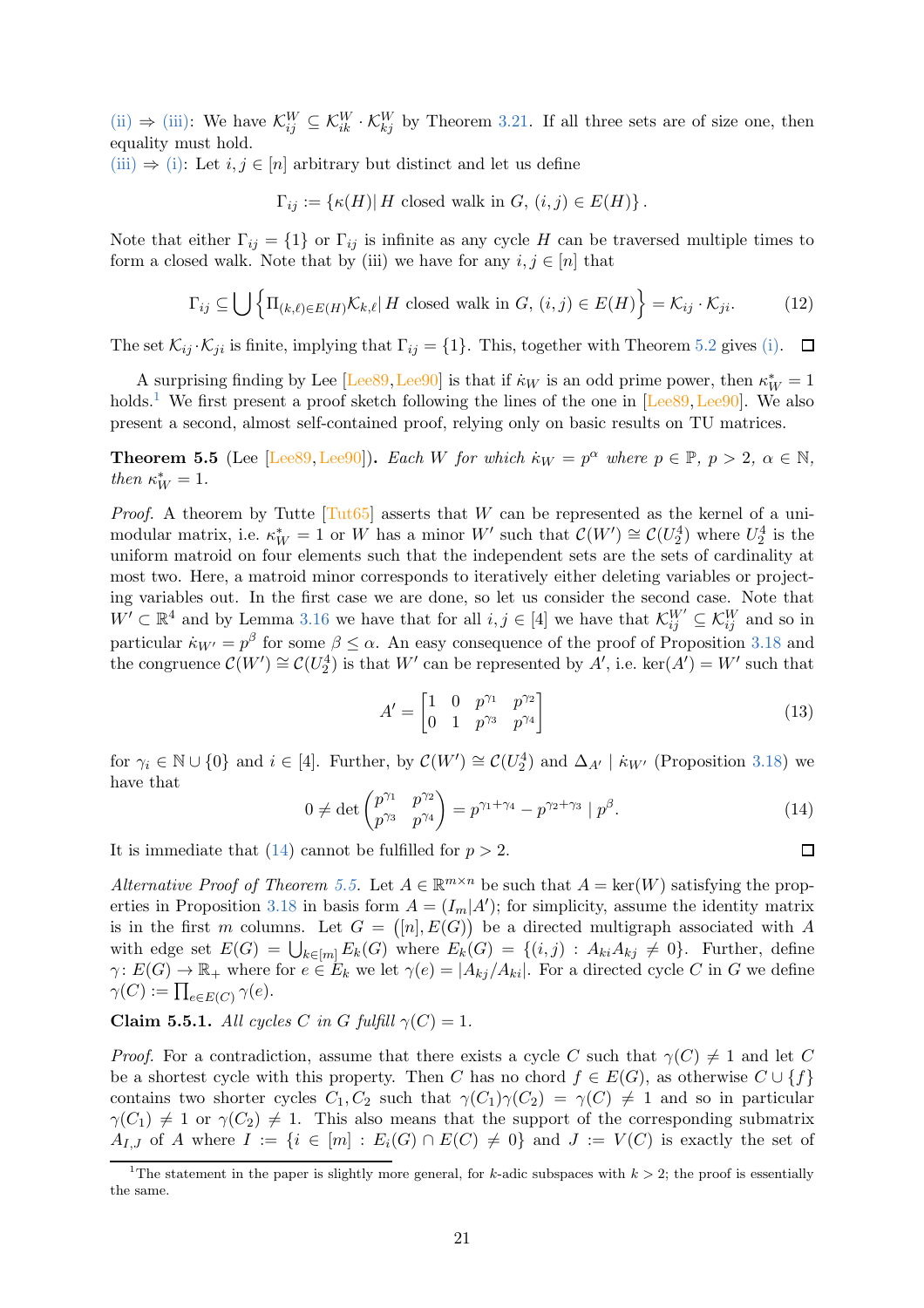(ii) ⇒ (iii): We have $\mathcal{K}_{ij}^W \subseteq \mathcal{K}_{ik}^W \cdot \mathcal{K}_{kj}^W$ by Theorem 3.21. If all three sets are of size one, then equality must hold.
(iii) ⇒ (i): Let $i, j \in [n]$ arbitrary but distinct and let us define

$$\Gamma_{ij} := \{\kappa(H) |\, H \text{ closed walk in } G,\, (i,j) \in E(H)\}.$$

Note that either $\Gamma_{ij} = \{1\}$ or $\Gamma_{ij}$ is infinite as any cycle $H$ can be traversed multiple times to form a closed walk. Note that by (iii) we have for any $i, j \in [n]$ that

$$\Gamma_{ij} \subseteq \bigcup \left\{\Pi_{(k,\ell)\in E(H)} \mathcal{K}_{k,\ell} |\, H \text{ closed walk in } G,\, (i,j) \in E(H)\right\} = \mathcal{K}_{ij} \cdot \mathcal{K}_{ji}. \tag{12}$$

The set $\mathcal{K}_{ij} \cdot \mathcal{K}_{ji}$ is finite, implying that $\Gamma_{ij} = \{1\}$. This, together with Theorem 5.2 gives (i). ☐

A surprising finding by Lee [Lee89, Lee90] is that if $\dot\kappa_W$ is an odd prime power, then $\kappa_W^* = 1$ holds.[1] We first present a proof sketch following the lines of the one in [Lee89, Lee90]. We also present a second, almost self-contained proof, relying only on basic results on TU matrices.

**Theorem 5.5** (Lee [Lee89, Lee90]). *Each $W$ for which $\dot\kappa_W = p^\alpha$ where $p \in \mathbb{P}$, $p > 2$, $\alpha \in \mathbb{N}$, then $\kappa_W^* = 1$.*

*Proof.* A theorem by Tutte [Tut65] asserts that $W$ can be represented as the kernel of a unimodular matrix, i.e. $\kappa_W^* = 1$ or $W$ has a minor $W'$ such that $\mathcal{C}(W') \cong \mathcal{C}(U_2^4)$ where $U_2^4$ is the uniform matroid on four elements such that the independent sets are the sets of cardinality at most two. Here, a matroid minor corresponds to iteratively either deleting variables or projecting variables out. In the first case we are done, so let us consider the second case. Note that $W' \subset \mathbb{R}^4$ and by Lemma 3.16 we have that for all $i, j \in [4]$ we have that $\mathcal{K}_{ij}^{W'} \subseteq \mathcal{K}_{ij}^W$ and so in particular $\dot\kappa_{W'} = p^\beta$ for some $\beta \le \alpha$. An easy consequence of the proof of Proposition 3.18 and the congruence $\mathcal{C}(W') \cong \mathcal{C}(U_2^4)$ is that $W'$ can be represented by $A'$, i.e. $\ker(A') = W'$ such that

$$A' = \begin{bmatrix} 1 & 0 & p^{\gamma_1} & p^{\gamma_2} \\ 0 & 1 & p^{\gamma_3} & p^{\gamma_4} \end{bmatrix} \tag{13}$$

for $\gamma_i \in \mathbb{N} \cup \{0\}$ and $i \in [4]$. Further, by $\mathcal{C}(W') \cong \mathcal{C}(U_2^4)$ and $\Delta_{A'} \mid \dot\kappa_{W'}$ (Proposition 3.18) we have that

$$0 \neq \det \begin{pmatrix} p^{\gamma_1} & p^{\gamma_2} \\ p^{\gamma_3} & p^{\gamma_4} \end{pmatrix} = p^{\gamma_1+\gamma_4} - p^{\gamma_2+\gamma_3} \mid p^\beta. \tag{14}$$

It is immediate that (14) cannot be fulfilled for $p > 2$. ☐

*Alternative Proof of Theorem 5.5.* Let $A \in \mathbb{R}^{m\times n}$ be such that $A = \ker(W)$ satisfying the properties in Proposition 3.18 in basis form $A = (I_m|A')$; for simplicity, assume the identity matrix is in the first $m$ columns. Let $G = ([n], E(G))$ be a directed multigraph associated with $A$ with edge set $E(G) = \bigcup_{k\in[m]} E_k(G)$ where $E_k(G) = \{(i,j) : A_{ki}A_{kj} \neq 0\}$. Further, define $\gamma\colon E(G) \to \mathbb{R}_+$ where for $e \in E_k$ we let $\gamma(e) = |A_{kj}/A_{ki}|$. For a directed cycle $C$ in $G$ we define $\gamma(C) := \prod_{e\in E(C)} \gamma(e)$.

**Claim 5.5.1.** *All cycles $C$ in $G$ fulfill $\gamma(C) = 1$.*

*Proof.* For a contradiction, assume that there exists a cycle $C$ such that $\gamma(C) \neq 1$ and let $C$ be a shortest cycle with this property. Then $C$ has no chord $f \in E(G)$, as otherwise $C \cup \{f\}$ contains two shorter cycles $C_1, C_2$ such that $\gamma(C_1)\gamma(C_2) = \gamma(C) \neq 1$ and so in particular $\gamma(C_1) \neq 1$ or $\gamma(C_2) \neq 1$. This also means that the support of the corresponding submatrix $A_{I,J}$ of $A$ where $I := \{i \in [m] : E_i(G) \cap E(C) \neq 0\}$ and $J := V(C)$ is exactly the set of

[1] The statement in the paper is slightly more general, for $k$-adic subspaces with $k > 2$; the proof is essentially the same.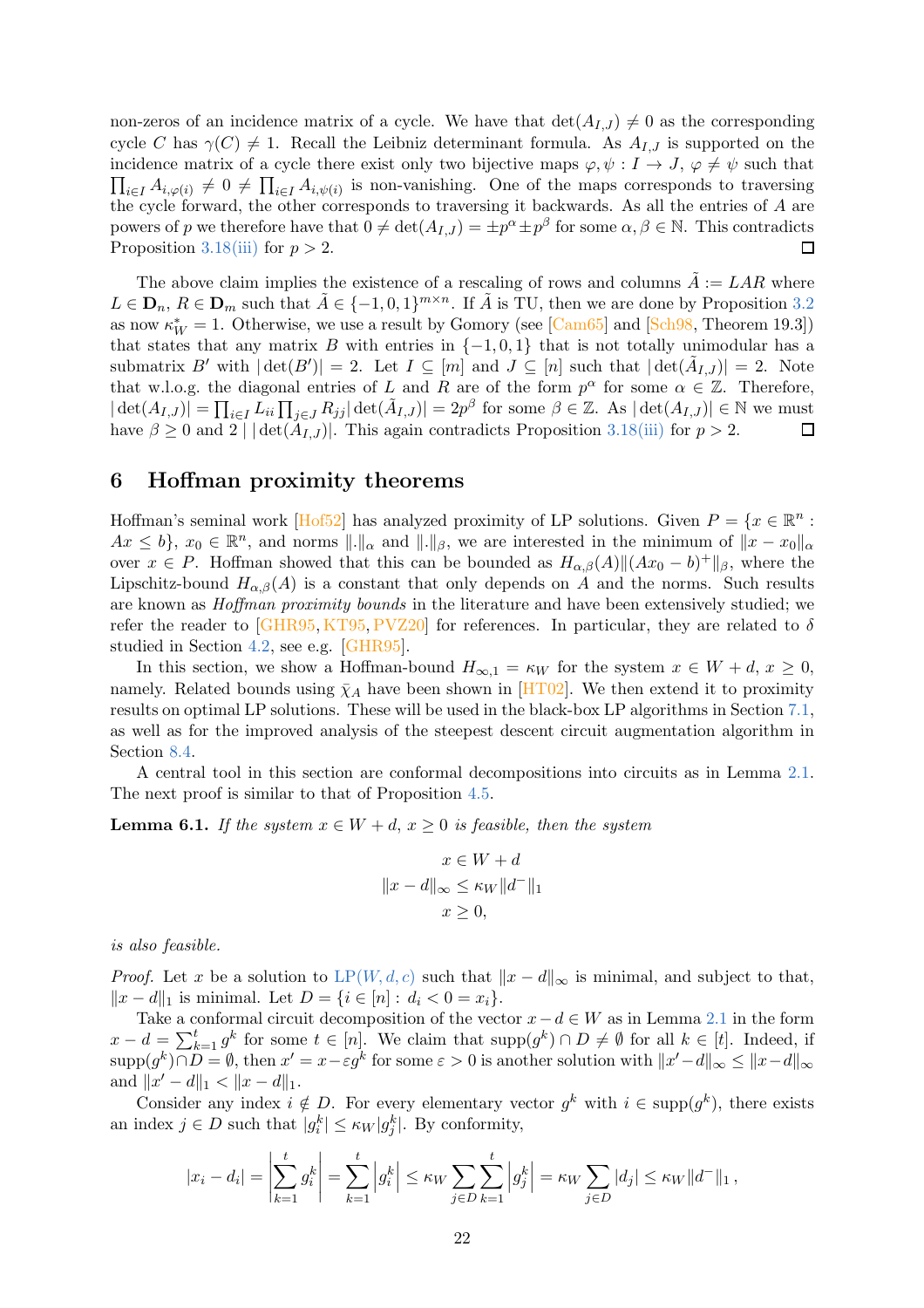non-zeros of an incidence matrix of a cycle. We have that $\det(A_{I,J}) \neq 0$ as the corresponding cycle $C$ has $\gamma(C) \neq 1$. Recall the Leibniz determinant formula. As $A_{I,J}$ is supported on the incidence matrix of a cycle there exist only two bijective maps $\varphi, \psi : I \to J$, $\varphi \neq \psi$ such that $\prod_{i\in I} A_{i,\varphi(i)} \neq 0 \neq \prod_{i\in I} A_{i,\psi(i)}$ is non-vanishing. One of the maps corresponds to traversing the cycle forward, the other corresponds to traversing it backwards. As all the entries of $A$ are powers of $p$ we therefore have that $0 \neq \det(A_{I,J}) = \pm p^\alpha \pm p^\beta$ for some $\alpha, \beta \in \mathbb{N}$. This contradicts Proposition 3.18(iii) for $p > 2$. ☐

The above claim implies the existence of a rescaling of rows and columns $\tilde{A} := LAR$ where $L \in \mathbf{D}_n$, $R \in \mathbf{D}_m$ such that $\tilde{A} \in \{-1, 0, 1\}^{m\times n}$. If $\tilde{A}$ is TU, then we are done by Proposition 3.2 as now $\kappa_W^* = 1$. Otherwise, we use a result by Gomory (see [Cam65] and [Sch98, Theorem 19.3]) that states that any matrix $B$ with entries in $\{-1, 0, 1\}$ that is not totally unimodular has a submatrix $B'$ with $|\det(B')| = 2$. Let $I \subseteq [m]$ and $J \subseteq [n]$ such that $|\det(\tilde{A}_{I,J})| = 2$. Note that w.l.o.g. the diagonal entries of $L$ and $R$ are of the form $p^\alpha$ for some $\alpha \in \mathbb{Z}$. Therefore, $|\det(A_{I,J})| = \prod_{i\in I} L_{ii} \prod_{j\in J} R_{jj} |\det(\tilde{A}_{I,J})| = 2p^\beta$ for some $\beta \in \mathbb{Z}$. As $|\det(A_{I,J})| \in \mathbb{N}$ we must have $\beta \geq 0$ and $2 \mid |\det(A_{I,J})|$. This again contradicts Proposition 3.18(iii) for $p > 2$. ☐

## 6 Hoffman proximity theorems

Hoffman's seminal work [Hof52] has analyzed proximity of LP solutions. Given $P = \{x \in \mathbb{R}^n : Ax \leq b\}$, $x_0 \in \mathbb{R}^n$, and norms $\|.\|_\alpha$ and $\|.\|_\beta$, we are interested in the minimum of $\|x - x_0\|_\alpha$ over $x \in P$. Hoffman showed that this can be bounded as $H_{\alpha,\beta}(A)\|(Ax_0 - b)^+\|_\beta$, where the Lipschitz-bound $H_{\alpha,\beta}(A)$ is a constant that only depends on $A$ and the norms. Such results are known as *Hoffman proximity bounds* in the literature and have been extensively studied; we refer the reader to [GHR95, KT95, PVZ20] for references. In particular, they are related to $\delta$ studied in Section 4.2, see e.g. [GHR95].

In this section, we show a Hoffman-bound $H_{\infty,1} = \kappa_W$ for the system $x \in W + d$, $x \geq 0$, namely. Related bounds using $\bar{\chi}_A$ have been shown in [HT02]. We then extend it to proximity results on optimal LP solutions. These will be used in the black-box LP algorithms in Section 7.1, as well as for the improved analysis of the steepest descent circuit augmentation algorithm in Section 8.4.

A central tool in this section are conformal decompositions into circuits as in Lemma 2.1. The next proof is similar to that of Proposition 4.5.

**Lemma 6.1.** *If the system $x \in W + d$, $x \geq 0$ is feasible, then the system*

$$
\begin{aligned}
x &\in W + d \\
\|x - d\|_\infty &\leq \kappa_W \|d^-\|_1 \\
x &\geq 0,
\end{aligned}
$$

*is also feasible.*

*Proof.* Let $x$ be a solution to LP$(W, d, c)$ such that $\|x - d\|_\infty$ is minimal, and subject to that, $\|x - d\|_1$ is minimal. Let $D = \{i \in [n] : d_i < 0 = x_i\}$.

Take a conformal circuit decomposition of the vector $x - d \in W$ as in Lemma 2.1 in the form $x - d = \sum_{k=1}^t g^k$ for some $t \in [n]$. We claim that $\operatorname{supp}(g^k) \cap D \neq \emptyset$ for all $k \in [t]$. Indeed, if $\operatorname{supp}(g^k) \cap D = \emptyset$, then $x' = x - \varepsilon g^k$ for some $\varepsilon > 0$ is another solution with $\|x' - d\|_\infty \leq \|x - d\|_\infty$ and $\|x' - d\|_1 < \|x - d\|_1$.

Consider any index $i \notin D$. For every elementary vector $g^k$ with $i \in \operatorname{supp}(g^k)$, there exists an index $j \in D$ such that $|g_i^k| \leq \kappa_W |g_j^k|$. By conformity,

$$
|x_i - d_i| = \left|\sum_{k=1}^t g_i^k\right| = \sum_{k=1}^t \left|g_i^k\right| \leq \kappa_W \sum_{j\in D} \sum_{k=1}^t \left|g_j^k\right| = \kappa_W \sum_{j\in D} |d_j| \leq \kappa_W \|d^-\|_1 ,
$$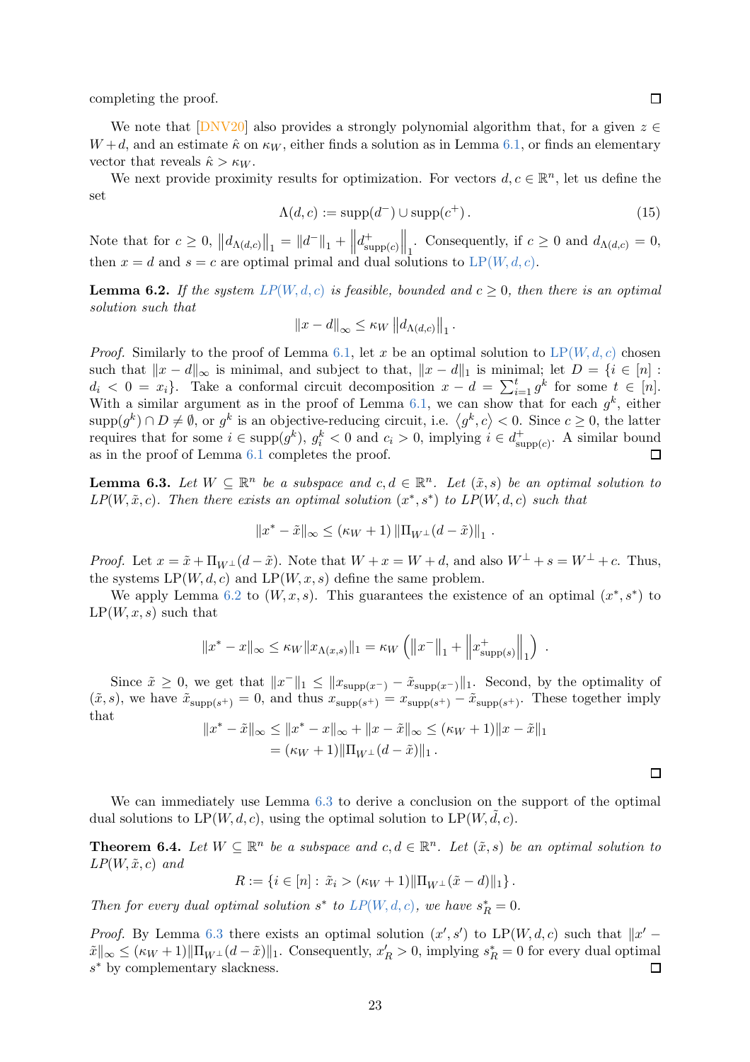completing the proof. ☐

We note that [DNV20] also provides a strongly polynomial algorithm that, for a given $z \in W + d$, and an estimate $\hat{\kappa}$ on $\kappa_W$, either finds a solution as in Lemma 6.1, or finds an elementary vector that reveals $\hat{\kappa} > \kappa_W$.

We next provide proximity results for optimization. For vectors $d, c \in \mathbb{R}^n$, let us define the set

$$\Lambda(d,c) := \mathrm{supp}(d^-) \cup \mathrm{supp}(c^+)\,. \tag{15}$$

Note that for $c \geq 0$, $\left\|d_{\Lambda(d,c)}\right\|_1 = \|d^-\|_1 + \left\|d^+_{\mathrm{supp}(c)}\right\|_1$. Consequently, if $c \geq 0$ and $d_{\Lambda(d,c)} = 0$, then $x = d$ and $s = c$ are optimal primal and dual solutions to LP$(W, d, c)$.

**Lemma 6.2.** *If the system LP$(W,d,c)$ is feasible, bounded and $c \geq 0$, then there is an optimal solution such that*

$$\|x - d\|_\infty \leq \kappa_W \left\|d_{\Lambda(d,c)}\right\|_1 .$$

*Proof.* Similarly to the proof of Lemma 6.1, let $x$ be an optimal solution to LP$(W,d,c)$ chosen such that $\|x - d\|_\infty$ is minimal, and subject to that, $\|x - d\|_1$ is minimal; let $D = \{i \in [n] : d_i < 0 = x_i\}$. Take a conformal circuit decomposition $x - d = \sum_{i=1}^t g^k$ for some $t \in [n]$. With a similar argument as in the proof of Lemma 6.1, we can show that for each $g^k$, either $\mathrm{supp}(g^k) \cap D \neq \emptyset$, or $g^k$ is an objective-reducing circuit, i.e. $\langle g^k, c\rangle < 0$. Since $c \geq 0$, the latter requires that for some $i \in \mathrm{supp}(g^k)$, $g^k_i < 0$ and $c_i > 0$, implying $i \in d^+_{\mathrm{supp}(c)}$. A similar bound as in the proof of Lemma 6.1 completes the proof. ☐

**Lemma 6.3.** *Let $W \subseteq \mathbb{R}^n$ be a subspace and $c, d \in \mathbb{R}^n$. Let $(\tilde{x}, s)$ be an optimal solution to LP$(W, \tilde{x}, c)$. Then there exists an optimal solution $(x^*, s^*)$ to LP$(W, d, c)$ such that*

$$\|x^* - \tilde{x}\|_\infty \leq (\kappa_W + 1)\,\|\Pi_{W^\perp}(d - \tilde{x})\|_1 .$$

*Proof.* Let $x = \tilde{x} + \Pi_{W^\perp}(d - \tilde{x})$. Note that $W + x = W + d$, and also $W^\perp + s = W^\perp + c$. Thus, the systems LP$(W, d, c)$ and LP$(W, x, s)$ define the same problem.

We apply Lemma 6.2 to $(W, x, s)$. This guarantees the existence of an optimal $(x^*, s^*)$ to LP$(W, x, s)$ such that

$$\|x^* - x\|_\infty \leq \kappa_W \|x_{\Lambda(x,s)}\|_1 = \kappa_W \left(\left\|x^-\right\|_1 + \left\|x^+_{\mathrm{supp}(s)}\right\|_1\right) .$$

Since $\tilde{x} \geq 0$, we get that $\|x^-\|_1 \leq \|x_{\mathrm{supp}(x^-)} - \tilde{x}_{\mathrm{supp}(x^-)}\|_1$. Second, by the optimality of $(\tilde{x}, s)$, we have $\tilde{x}_{\mathrm{supp}(s^+)} = 0$, and thus $x_{\mathrm{supp}(s^+)} = x_{\mathrm{supp}(s^+)} - \tilde{x}_{\mathrm{supp}(s^+)}$. These together imply that

$$\begin{aligned}\|x^* - \tilde{x}\|_\infty &\leq \|x^* - x\|_\infty + \|x - \tilde{x}\|_\infty \leq (\kappa_W + 1)\|x - \tilde{x}\|_1 \\ &= (\kappa_W + 1)\|\Pi_{W^\perp}(d - \tilde{x})\|_1 .\end{aligned}$$

☐

We can immediately use Lemma 6.3 to derive a conclusion on the support of the optimal dual solutions to LP$(W, d, c)$, using the optimal solution to LP$(W, \tilde{d}, c)$.

**Theorem 6.4.** *Let $W \subseteq \mathbb{R}^n$ be a subspace and $c, d \in \mathbb{R}^n$. Let $(\tilde{x}, s)$ be an optimal solution to LP$(W, \tilde{x}, c)$ and*

$$R := \{i \in [n] : \tilde{x}_i > (\kappa_W + 1)\|\Pi_{W^\perp}(\tilde{x} - d)\|_1\} .$$

*Then for every dual optimal solution $s^*$ to LP$(W, d, c)$, we have $s^*_R = 0$.*

*Proof.* By Lemma 6.3 there exists an optimal solution $(x', s')$ to LP$(W, d, c)$ such that $\|x' - \tilde{x}\|_\infty \leq (\kappa_W + 1)\|\Pi_{W^\perp}(d - \tilde{x})\|_1$. Consequently, $x'_R > 0$, implying $s^*_R = 0$ for every dual optimal $s^*$ by complementary slackness. ☐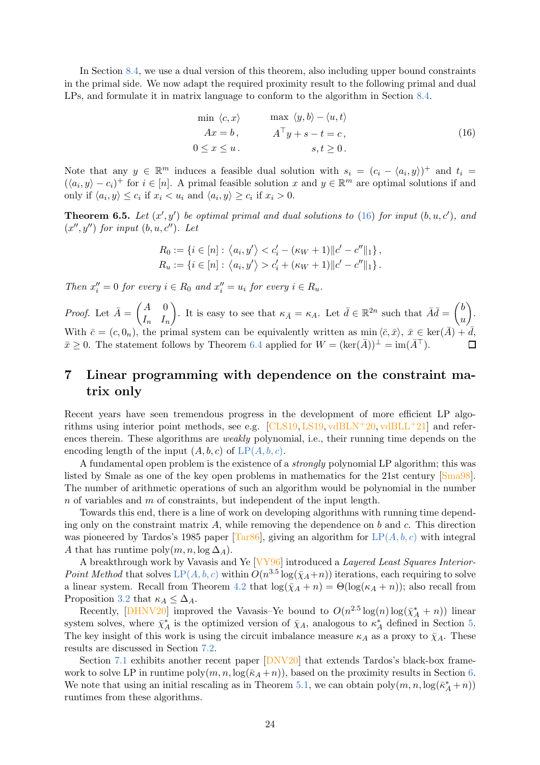In Section 8.4, we use a dual version of this theorem, also including upper bound constraints in the primal side. We now adapt the required proximity result to the following primal and dual LPs, and formulate it in matrix language to conform to the algorithm in Section 8.4.

$$
\begin{aligned}
\min\ \langle c, x\rangle \qquad & \max\ \langle y, b\rangle - \langle u, t\rangle \\
Ax = b\,, \qquad & A^\top y + s - t = c\,, \\
0 \le x \le u\,. \qquad & s, t \ge 0\,.
\end{aligned}
\tag{16}
$$

Note that any $y \in \mathbb{R}^m$ induces a feasible dual solution with $s_i = (c_i - \langle a_i, y\rangle)^+$ and $t_i = (\langle a_i, y\rangle - c_i)^+$ for $i \in [n]$. A primal feasible solution $x$ and $y \in \mathbb{R}^m$ are optimal solutions if and only if $\langle a_i, y\rangle \le c_i$ if $x_i < u_i$ and $\langle a_i, y\rangle \ge c_i$ if $x_i > 0$.

**Theorem 6.5.** *Let $(x', y')$ be optimal primal and dual solutions to (16) for input $(b, u, c')$, and $(x'', y'')$ for input $(b, u, c'')$. Let*

$$
\begin{aligned}
R_0 &:= \{i \in [n] : \langle a_i, y'\rangle < c'_i - (\kappa_W + 1)\|c' - c''\|_1\}\,, \\
R_u &:= \{i \in [n] : \langle a_i, y'\rangle > c'_i + (\kappa_W + 1)\|c' - c''\|_1\}\,.
\end{aligned}
$$

*Then $x''_i = 0$ for every $i \in R_0$ and $x''_i = u_i$ for every $i \in R_u$.*

*Proof.* Let $\bar{A} = \begin{pmatrix} A & 0 \\ I_n & I_n \end{pmatrix}$. It is easy to see that $\kappa_{\bar{A}} = \kappa_A$. Let $\bar{d} \in \mathbb{R}^{2n}$ such that $\bar{A}\bar{d} = \begin{pmatrix} b \\ u \end{pmatrix}$. With $\bar{c} = (c, 0_n)$, the primal system can be equivalently written as $\min\langle \bar{c}, \bar{x}\rangle$, $\bar{x} \in \ker(\bar{A}) + \bar{d}$, $\bar{x} \ge 0$. The statement follows by Theorem 6.4 applied for $W = (\ker(\bar{A}))^\perp = \operatorname{im}(\bar{A}^\top)$. ◻

# 7 Linear programming with dependence on the constraint matrix only

Recent years have seen tremendous progress in the development of more efficient LP algorithms using interior point methods, see e.g. [CLS19, LS19, vdBLN+20, vdBLL+21] and references therein. These algorithms are *weakly* polynomial, i.e., their running time depends on the encoding length of the input $(A, b, c)$ of LP$(A, b, c)$.

A fundamental open problem is the existence of a *strongly* polynomial LP algorithm; this was listed by Smale as one of the key open problems in mathematics for the 21st century [Sma98]. The number of arithmetic operations of such an algorithm would be polynomial in the number $n$ of variables and $m$ of constraints, but independent of the input length.

Towards this end, there is a line of work on developing algorithms with running time depending only on the constraint matrix $A$, while removing the dependence on $b$ and $c$. This direction was pioneered by Tardos's 1985 paper [Tar86], giving an algorithm for LP$(A, b, c)$ with integral $A$ that has runtime $\mathrm{poly}(m, n, \log \Delta_A)$.

A breakthrough work by Vavasis and Ye [VY96] introduced a *Layered Least Squares Interior-Point Method* that solves LP$(A, b, c)$ within $O(n^{3.5}\log(\bar{\chi}_A + n))$ iterations, each requiring to solve a linear system. Recall from Theorem 4.2 that $\log(\bar{\chi}_A + n) = \Theta(\log(\kappa_A + n))$; also recall from Proposition 3.2 that $\kappa_A \le \Delta_A$.

Recently, [DHNV20] improved the Vavasis–Ye bound to $O(n^{2.5}\log(n)\log(\bar{\chi}^*_A + n))$ linear system solves, where $\bar{\chi}^*_A$ is the optimized version of $\bar{\chi}_A$, analogous to $\kappa^*_A$ defined in Section 5. The key insight of this work is using the circuit imbalance measure $\kappa_A$ as a proxy to $\bar{\chi}_A$. These results are discussed in Section 7.2.

Section 7.1 exhibits another recent paper [DNV20] that extends Tardos's black-box framework to solve LP in runtime $\mathrm{poly}(m, n, \log(\bar{\kappa}_A + n))$, based on the proximity results in Section 6. We note that using an initial rescaling as in Theorem 5.1, we can obtain $\mathrm{poly}(m, n, \log(\bar{\kappa}^*_A + n))$ runtimes from these algorithms.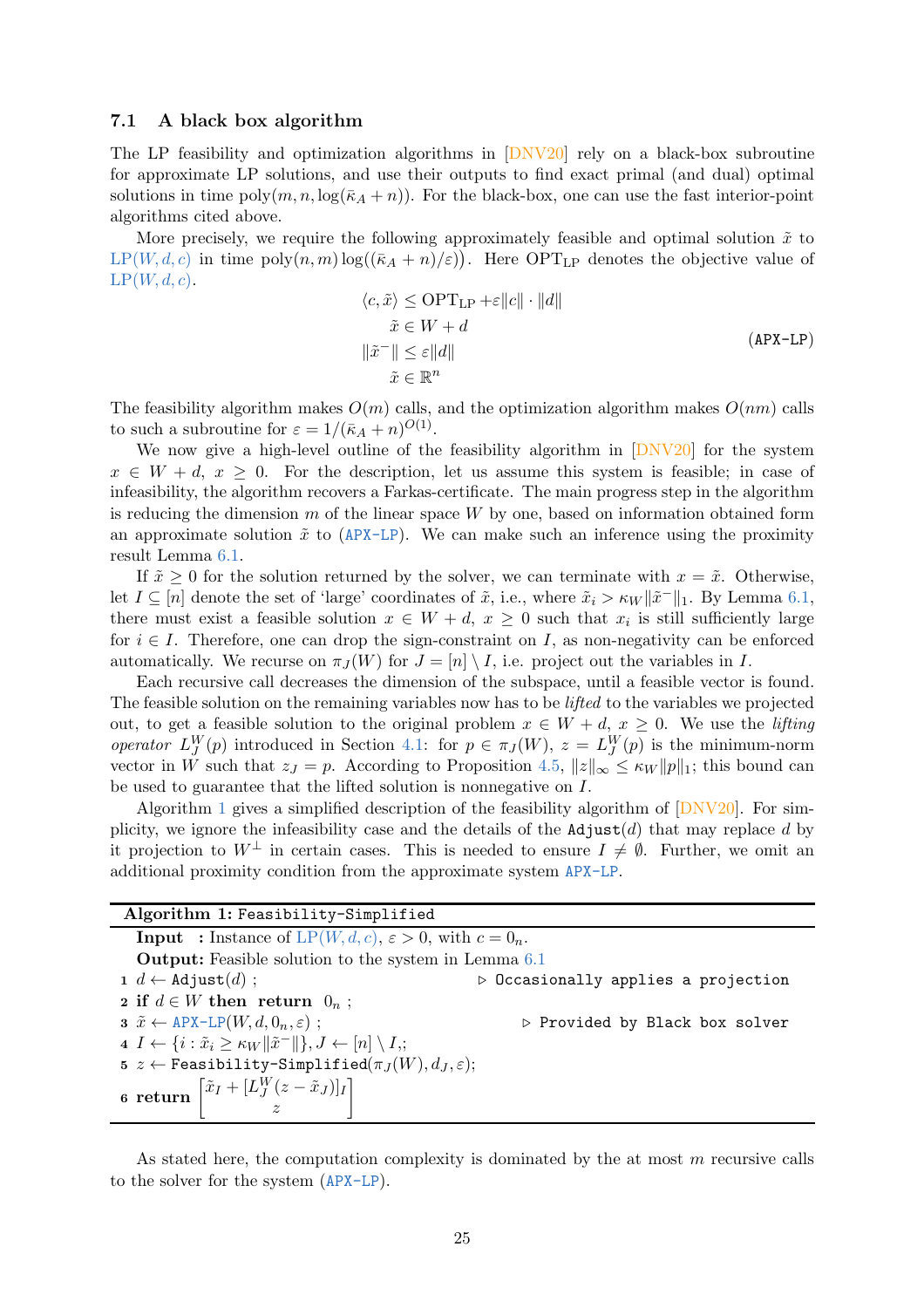### 7.1 A black box algorithm

The LP feasibility and optimization algorithms in [DNV20] rely on a black-box subroutine for approximate LP solutions, and use their outputs to find exact primal (and dual) optimal solutions in time $\mathrm{poly}(m, n, \log(\bar{\kappa}_A + n))$. For the black-box, one can use the fast interior-point algorithms cited above.

More precisely, we require the following approximately feasible and optimal solution $\tilde{x}$ to LP$(W, d, c)$ in time $\mathrm{poly}(n, m) \log((\bar{\kappa}_A + n)/\varepsilon))$. Here $\mathrm{OPT}_{\mathrm{LP}}$ denotes the objective value of LP$(W, d, c)$.

$$
\begin{aligned}
\langle c, \tilde{x} \rangle &\leq \mathrm{OPT}_{\mathrm{LP}} + \varepsilon \|c\| \cdot \|d\| \\
\tilde{x} &\in W + d \\
\|\tilde{x}^-\| &\leq \varepsilon \|d\| \\
\tilde{x} &\in \mathbb{R}^n
\end{aligned}
\tag{APX-LP}
$$

The feasibility algorithm makes $O(m)$ calls, and the optimization algorithm makes $O(nm)$ calls to such a subroutine for $\varepsilon = 1/(\bar{\kappa}_A + n)^{O(1)}$.

We now give a high-level outline of the feasibility algorithm in [DNV20] for the system $x \in W + d$, $x \geq 0$. For the description, let us assume this system is feasible; in case of infeasibility, the algorithm recovers a Farkas-certificate. The main progress step in the algorithm is reducing the dimension $m$ of the linear space $W$ by one, based on information obtained form an approximate solution $\tilde{x}$ to (APX-LP). We can make such an inference using the proximity result Lemma 6.1.

If $\tilde{x} \geq 0$ for the solution returned by the solver, we can terminate with $x = \tilde{x}$. Otherwise, let $I \subseteq [n]$ denote the set of 'large' coordinates of $\tilde{x}$, i.e., where $\tilde{x}_i > \kappa_W \|\tilde{x}^-\|_1$. By Lemma 6.1, there must exist a feasible solution $x \in W + d$, $x \geq 0$ such that $x_i$ is still sufficiently large for $i \in I$. Therefore, one can drop the sign-constraint on $I$, as non-negativity can be enforced automatically. We recurse on $\pi_J(W)$ for $J = [n] \setminus I$, i.e. project out the variables in $I$.

Each recursive call decreases the dimension of the subspace, until a feasible vector is found. The feasible solution on the remaining variables now has to be *lifted* to the variables we projected out, to get a feasible solution to the original problem $x \in W + d$, $x \geq 0$. We use the *lifting operator* $L_J^W(p)$ introduced in Section 4.1: for $p \in \pi_J(W)$, $z = L_J^W(p)$ is the minimum-norm vector in $W$ such that $z_J = p$. According to Proposition 4.5, $\|z\|_\infty \leq \kappa_W \|p\|_1$; this bound can be used to guarantee that the lifted solution is nonnegative on $I$.

Algorithm 1 gives a simplified description of the feasibility algorithm of [DNV20]. For simplicity, we ignore the infeasibility case and the details of the Adjust$(d)$ that may replace $d$ by it projection to $W^\perp$ in certain cases. This is needed to ensure $I \neq \emptyset$. Further, we omit an additional proximity condition from the approximate system APX-LP.

**Algorithm 1:** Feasibility-Simplified

**Input** : Instance of LP$(W, d, c)$, $\varepsilon > 0$, with $c = 0_n$.
**Output:** Feasible solution to the system in Lemma 6.1

1. $d \leftarrow$ Adjust$(d)$ ; ▷ Occasionally applies a projection
2. **if** $d \in W$ **then return** $0_n$ ;
3. $\tilde{x} \leftarrow$ APX-LP$(W, d, 0_n, \varepsilon)$ ; ▷ Provided by Black box solver
4. $I \leftarrow \{i : \tilde{x}_i \geq \kappa_W \|\tilde{x}^-\|\}, J \leftarrow [n] \setminus I$,;
5. $z \leftarrow$ Feasibility-Simplified$(\pi_J(W), d_J, \varepsilon)$;
6. **return** $\begin{bmatrix} \tilde{x}_I + [L_J^W(z - \tilde{x}_J)]_I \\ z \end{bmatrix}$

As stated here, the computation complexity is dominated by the at most $m$ recursive calls to the solver for the system (APX-LP).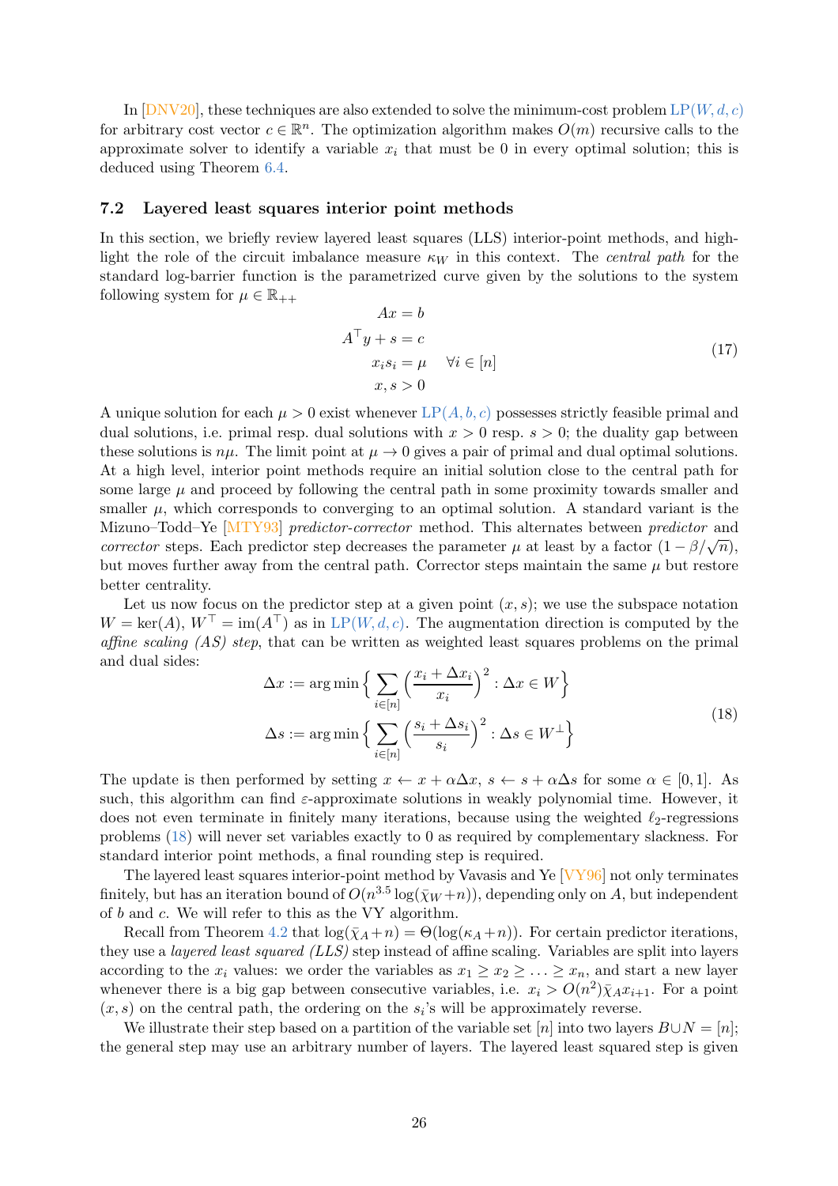In [DNV20], these techniques are also extended to solve the minimum-cost problem LP($W, d, c$) for arbitrary cost vector $c \in \mathbb{R}^n$. The optimization algorithm makes $O(m)$ recursive calls to the approximate solver to identify a variable $x_i$ that must be 0 in every optimal solution; this is deduced using Theorem 6.4.

### 7.2 Layered least squares interior point methods

In this section, we briefly review layered least squares (LLS) interior-point methods, and highlight the role of the circuit imbalance measure $\kappa_W$ in this context. The *central path* for the standard log-barrier function is the parametrized curve given by the solutions to the system following system for $\mu \in \mathbb{R}_{++}$

$$
\begin{aligned}
Ax &= b \\
A^\top y + s &= c \\
x_i s_i &= \mu \quad \forall i \in [n] \\
x, s &> 0
\end{aligned}
\tag{17}
$$

A unique solution for each $\mu > 0$ exist whenever LP($A, b, c$) possesses strictly feasible primal and dual solutions, i.e. primal resp. dual solutions with $x > 0$ resp. $s > 0$; the duality gap between these solutions is $n\mu$. The limit point at $\mu \to 0$ gives a pair of primal and dual optimal solutions. At a high level, interior point methods require an initial solution close to the central path for some large $\mu$ and proceed by following the central path in some proximity towards smaller and smaller $\mu$, which corresponds to converging to an optimal solution. A standard variant is the Mizuno–Todd–Ye [MTY93] *predictor-corrector* method. This alternates between *predictor* and *corrector* steps. Each predictor step decreases the parameter $\mu$ at least by a factor $(1 - \beta/\sqrt{n})$, but moves further away from the central path. Corrector steps maintain the same $\mu$ but restore better centrality.

Let us now focus on the predictor step at a given point $(x, s)$; we use the subspace notation $W = \ker(A)$, $W^\top = \operatorname{im}(A^\top)$ as in LP($W, d, c$). The augmentation direction is computed by the *affine scaling (AS) step*, that can be written as weighted least squares problems on the primal and dual sides:

$$
\begin{aligned}
\Delta x &:= \arg\min \Big\{ \sum_{i \in [n]} \Big( \frac{x_i + \Delta x_i}{x_i} \Big)^2 : \Delta x \in W \Big\} \\
\Delta s &:= \arg\min \Big\{ \sum_{i \in [n]} \Big( \frac{s_i + \Delta s_i}{s_i} \Big)^2 : \Delta s \in W^\perp \Big\}
\end{aligned}
\tag{18}
$$

The update is then performed by setting $x \leftarrow x + \alpha \Delta x$, $s \leftarrow s + \alpha \Delta s$ for some $\alpha \in [0, 1]$. As such, this algorithm can find $\varepsilon$-approximate solutions in weakly polynomial time. However, it does not even terminate in finitely many iterations, because using the weighted $\ell_2$-regressions problems (18) will never set variables exactly to 0 as required by complementary slackness. For standard interior point methods, a final rounding step is required.

The layered least squares interior-point method by Vavasis and Ye [VY96] not only terminates finitely, but has an iteration bound of $O(n^{3.5} \log(\bar{\chi}_W + n))$, depending only on $A$, but independent of $b$ and $c$. We will refer to this as the VY algorithm.

Recall from Theorem 4.2 that $\log(\bar{\chi}_A + n) = \Theta(\log(\kappa_A + n))$. For certain predictor iterations, they use a *layered least squared (LLS)* step instead of affine scaling. Variables are split into layers according to the $x_i$ values: we order the variables as $x_1 \geq x_2 \geq \ldots \geq x_n$, and start a new layer whenever there is a big gap between consecutive variables, i.e. $x_i > O(n^2)\bar{\chi}_A x_{i+1}$. For a point $(x, s)$ on the central path, the ordering on the $s_i$'s will be approximately reverse.

We illustrate their step based on a partition of the variable set $[n]$ into two layers $B \cup N = [n]$; the general step may use an arbitrary number of layers. The layered least squared step is given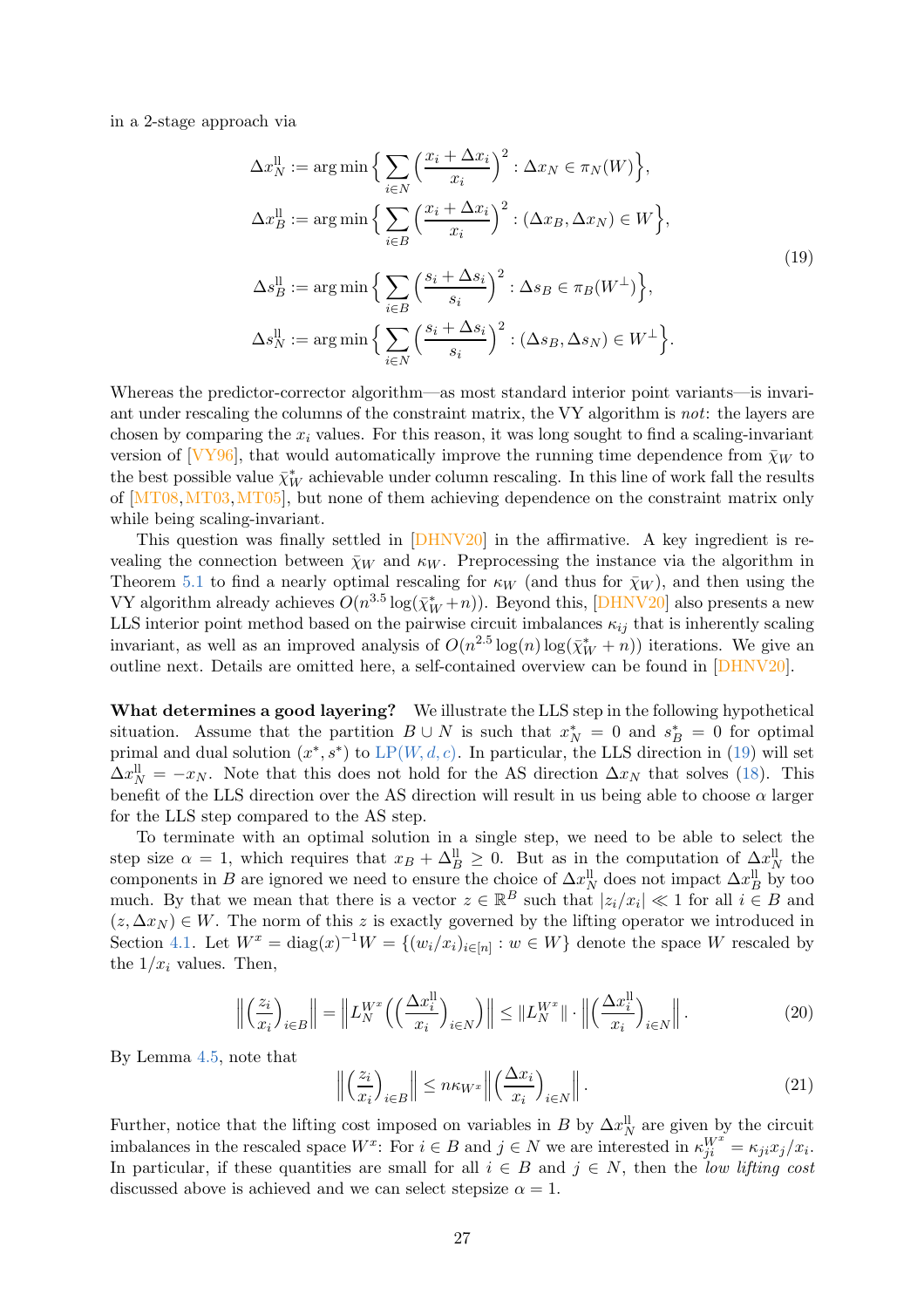in a 2-stage approach via

$$
\begin{aligned}
\Delta x^{\mathrm{ll}}_N &:= \arg\min\Big\{ \sum_{i\in N} \Big(\frac{x_i+\Delta x_i}{x_i}\Big)^2 : \Delta x_N \in \pi_N(W)\Big\},\\
\Delta x^{\mathrm{ll}}_B &:= \arg\min\Big\{ \sum_{i\in B} \Big(\frac{x_i+\Delta x_i}{x_i}\Big)^2 : (\Delta x_B, \Delta x_N) \in W\Big\},\\
\Delta s^{\mathrm{ll}}_B &:= \arg\min\Big\{ \sum_{i\in B} \Big(\frac{s_i+\Delta s_i}{s_i}\Big)^2 : \Delta s_B \in \pi_B(W^\perp)\Big\},\\
\Delta s^{\mathrm{ll}}_N &:= \arg\min\Big\{ \sum_{i\in N} \Big(\frac{s_i+\Delta s_i}{s_i}\Big)^2 : (\Delta s_B, \Delta s_N) \in W^\perp\Big\}.
\end{aligned}
\tag{19}
$$

Whereas the predictor-corrector algorithm—as most standard interior point variants—is invariant under rescaling the columns of the constraint matrix, the VY algorithm is *not*: the layers are chosen by comparing the $x_i$ values. For this reason, it was long sought to find a scaling-invariant version of [VY96], that would automatically improve the running time dependence from $\bar\chi_W$ to the best possible value $\bar\chi^*_W$ achievable under column rescaling. In this line of work fall the results of [MT08, MT03, MT05], but none of them achieving dependence on the constraint matrix only while being scaling-invariant.

This question was finally settled in [DHNV20] in the affirmative. A key ingredient is revealing the connection between $\bar\chi_W$ and $\kappa_W$. Preprocessing the instance via the algorithm in Theorem 5.1 to find a nearly optimal rescaling for $\kappa_W$ (and thus for $\bar\chi_W$), and then using the VY algorithm already achieves $O(n^{3.5}\log(\bar\chi^*_W+n))$. Beyond this, [DHNV20] also presents a new LLS interior point method based on the pairwise circuit imbalances $\kappa_{ij}$ that is inherently scaling invariant, as well as an improved analysis of $O(n^{2.5}\log(n)\log(\bar\chi^*_W+n))$ iterations. We give an outline next. Details are omitted here, a self-contained overview can be found in [DHNV20].

**What determines a good layering?** We illustrate the LLS step in the following hypothetical situation. Assume that the partition $B\cup N$ is such that $x^*_N = 0$ and $s^*_B = 0$ for optimal primal and dual solution $(x^*, s^*)$ to $\mathrm{LP}(W, d, c)$. In particular, the LLS direction in (19) will set $\Delta x^{\mathrm{ll}}_N = -x_N$. Note that this does not hold for the AS direction $\Delta x_N$ that solves (18). This benefit of the LLS direction over the AS direction will result in us being able to choose $\alpha$ larger for the LLS step compared to the AS step.

To terminate with an optimal solution in a single step, we need to be able to select the step size $\alpha = 1$, which requires that $x_B + \Delta^{\mathrm{ll}}_B \geq 0$. But as in the computation of $\Delta x^{\mathrm{ll}}_N$ the components in $B$ are ignored we need to ensure the choice of $\Delta x^{\mathrm{ll}}_N$ does not impact $\Delta x^{\mathrm{ll}}_B$ by too much. By that we mean that there is a vector $z\in\mathbb{R}^B$ such that $|z_i/x_i| \ll 1$ for all $i\in B$ and $(z, \Delta x_N)\in W$. The norm of this $z$ is exactly governed by the lifting operator we introduced in Section 4.1. Let $W^x = \mathrm{diag}(x)^{-1}W = \{(w_i/x_i)_{i\in[n]} : w\in W\}$ denote the space $W$ rescaled by the $1/x_i$ values. Then,

$$
\Big\| \Big(\frac{z_i}{x_i}\Big)_{i\in B}\Big\| = \Big\| L^{W^x}_N\Big(\Big(\frac{\Delta x^{\mathrm{ll}}_i}{x_i}\Big)_{i\in N}\Big)\Big\| \leq \|L^{W^x}_N\|\cdot\Big\|\Big(\frac{\Delta x^{\mathrm{ll}}_i}{x_i}\Big)_{i\in N}\Big\|. \tag{20}
$$

By Lemma 4.5, note that

$$
\Big\| \Big(\frac{z_i}{x_i}\Big)_{i\in B}\Big\| \leq n\kappa_{W^x}\Big\|\Big(\frac{\Delta x_i}{x_i}\Big)_{i\in N}\Big\|. \tag{21}
$$

Further, notice that the lifting cost imposed on variables in $B$ by $\Delta x^{\mathrm{ll}}_N$ are given by the circuit imbalances in the rescaled space $W^x$: For $i\in B$ and $j\in N$ we are interested in $\kappa^{W^x}_{ji} = \kappa_{ji}x_j/x_i$. In particular, if these quantities are small for all $i\in B$ and $j\in N$, then the *low lifting cost* discussed above is achieved and we can select stepsize $\alpha = 1$.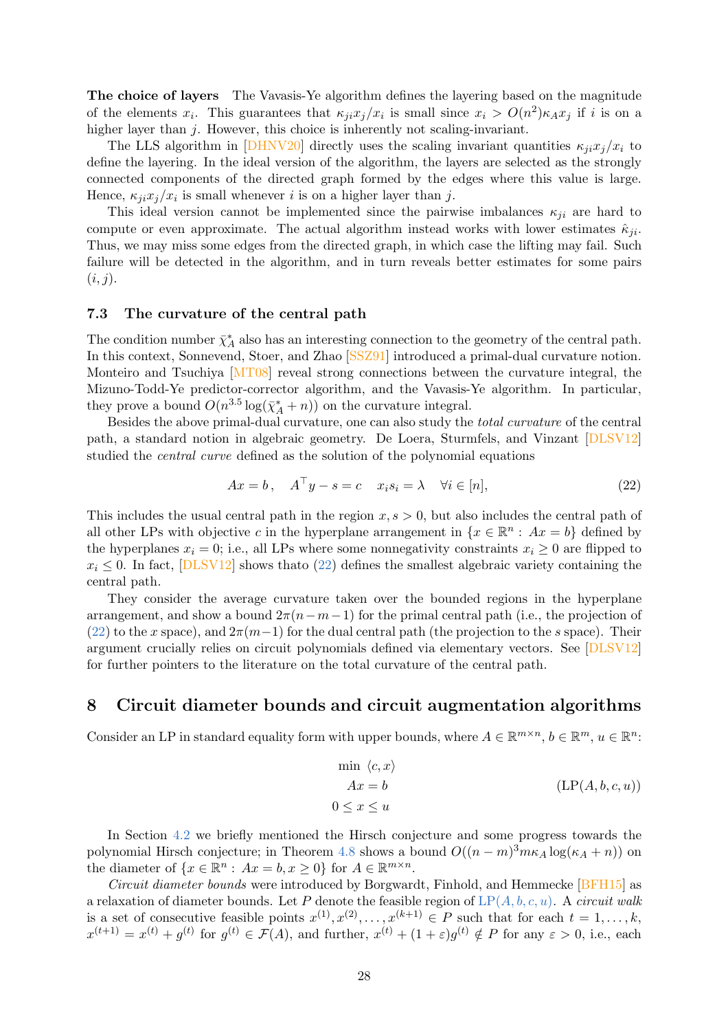**The choice of layers** The Vavasis-Ye algorithm defines the layering based on the magnitude of the elements $x_i$. This guarantees that $\kappa_{ji}x_j/x_i$ is small since $x_i > O(n^2)\kappa_A x_j$ if $i$ is on a higher layer than $j$. However, this choice is inherently not scaling-invariant.

The LLS algorithm in [DHNV20] directly uses the scaling invariant quantities $\kappa_{ji}x_j/x_i$ to define the layering. In the ideal version of the algorithm, the layers are selected as the strongly connected components of the directed graph formed by the edges where this value is large. Hence, $\kappa_{ji}x_j/x_i$ is small whenever $i$ is on a higher layer than $j$.

This ideal version cannot be implemented since the pairwise imbalances $\kappa_{ji}$ are hard to compute or even approximate. The actual algorithm instead works with lower estimates $\hat{\kappa}_{ji}$. Thus, we may miss some edges from the directed graph, in which case the lifting may fail. Such failure will be detected in the algorithm, and in turn reveals better estimates for some pairs $(i, j)$.

### 7.3 The curvature of the central path

The condition number $\bar{\chi}^*_A$ also has an interesting connection to the geometry of the central path. In this context, Sonnevend, Stoer, and Zhao [SSZ91] introduced a primal-dual curvature notion. Monteiro and Tsuchiya [MT08] reveal strong connections between the curvature integral, the Mizuno-Todd-Ye predictor-corrector algorithm, and the Vavasis-Ye algorithm. In particular, they prove a bound $O(n^{3.5}\log(\bar{\chi}^*_A + n))$ on the curvature integral.

Besides the above primal-dual curvature, one can also study the *total curvature* of the central path, a standard notion in algebraic geometry. De Loera, Sturmfels, and Vinzant [DLSV12] studied the *central curve* defined as the solution of the polynomial equations

$$Ax = b\,, \quad A^\top y - s = c \quad x_i s_i = \lambda \quad \forall i \in [n], \tag{22}$$

This includes the usual central path in the region $x, s > 0$, but also includes the central path of all other LPs with objective $c$ in the hyperplane arrangement in $\{x \in \mathbb{R}^n : Ax = b\}$ defined by the hyperplanes $x_i = 0$; i.e., all LPs where some nonnegativity constraints $x_i \geq 0$ are flipped to $x_i \leq 0$. In fact, [DLSV12] shows thato (22) defines the smallest algebraic variety containing the central path.

They consider the average curvature taken over the bounded regions in the hyperplane arrangement, and show a bound $2\pi(n-m-1)$ for the primal central path (i.e., the projection of (22) to the $x$ space), and $2\pi(m-1)$ for the dual central path (the projection to the $s$ space). Their argument crucially relies on circuit polynomials defined via elementary vectors. See [DLSV12] for further pointers to the literature on the total curvature of the central path.

## 8 Circuit diameter bounds and circuit augmentation algorithms

Consider an LP in standard equality form with upper bounds, where $A \in \mathbb{R}^{m\times n}$, $b \in \mathbb{R}^m$, $u \in \mathbb{R}^n$:

$$\begin{aligned} \min\ & \langle c, x\rangle \\ Ax &= b \\ 0 \leq x &\leq u \end{aligned} \tag{LP(A, b, c, u)}$$

In Section 4.2 we briefly mentioned the Hirsch conjecture and some progress towards the polynomial Hirsch conjecture; in Theorem 4.8 shows a bound $O((n-m)^3 m\kappa_A \log(\kappa_A + n))$ on the diameter of $\{x \in \mathbb{R}^n : Ax = b, x \geq 0\}$ for $A \in \mathbb{R}^{m\times n}$.

*Circuit diameter bounds* were introduced by Borgwardt, Finhold, and Hemmecke [BFH15] as a relaxation of diameter bounds. Let $P$ denote the feasible region of LP$(A, b, c, u)$. A *circuit walk* is a set of consecutive feasible points $x^{(1)}, x^{(2)}, \ldots, x^{(k+1)} \in P$ such that for each $t = 1, \ldots, k$, $x^{(t+1)} = x^{(t)} + g^{(t)}$ for $g^{(t)} \in \mathcal{F}(A)$, and further, $x^{(t)} + (1+\varepsilon)g^{(t)} \notin P$ for any $\varepsilon > 0$, i.e., each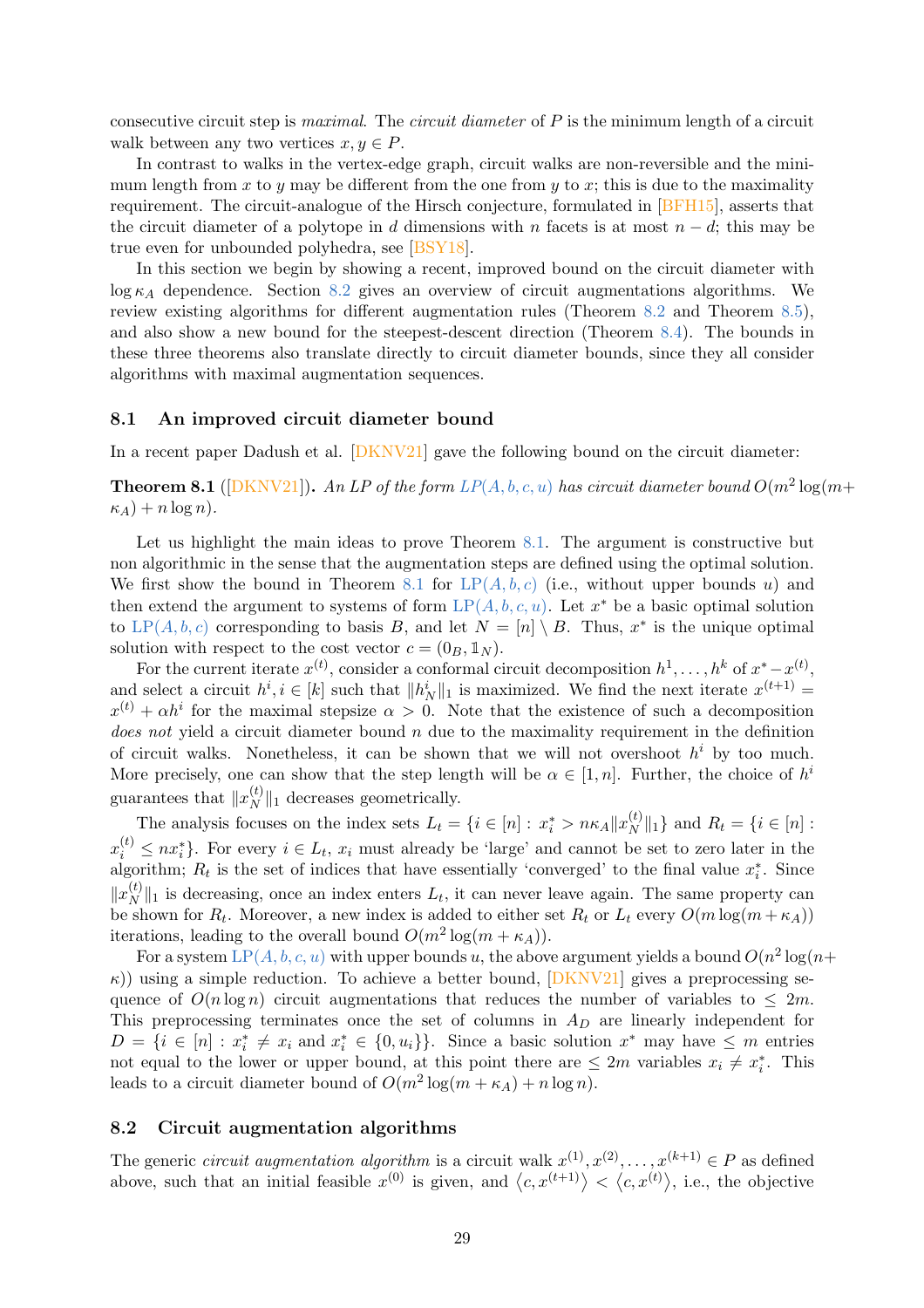consecutive circuit step is *maximal*. The *circuit diameter* of $P$ is the minimum length of a circuit walk between any two vertices $x, y \in P$.

In contrast to walks in the vertex-edge graph, circuit walks are non-reversible and the minimum length from $x$ to $y$ may be different from the one from $y$ to $x$; this is due to the maximality requirement. The circuit-analogue of the Hirsch conjecture, formulated in [BFH15], asserts that the circuit diameter of a polytope in $d$ dimensions with $n$ facets is at most $n - d$; this may be true even for unbounded polyhedra, see [BSY18].

In this section we begin by showing a recent, improved bound on the circuit diameter with $\log \kappa_A$ dependence. Section 8.2 gives an overview of circuit augmentations algorithms. We review existing algorithms for different augmentation rules (Theorem 8.2 and Theorem 8.5), and also show a new bound for the steepest-descent direction (Theorem 8.4). The bounds in these three theorems also translate directly to circuit diameter bounds, since they all consider algorithms with maximal augmentation sequences.

## 8.1 An improved circuit diameter bound

In a recent paper Dadush et al. [DKNV21] gave the following bound on the circuit diameter:

**Theorem 8.1** ([DKNV21])**.** *An LP of the form LP$(A, b, c, u)$ has circuit diameter bound $O(m^2 \log(m + \kappa_A) + n \log n)$.*

Let us highlight the main ideas to prove Theorem 8.1. The argument is constructive but non algorithmic in the sense that the augmentation steps are defined using the optimal solution. We first show the bound in Theorem 8.1 for LP$(A, b, c)$ (i.e., without upper bounds $u$) and then extend the argument to systems of form LP$(A, b, c, u)$. Let $x^*$ be a basic optimal solution to LP$(A, b, c)$ corresponding to basis $B$, and let $N = [n] \setminus B$. Thus, $x^*$ is the unique optimal solution with respect to the cost vector $c = (0_B, \mathbb{1}_N)$.

For the current iterate $x^{(t)}$, consider a conformal circuit decomposition $h^1, \ldots, h^k$ of $x^* - x^{(t)}$, and select a circuit $h^i, i \in [k]$ such that $\|h^i_N\|_1$ is maximized. We find the next iterate $x^{(t+1)} = x^{(t)} + \alpha h^i$ for the maximal stepsize $\alpha > 0$. Note that the existence of such a decomposition *does not* yield a circuit diameter bound $n$ due to the maximality requirement in the definition of circuit walks. Nonetheless, it can be shown that we will not overshoot $h^i$ by too much. More precisely, one can show that the step length will be $\alpha \in [1, n]$. Further, the choice of $h^i$ guarantees that $\|x^{(t)}_N\|_1$ decreases geometrically.

The analysis focuses on the index sets $L_t = \{i \in [n] : x^*_i > n\kappa_A \|x^{(t)}_N\|_1\}$ and $R_t = \{i \in [n] : x^{(t)}_i \le n x^*_i\}$. For every $i \in L_t$, $x_i$ must already be 'large' and cannot be set to zero later in the algorithm; $R_t$ is the set of indices that have essentially 'converged' to the final value $x^*_i$. Since $\|x^{(t)}_N\|_1$ is decreasing, once an index enters $L_t$, it can never leave again. The same property can be shown for $R_t$. Moreover, a new index is added to either set $R_t$ or $L_t$ every $O(m \log(m + \kappa_A))$ iterations, leading to the overall bound $O(m^2 \log(m + \kappa_A))$.

For a system LP$(A, b, c, u)$ with upper bounds $u$, the above argument yields a bound $O(n^2 \log(n + \kappa))$ using a simple reduction. To achieve a better bound, [DKNV21] gives a preprocessing sequence of $O(n \log n)$ circuit augmentations that reduces the number of variables to $\le 2m$. This preprocessing terminates once the set of columns in $A_D$ are linearly independent for $D = \{i \in [n] : x^*_i \ne x_i \text{ and } x^*_i \in \{0, u_i\}\}$. Since a basic solution $x^*$ may have $\le m$ entries not equal to the lower or upper bound, at this point there are $\le 2m$ variables $x_i \ne x^*_i$. This leads to a circuit diameter bound of $O(m^2 \log(m + \kappa_A) + n \log n)$.

## 8.2 Circuit augmentation algorithms

The generic *circuit augmentation algorithm* is a circuit walk $x^{(1)}, x^{(2)}, \ldots, x^{(k+1)} \in P$ as defined above, such that an initial feasible $x^{(0)}$ is given, and $\langle c, x^{(t+1)} \rangle < \langle c, x^{(t)} \rangle$, i.e., the objective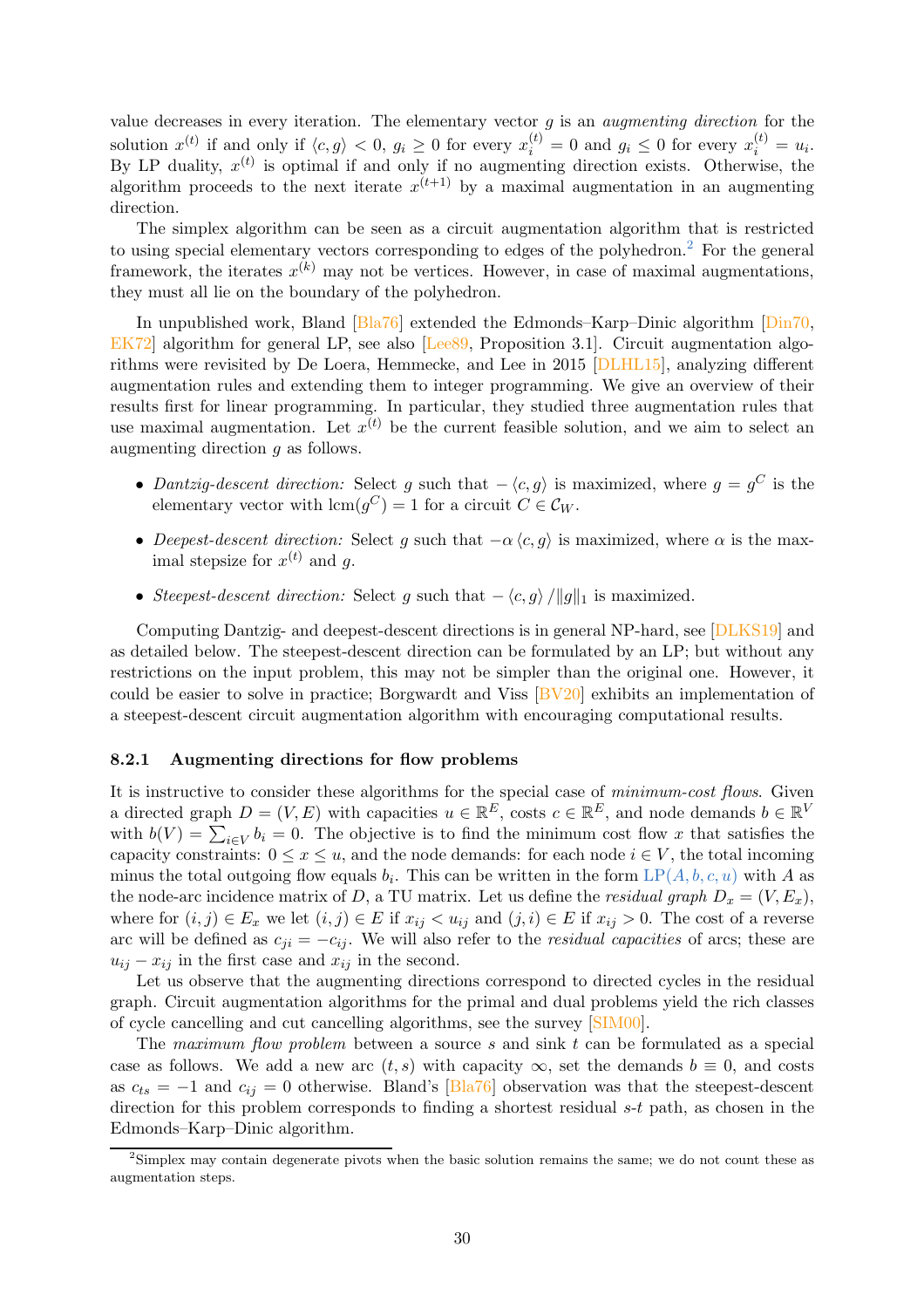value decreases in every iteration. The elementary vector $g$ is an *augmenting direction* for the solution $x^{(t)}$ if and only if $\langle c, g\rangle < 0$, $g_i \geq 0$ for every $x_i^{(t)} = 0$ and $g_i \leq 0$ for every $x_i^{(t)} = u_i$. By LP duality, $x^{(t)}$ is optimal if and only if no augmenting direction exists. Otherwise, the algorithm proceeds to the next iterate $x^{(t+1)}$ by a maximal augmentation in an augmenting direction.

The simplex algorithm can be seen as a circuit augmentation algorithm that is restricted to using special elementary vectors corresponding to edges of the polyhedron.[2] For the general framework, the iterates $x^{(k)}$ may not be vertices. However, in case of maximal augmentations, they must all lie on the boundary of the polyhedron.

In unpublished work, Bland [Bla76] extended the Edmonds–Karp–Dinic algorithm [Din70, EK72] algorithm for general LP, see also [Lee89, Proposition 3.1]. Circuit augmentation algorithms were revisited by De Loera, Hemmecke, and Lee in 2015 [DLHL15], analyzing different augmentation rules and extending them to integer programming. We give an overview of their results first for linear programming. In particular, they studied three augmentation rules that use maximal augmentation. Let $x^{(t)}$ be the current feasible solution, and we aim to select an augmenting direction $g$ as follows.

- *Dantzig-descent direction:* Select $g$ such that $-\langle c, g\rangle$ is maximized, where $g = g^C$ is the elementary vector with $\operatorname{lcm}(g^C) = 1$ for a circuit $C \in \mathcal{C}_W$.
- *Deepest-descent direction:* Select $g$ such that $-\alpha \langle c, g\rangle$ is maximized, where $\alpha$ is the maximal stepsize for $x^{(t)}$ and $g$.
- *Steepest-descent direction:* Select $g$ such that $-\langle c, g\rangle / \|g\|_1$ is maximized.

Computing Dantzig- and deepest-descent directions is in general NP-hard, see [DLKS19] and as detailed below. The steepest-descent direction can be formulated by an LP; but without any restrictions on the input problem, this may not be simpler than the original one. However, it could be easier to solve in practice; Borgwardt and Viss [BV20] exhibits an implementation of a steepest-descent circuit augmentation algorithm with encouraging computational results.

### 8.2.1 Augmenting directions for flow problems

It is instructive to consider these algorithms for the special case of *minimum-cost flows*. Given a directed graph $D = (V, E)$ with capacities $u \in \mathbb{R}^E$, costs $c \in \mathbb{R}^E$, and node demands $b \in \mathbb{R}^V$ with $b(V) = \sum_{i \in V} b_i = 0$. The objective is to find the minimum cost flow $x$ that satisfies the capacity constraints: $0 \leq x \leq u$, and the node demands: for each node $i \in V$, the total incoming minus the total outgoing flow equals $b_i$. This can be written in the form $\mathrm{LP}(A, b, c, u)$ with $A$ as the node-arc incidence matrix of $D$, a TU matrix. Let us define the *residual graph* $D_x = (V, E_x)$, where for $(i, j) \in E_x$ we let $(i, j) \in E$ if $x_{ij} < u_{ij}$ and $(j, i) \in E$ if $x_{ij} > 0$. The cost of a reverse arc will be defined as $c_{ji} = -c_{ij}$. We will also refer to the *residual capacities* of arcs; these are $u_{ij} - x_{ij}$ in the first case and $x_{ij}$ in the second.

Let us observe that the augmenting directions correspond to directed cycles in the residual graph. Circuit augmentation algorithms for the primal and dual problems yield the rich classes of cycle cancelling and cut cancelling algorithms, see the survey [SIM00].

The *maximum flow problem* between a source $s$ and sink $t$ can be formulated as a special case as follows. We add a new arc $(t, s)$ with capacity $\infty$, set the demands $b \equiv 0$, and costs as $c_{ts} = -1$ and $c_{ij} = 0$ otherwise. Bland's [Bla76] observation was that the steepest-descent direction for this problem corresponds to finding a shortest residual $s$-$t$ path, as chosen in the Edmonds–Karp–Dinic algorithm.

[2] Simplex may contain degenerate pivots when the basic solution remains the same; we do not count these as augmentation steps.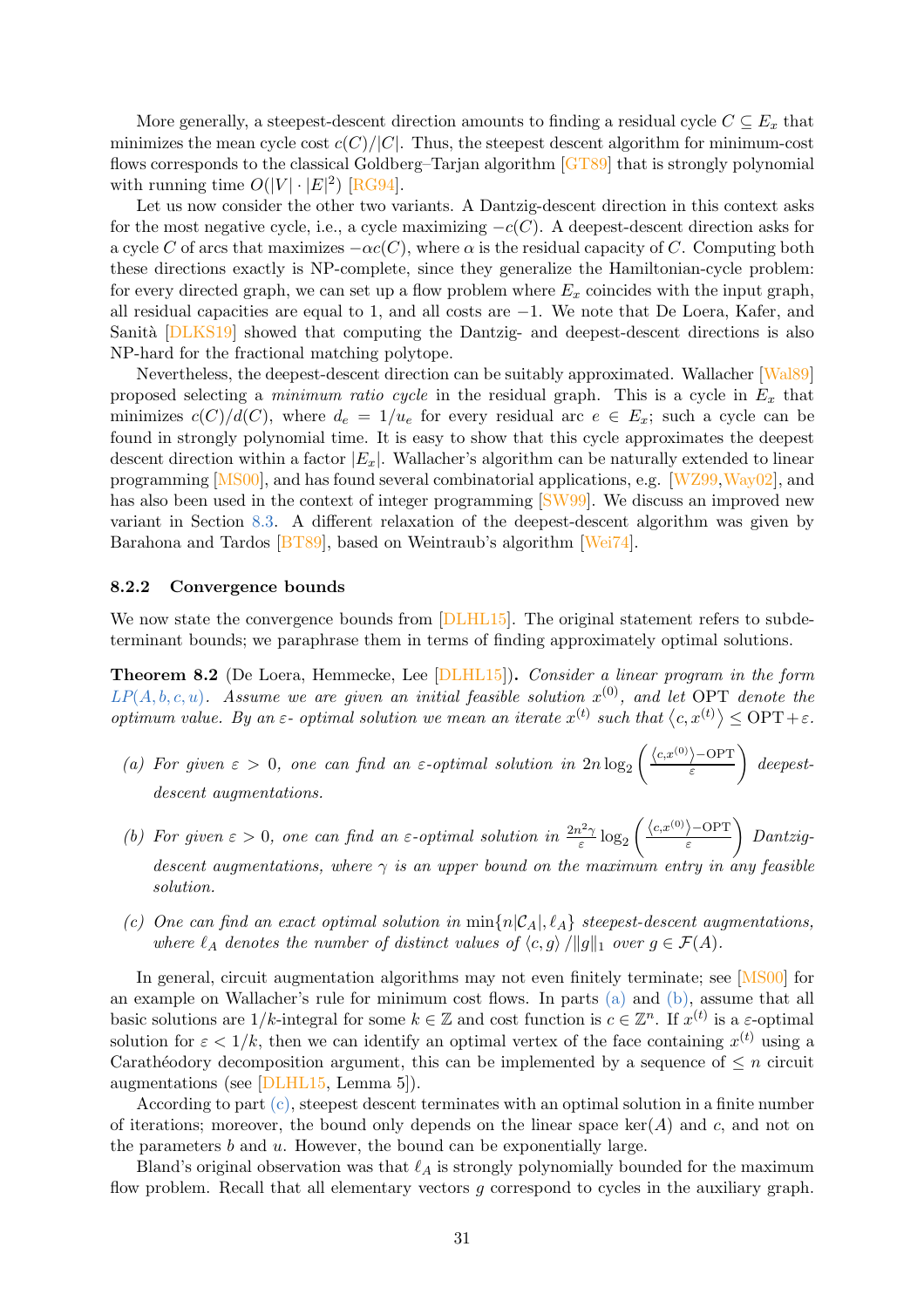More generally, a steepest-descent direction amounts to finding a residual cycle $C \subseteq E_x$ that minimizes the mean cycle cost $c(C)/|C|$. Thus, the steepest descent algorithm for minimum-cost flows corresponds to the classical Goldberg–Tarjan algorithm [GT89] that is strongly polynomial with running time $O(|V| \cdot |E|^2)$ [RG94].

Let us now consider the other two variants. A Dantzig-descent direction in this context asks for the most negative cycle, i.e., a cycle maximizing $-c(C)$. A deepest-descent direction asks for a cycle $C$ of arcs that maximizes $-\alpha c(C)$, where $\alpha$ is the residual capacity of $C$. Computing both these directions exactly is NP-complete, since they generalize the Hamiltonian-cycle problem: for every directed graph, we can set up a flow problem where $E_x$ coincides with the input graph, all residual capacities are equal to 1, and all costs are $-1$. We note that De Loera, Kafer, and Sanità [DLKS19] showed that computing the Dantzig- and deepest-descent directions is also NP-hard for the fractional matching polytope.

Nevertheless, the deepest-descent direction can be suitably approximated. Wallacher [Wal89] proposed selecting a *minimum ratio cycle* in the residual graph. This is a cycle in $E_x$ that minimizes $c(C)/d(C)$, where $d_e = 1/u_e$ for every residual arc $e \in E_x$; such a cycle can be found in strongly polynomial time. It is easy to show that this cycle approximates the deepest descent direction within a factor $|E_x|$. Wallacher's algorithm can be naturally extended to linear programming [MS00], and has found several combinatorial applications, e.g. [WZ99, Way02], and has also been used in the context of integer programming [SW99]. We discuss an improved new variant in Section 8.3. A different relaxation of the deepest-descent algorithm was given by Barahona and Tardos [BT89], based on Weintraub's algorithm [Wei74].

### 8.2.2 Convergence bounds

We now state the convergence bounds from [DLHL15]. The original statement refers to subdeterminant bounds; we paraphrase them in terms of finding approximately optimal solutions.

**Theorem 8.2** (De Loera, Hemmecke, Lee [DLHL15])**.** *Consider a linear program in the form $LP(A, b, c, u)$. Assume we are given an initial feasible solution $x^{(0)}$, and let* OPT *denote the optimum value. By an $\varepsilon$- optimal solution we mean an iterate $x^{(t)}$ such that $\langle c, x^{(t)} \rangle \le \mathrm{OPT} + \varepsilon$.*

- *(a) For given $\varepsilon > 0$, one can find an $\varepsilon$-optimal solution in $2n \log_2 \left( \frac{\langle c, x^{(0)} \rangle - \mathrm{OPT}}{\varepsilon} \right)$ deepest-descent augmentations.*
- *(b) For given $\varepsilon > 0$, one can find an $\varepsilon$-optimal solution in $\frac{2n^2\gamma}{\varepsilon} \log_2 \left( \frac{\langle c, x^{(0)} \rangle - \mathrm{OPT}}{\varepsilon} \right)$ Dantzig-descent augmentations, where $\gamma$ is an upper bound on the maximum entry in any feasible solution.*
- *(c) One can find an exact optimal solution in $\min\{n|\mathcal{C}_A|, \ell_A\}$ steepest-descent augmentations, where $\ell_A$ denotes the number of distinct values of $\langle c, g \rangle / \|g\|_1$ over $g \in \mathcal{F}(A)$.*

In general, circuit augmentation algorithms may not even finitely terminate; see [MS00] for an example on Wallacher's rule for minimum cost flows. In parts (a) and (b), assume that all basic solutions are $1/k$-integral for some $k \in \mathbb{Z}$ and cost function is $c \in \mathbb{Z}^n$. If $x^{(t)}$ is a $\varepsilon$-optimal solution for $\varepsilon < 1/k$, then we can identify an optimal vertex of the face containing $x^{(t)}$ using a Carathéodory decomposition argument, this can be implemented by a sequence of $\le n$ circuit augmentations (see [DLHL15, Lemma 5]).

According to part (c), steepest descent terminates with an optimal solution in a finite number of iterations; moreover, the bound only depends on the linear space $\ker(A)$ and $c$, and not on the parameters $b$ and $u$. However, the bound can be exponentially large.

Bland's original observation was that $\ell_A$ is strongly polynomially bounded for the maximum flow problem. Recall that all elementary vectors $g$ correspond to cycles in the auxiliary graph.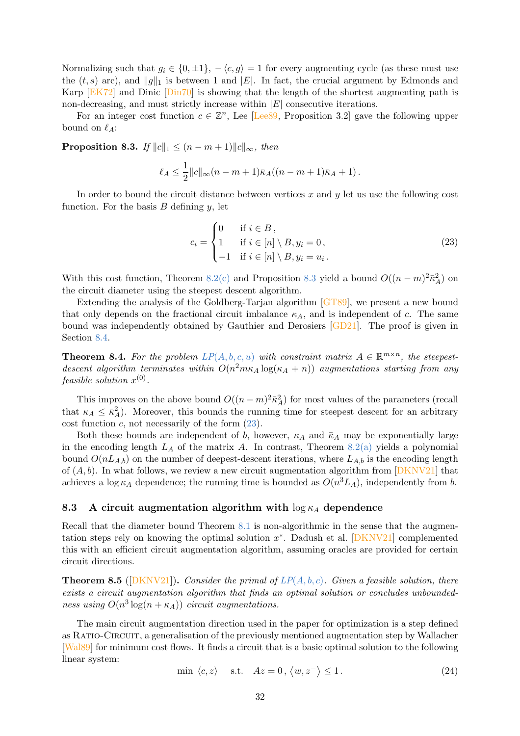Normalizing such that $g_i \in \{0, \pm 1\}$, $-\langle c, g\rangle = 1$ for every augmenting cycle (as these must use the $(t,s)$ arc), and $\|g\|_1$ is between 1 and $|E|$. In fact, the crucial argument by Edmonds and Karp [EK72] and Dinic [Din70] is showing that the length of the shortest augmenting path is non-decreasing, and must strictly increase within $|E|$ consecutive iterations.

For an integer cost function $c \in \mathbb{Z}^n$, Lee [Lee89, Proposition 3.2] gave the following upper bound on $\ell_A$:

**Proposition 8.3.** *If $\|c\|_1 \le (n-m+1)\|c\|_\infty$, then*

$$\ell_A \le \frac{1}{2}\|c\|_\infty (n-m+1)\bar{\kappa}_A((n-m+1)\bar{\kappa}_A + 1)\,.$$

In order to bound the circuit distance between vertices $x$ and $y$ let us use the following cost function. For the basis $B$ defining $y$, let

$$c_i = \begin{cases} 0 & \text{if } i \in B\,, \\ 1 & \text{if } i \in [n] \setminus B, y_i = 0\,, \\ -1 & \text{if } i \in [n] \setminus B, y_i = u_i\,. \end{cases} \tag{23}$$

With this cost function, Theorem 8.2(c) and Proposition 8.3 yield a bound $O((n-m)^2\bar{\kappa}_A^2)$ on the circuit diameter using the steepest descent algorithm.

Extending the analysis of the Goldberg-Tarjan algorithm [GT89], we present a new bound that only depends on the fractional circuit imbalance $\kappa_A$, and is independent of $c$. The same bound was independently obtained by Gauthier and Derosiers [GD21]. The proof is given in Section 8.4.

**Theorem 8.4.** *For the problem LP$(A, b, c, u)$ with constraint matrix $A \in \mathbb{R}^{m\times n}$, the steepest-descent algorithm terminates within $O(n^2 m \kappa_A \log(\kappa_A + n))$ augmentations starting from any feasible solution $x^{(0)}$.*

This improves on the above bound $O((n-m)^2\bar{\kappa}_A^2)$ for most values of the parameters (recall that $\kappa_A \le \bar{\kappa}_A^2$). Moreover, this bounds the running time for steepest descent for an arbitrary cost function $c$, not necessarily of the form (23).

Both these bounds are independent of $b$, however, $\kappa_A$ and $\bar{\kappa}_A$ may be exponentially large in the encoding length $L_A$ of the matrix $A$. In contrast, Theorem 8.2(a) yields a polynomial bound $O(nL_{A,b})$ on the number of deepest-descent iterations, where $L_{A,b}$ is the encoding length of $(A, b)$. In what follows, we review a new circuit augmentation algorithm from [DKNV21] that achieves a $\log \kappa_A$ dependence; the running time is bounded as $O(n^3 L_A)$, independently from $b$.

### 8.3 A circuit augmentation algorithm with $\log \kappa_A$ dependence

Recall that the diameter bound Theorem 8.1 is non-algorithmic in the sense that the augmentation steps rely on knowing the optimal solution $x^*$. Dadush et al. [DKNV21] complemented this with an efficient circuit augmentation algorithm, assuming oracles are provided for certain circuit directions.

**Theorem 8.5** ([DKNV21])**.** *Consider the primal of LP$(A, b, c)$. Given a feasible solution, there exists a circuit augmentation algorithm that finds an optimal solution or concludes unboundedness using $O(n^3 \log(n + \kappa_A))$ circuit augmentations.*

The main circuit augmentation direction used in the paper for optimization is a step defined as Ratio-Circuit, a generalisation of the previously mentioned augmentation step by Wallacher [Wal89] for minimum cost flows. It finds a circuit that is a basic optimal solution to the following linear system:

$$\min\ \langle c, z\rangle \quad \text{s.t.} \quad Az = 0\,, \langle w, z^-\rangle \le 1\,. \tag{24}$$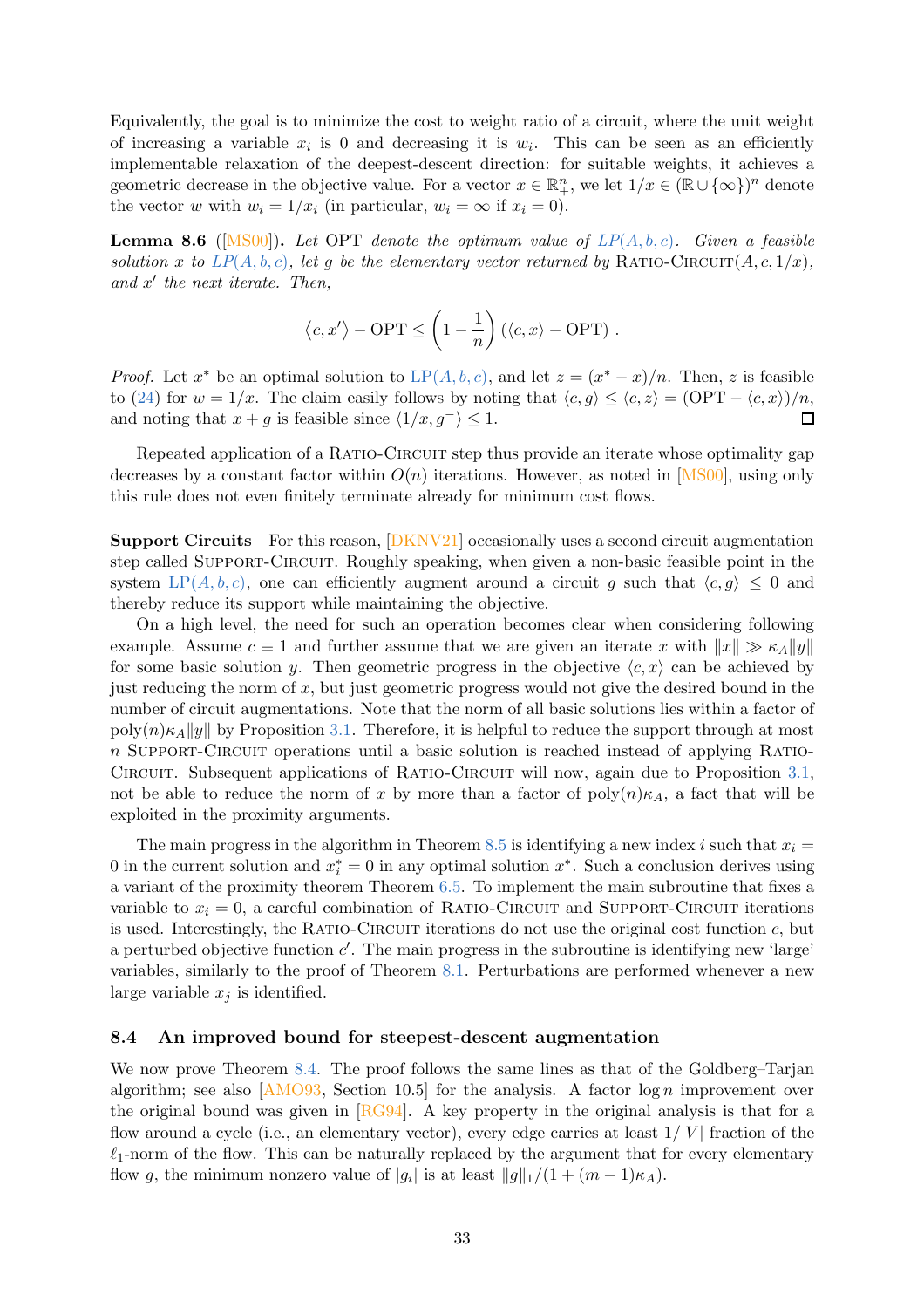Equivalently, the goal is to minimize the cost to weight ratio of a circuit, where the unit weight of increasing a variable $x_i$ is 0 and decreasing it is $w_i$. This can be seen as an efficiently implementable relaxation of the deepest-descent direction: for suitable weights, it achieves a geometric decrease in the objective value. For a vector $x \in \mathbb{R}^n_+$, we let $1/x \in (\mathbb{R} \cup \{\infty\})^n$ denote the vector $w$ with $w_i = 1/x_i$ (in particular, $w_i = \infty$ if $x_i = 0$).

**Lemma 8.6** ([MS00]). *Let* OPT *denote the optimum value of* $LP(A, b, c)$*. Given a feasible solution* $x$ *to* $LP(A, b, c)$*, let* $g$ *be the elementary vector returned by* Ratio-Circuit$(A, c, 1/x)$*, and* $x'$ *the next iterate. Then,*

$$\langle c, x' \rangle - \mathrm{OPT} \le \left(1 - \frac{1}{n}\right)(\langle c, x \rangle - \mathrm{OPT}) \,.$$

*Proof.* Let $x^*$ be an optimal solution to $LP(A, b, c)$, and let $z = (x^* - x)/n$. Then, $z$ is feasible to (24) for $w = 1/x$. The claim easily follows by noting that $\langle c, g \rangle \le \langle c, z \rangle = (\mathrm{OPT} - \langle c, x \rangle)/n$, and noting that $x + g$ is feasible since $\langle 1/x, g^- \rangle \le 1$. ☐

Repeated application of a Ratio-Circuit step thus provide an iterate whose optimality gap decreases by a constant factor within $O(n)$ iterations. However, as noted in [MS00], using only this rule does not even finitely terminate already for minimum cost flows.

**Support Circuits** For this reason, [DKNV21] occasionally uses a second circuit augmentation step called Support-Circuit. Roughly speaking, when given a non-basic feasible point in the system $LP(A, b, c)$, one can efficiently augment around a circuit $g$ such that $\langle c, g \rangle \le 0$ and thereby reduce its support while maintaining the objective.

On a high level, the need for such an operation becomes clear when considering following example. Assume $c \equiv 1$ and further assume that we are given an iterate $x$ with $\|x\| \gg \kappa_A \|y\|$ for some basic solution $y$. Then geometric progress in the objective $\langle c, x \rangle$ can be achieved by just reducing the norm of $x$, but just geometric progress would not give the desired bound in the number of circuit augmentations. Note that the norm of all basic solutions lies within a factor of $\mathrm{poly}(n)\kappa_A \|y\|$ by Proposition 3.1. Therefore, it is helpful to reduce the support through at most $n$ Support-Circuit operations until a basic solution is reached instead of applying Ratio-Circuit. Subsequent applications of Ratio-Circuit will now, again due to Proposition 3.1, not be able to reduce the norm of $x$ by more than a factor of $\mathrm{poly}(n)\kappa_A$, a fact that will be exploited in the proximity arguments.

The main progress in the algorithm in Theorem 8.5 is identifying a new index $i$ such that $x_i = 0$ in the current solution and $x^*_i = 0$ in any optimal solution $x^*$. Such a conclusion derives using a variant of the proximity theorem Theorem 6.5. To implement the main subroutine that fixes a variable to $x_i = 0$, a careful combination of Ratio-Circuit and Support-Circuit iterations is used. Interestingly, the Ratio-Circuit iterations do not use the original cost function $c$, but a perturbed objective function $c'$. The main progress in the subroutine is identifying new 'large' variables, similarly to the proof of Theorem 8.1. Perturbations are performed whenever a new large variable $x_j$ is identified.

## 8.4 An improved bound for steepest-descent augmentation

We now prove Theorem 8.4. The proof follows the same lines as that of the Goldberg–Tarjan algorithm; see also [AMO93, Section 10.5] for the analysis. A factor $\log n$ improvement over the original bound was given in [RG94]. A key property in the original analysis is that for a flow around a cycle (i.e., an elementary vector), every edge carries at least $1/|V|$ fraction of the $\ell_1$-norm of the flow. This can be naturally replaced by the argument that for every elementary flow $g$, the minimum nonzero value of $|g_i|$ is at least $\|g\|_1/(1 + (m - 1)\kappa_A)$.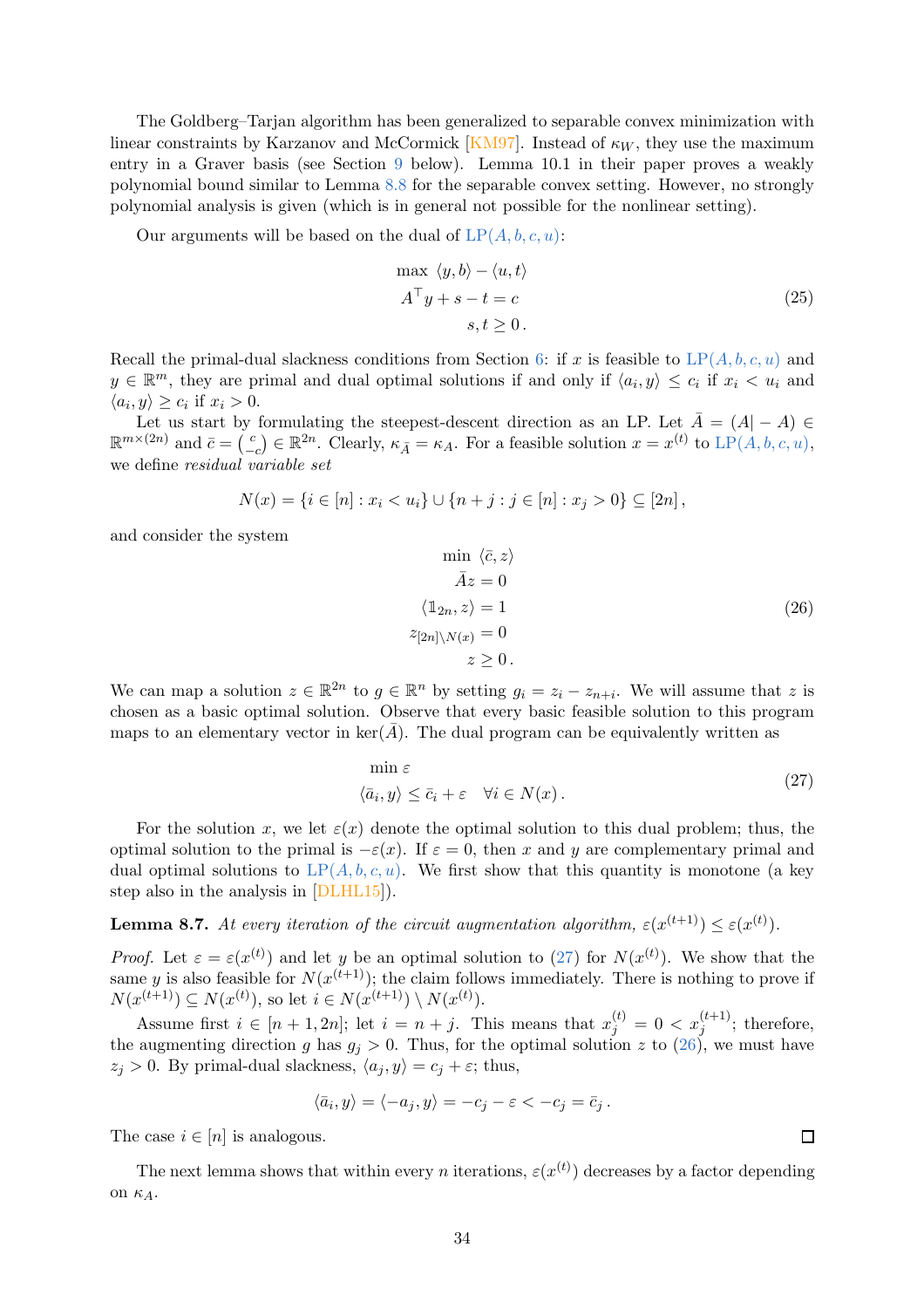The Goldberg–Tarjan algorithm has been generalized to separable convex minimization with linear constraints by Karzanov and McCormick [KM97]. Instead of $\kappa_W$, they use the maximum entry in a Graver basis (see Section 9 below). Lemma 10.1 in their paper proves a weakly polynomial bound similar to Lemma 8.8 for the separable convex setting. However, no strongly polynomial analysis is given (which is in general not possible for the nonlinear setting).

Our arguments will be based on the dual of LP$(A, b, c, u)$:

$$
\begin{aligned}
\max\ & \langle y, b\rangle - \langle u, t\rangle \\
A^\top y + s - t &= c \\
s, t &\geq 0\,.
\end{aligned}
\tag{25}
$$

Recall the primal-dual slackness conditions from Section 6: if $x$ is feasible to LP$(A, b, c, u)$ and $y \in \mathbb{R}^m$, they are primal and dual optimal solutions if and only if $\langle a_i, y\rangle \leq c_i$ if $x_i < u_i$ and $\langle a_i, y\rangle \geq c_i$ if $x_i > 0$.

Let us start by formulating the steepest-descent direction as an LP. Let $\bar{A} = (A|-A) \in \mathbb{R}^{m\times(2n)}$ and $\bar{c} = \binom{c}{-c} \in \mathbb{R}^{2n}$. Clearly, $\kappa_{\bar{A}} = \kappa_A$. For a feasible solution $x = x^{(t)}$ to LP$(A, b, c, u)$, we define *residual variable set*

$$
N(x) = \{i \in [n] : x_i < u_i\} \cup \{n + j : j \in [n] : x_j > 0\} \subseteq [2n]\,,
$$

and consider the system

$$
\begin{aligned}
\min\ & \langle \bar{c}, z\rangle \\
\bar{A}z &= 0 \\
\langle \mathbb{1}_{2n}, z\rangle &= 1 \\
z_{[2n]\setminus N(x)} &= 0 \\
z &\geq 0\,.
\end{aligned}
\tag{26}
$$

We can map a solution $z \in \mathbb{R}^{2n}$ to $g \in \mathbb{R}^n$ by setting $g_i = z_i - z_{n+i}$. We will assume that $z$ is chosen as a basic optimal solution. Observe that every basic feasible solution to this program maps to an elementary vector in $\ker(\bar{A})$. The dual program can be equivalently written as

$$
\begin{aligned}
\min\ & \varepsilon \\
\langle \bar{a}_i, y\rangle &\leq \bar{c}_i + \varepsilon \quad \forall i \in N(x)\,.
\end{aligned}
\tag{27}
$$

For the solution $x$, we let $\varepsilon(x)$ denote the optimal solution to this dual problem; thus, the optimal solution to the primal is $-\varepsilon(x)$. If $\varepsilon = 0$, then $x$ and $y$ are complementary primal and dual optimal solutions to LP$(A, b, c, u)$. We first show that this quantity is monotone (a key step also in the analysis in [DLHL15]).

**Lemma 8.7.** *At every iteration of the circuit augmentation algorithm, $\varepsilon(x^{(t+1)}) \leq \varepsilon(x^{(t)})$.*

*Proof.* Let $\varepsilon = \varepsilon(x^{(t)})$ and let $y$ be an optimal solution to (27) for $N(x^{(t)})$. We show that the same $y$ is also feasible for $N(x^{(t+1)})$; the claim follows immediately. There is nothing to prove if $N(x^{(t+1)}) \subseteq N(x^{(t)})$, so let $i \in N(x^{(t+1)}) \setminus N(x^{(t)})$.

Assume first $i \in [n+1, 2n]$; let $i = n + j$. This means that $x_j^{(t)} = 0 < x_j^{(t+1)}$; therefore, the augmenting direction $g$ has $g_j > 0$. Thus, for the optimal solution $z$ to (26), we must have $z_j > 0$. By primal-dual slackness, $\langle a_j, y\rangle = c_j + \varepsilon$; thus,

$$
\langle \bar{a}_i, y\rangle = \langle -a_j, y\rangle = -c_j - \varepsilon < -c_j = \bar{c}_j\,.
$$

The case $i \in [n]$ is analogous. $\square$

The next lemma shows that within every $n$ iterations, $\varepsilon(x^{(t)})$ decreases by a factor depending on $\kappa_A$.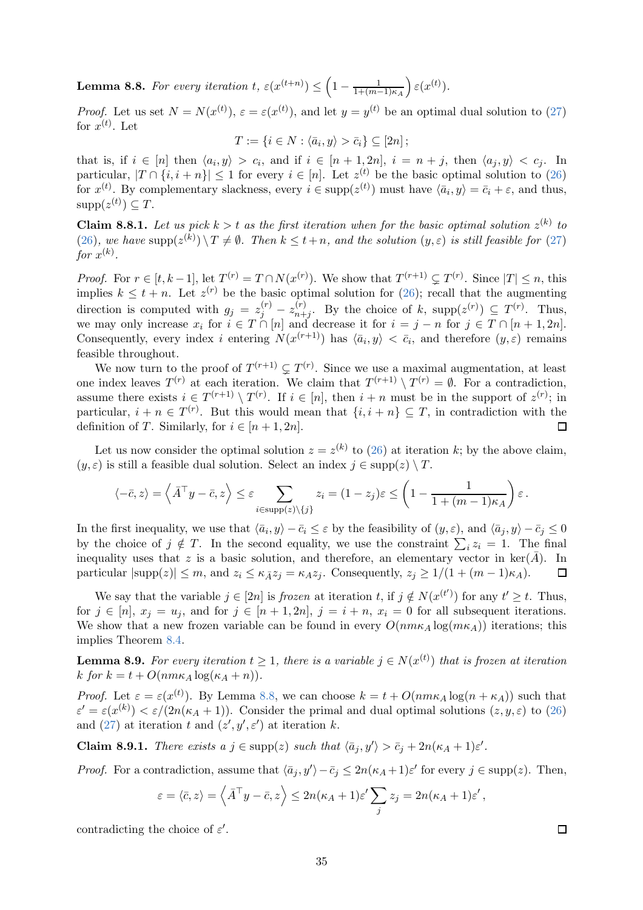**Lemma 8.8.** *For every iteration $t$, $\varepsilon(x^{(t+n)}) \le \left(1 - \frac{1}{1+(m-1)\kappa_A}\right)\varepsilon(x^{(t)})$.*

*Proof.* Let us set $N = N(x^{(t)})$, $\varepsilon = \varepsilon(x^{(t)})$, and let $y = y^{(t)}$ be an optimal dual solution to (27) for $x^{(t)}$. Let

$$T := \{i \in N : \langle \bar{a}_i, y\rangle > \bar{c}_i\} \subseteq [2n]\,;$$

that is, if $i \in [n]$ then $\langle a_i, y\rangle > c_i$, and if $i \in [n+1, 2n]$, $i = n + j$, then $\langle a_j, y\rangle < c_j$. In particular, $|T \cap \{i, i+n\}| \le 1$ for every $i \in [n]$. Let $z^{(t)}$ be the basic optimal solution to (26) for $x^{(t)}$. By complementary slackness, every $i \in \mathrm{supp}(z^{(t)})$ must have $\langle \bar{a}_i, y\rangle = \bar{c}_i + \varepsilon$, and thus, $\mathrm{supp}(z^{(t)}) \subseteq T$.

**Claim 8.8.1.** *Let us pick $k > t$ as the first iteration when for the basic optimal solution $z^{(k)}$ to (26), we have $\mathrm{supp}(z^{(k)}) \setminus T \neq \emptyset$. Then $k \le t+n$, and the solution $(y, \varepsilon)$ is still feasible for (27) for $x^{(k)}$.*

*Proof.* For $r \in [t, k-1]$, let $T^{(r)} = T \cap N(x^{(r)})$. We show that $T^{(r+1)} \subsetneq T^{(r)}$. Since $|T| \le n$, this implies $k \le t+n$. Let $z^{(r)}$ be the basic optimal solution for (26); recall that the augmenting direction is computed with $g_j = z_j^{(r)} - z_{n+j}^{(r)}$. By the choice of $k$, $\mathrm{supp}(z^{(r)}) \subseteq T^{(r)}$. Thus, we may only increase $x_i$ for $i \in T \cap [n]$ and decrease it for $i = j - n$ for $j \in T \cap [n+1, 2n]$. Consequently, every index $i$ entering $N(x^{(r+1)})$ has $\langle \bar{a}_i, y\rangle < \bar{c}_i$, and therefore $(y, \varepsilon)$ remains feasible throughout.

We now turn to the proof of $T^{(r+1)} \subsetneq T^{(r)}$. Since we use a maximal augmentation, at least one index leaves $T^{(r)}$ at each iteration. We claim that $T^{(r+1)} \setminus T^{(r)} = \emptyset$. For a contradiction, assume there exists $i \in T^{(r+1)} \setminus T^{(r)}$. If $i \in [n]$, then $i + n$ must be in the support of $z^{(r)}$; in particular, $i + n \in T^{(r)}$. But this would mean that $\{i, i+n\} \subseteq T$, in contradiction with the definition of $T$. Similarly, for $i \in [n+1, 2n]$. □

Let us now consider the optimal solution $z = z^{(k)}$ to (26) at iteration $k$; by the above claim, $(y, \varepsilon)$ is still a feasible dual solution. Select an index $j \in \mathrm{supp}(z) \setminus T$.

$$\langle -\bar{c}, z\rangle = \left\langle \bar{A}^\top y - \bar{c}, z\right\rangle \le \varepsilon \sum_{i \in \mathrm{supp}(z)\setminus\{j\}} z_i = (1 - z_j)\varepsilon \le \left(1 - \frac{1}{1+(m-1)\kappa_A}\right)\varepsilon\,.$$

In the first inequality, we use that $\langle \bar{a}_i, y\rangle - \bar{c}_i \le \varepsilon$ by the feasibility of $(y, \varepsilon)$, and $\langle \bar{a}_j, y\rangle - \bar{c}_j \le 0$ by the choice of $j \notin T$. In the second equality, we use the constraint $\sum_i z_i = 1$. The final inequality uses that $z$ is a basic solution, and therefore, an elementary vector in $\ker(\bar{A})$. In particular $|\mathrm{supp}(z)| \le m$, and $z_i \le \kappa_{\bar{A}} z_j = \kappa_A z_j$. Consequently, $z_j \ge 1/(1+(m-1)\kappa_A)$. □

We say that the variable $j \in [2n]$ is *frozen* at iteration $t$, if $j \notin N(x^{(t')})$ for any $t' \ge t$. Thus, for $j \in [n]$, $x_j = u_j$, and for $j \in [n+1, 2n]$, $j = i+n$, $x_i = 0$ for all subsequent iterations. We show that a new frozen variable can be found in every $O(nm\kappa_A \log(m\kappa_A))$ iterations; this implies Theorem 8.4.

**Lemma 8.9.** *For every iteration $t \ge 1$, there is a variable $j \in N(x^{(t)})$ that is frozen at iteration $k$ for $k = t + O(nm\kappa_A \log(\kappa_A + n))$.*

*Proof.* Let $\varepsilon = \varepsilon(x^{(t)})$. By Lemma 8.8, we can choose $k = t + O(nm\kappa_A \log(n + \kappa_A))$ such that $\varepsilon' = \varepsilon(x^{(k)}) < \varepsilon/(2n(\kappa_A + 1))$. Consider the primal and dual optimal solutions $(z, y, \varepsilon)$ to (26) and (27) at iteration $t$ and $(z', y', \varepsilon')$ at iteration $k$.

**Claim 8.9.1.** *There exists a $j \in \mathrm{supp}(z)$ such that $\langle \bar{a}_j, y'\rangle > \bar{c}_j + 2n(\kappa_A + 1)\varepsilon'$.*

*Proof.* For a contradiction, assume that $\langle \bar{a}_j, y'\rangle - \bar{c}_j \le 2n(\kappa_A+1)\varepsilon'$ for every $j \in \mathrm{supp}(z)$. Then,

$$\varepsilon = \langle \bar{c}, z\rangle = \left\langle \bar{A}^\top y - \bar{c}, z\right\rangle \le 2n(\kappa_A+1)\varepsilon' \sum_j z_j = 2n(\kappa_A+1)\varepsilon'\,,$$

contradicting the choice of $\varepsilon'$. □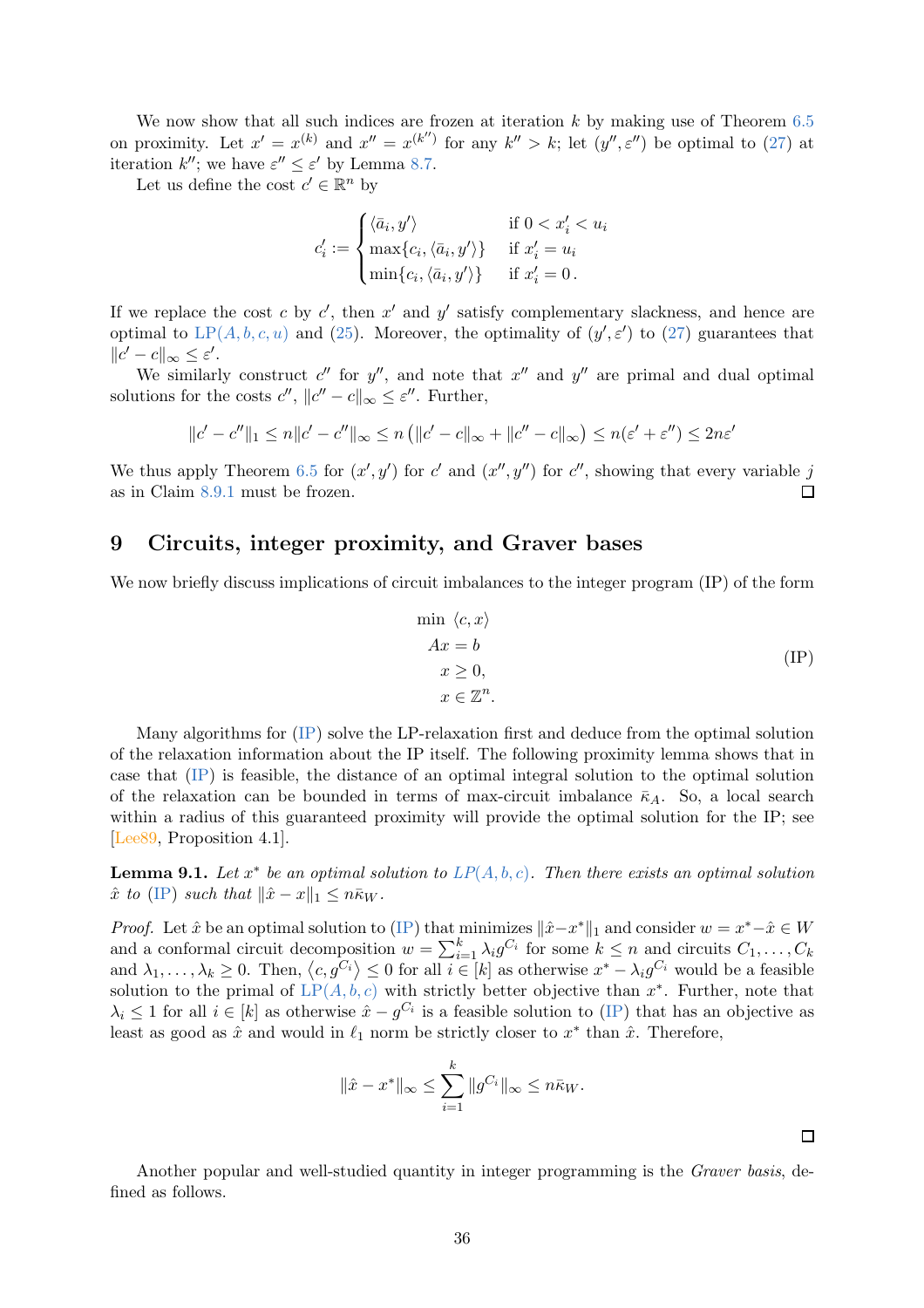We now show that all such indices are frozen at iteration $k$ by making use of Theorem 6.5 on proximity. Let $x' = x^{(k)}$ and $x'' = x^{(k'')}$ for any $k'' > k$; let $(y'', \varepsilon'')$ be optimal to (27) at iteration $k''$; we have $\varepsilon'' \le \varepsilon'$ by Lemma 8.7.

Let us define the cost $c' \in \mathbb{R}^n$ by

$$c'_i := \begin{cases} \langle \bar{a}_i, y' \rangle & \text{if } 0 < x'_i < u_i \\ \max\{c_i, \langle \bar{a}_i, y' \rangle\} & \text{if } x'_i = u_i \\ \min\{c_i, \langle \bar{a}_i, y' \rangle\} & \text{if } x'_i = 0\,. \end{cases}$$

If we replace the cost $c$ by $c'$, then $x'$ and $y'$ satisfy complementary slackness, and hence are optimal to LP$(A, b, c, u)$ and (25). Moreover, the optimality of $(y', \varepsilon')$ to (27) guarantees that $\|c' - c\|_\infty \le \varepsilon'$.

We similarly construct $c''$ for $y''$, and note that $x''$ and $y''$ are primal and dual optimal solutions for the costs $c''$, $\|c'' - c\|_\infty \le \varepsilon''$. Further,

$$\|c' - c''\|_1 \le n\|c' - c''\|_\infty \le n\left(\|c' - c\|_\infty + \|c'' - c\|_\infty\right) \le n(\varepsilon' + \varepsilon'') \le 2n\varepsilon'$$

We thus apply Theorem 6.5 for $(x', y')$ for $c'$ and $(x'', y'')$ for $c''$, showing that every variable $j$ as in Claim 8.9.1 must be frozen. □

## 9 Circuits, integer proximity, and Graver bases

We now briefly discuss implications of circuit imbalances to the integer program (IP) of the form

$$\begin{aligned} \min\ & \langle c, x \rangle \\ Ax &= b \\ x &\ge 0, \\ x &\in \mathbb{Z}^n. \end{aligned} \tag{IP}$$

Many algorithms for (IP) solve the LP-relaxation first and deduce from the optimal solution of the relaxation information about the IP itself. The following proximity lemma shows that in case that (IP) is feasible, the distance of an optimal integral solution to the optimal solution of the relaxation can be bounded in terms of max-circuit imbalance $\bar{\kappa}_A$. So, a local search within a radius of this guaranteed proximity will provide the optimal solution for the IP; see [Lee89, Proposition 4.1].

**Lemma 9.1.** *Let $x^*$ be an optimal solution to LP$(A, b, c)$. Then there exists an optimal solution $\hat{x}$ to (IP) such that $\|\hat{x} - x\|_1 \le n\bar{\kappa}_W$.*

*Proof.* Let $\hat{x}$ be an optimal solution to (IP) that minimizes $\|\hat{x} - x^*\|_1$ and consider $w = x^* - \hat{x} \in W$ and a conformal circuit decomposition $w = \sum_{i=1}^k \lambda_i g^{C_i}$ for some $k \le n$ and circuits $C_1, \ldots, C_k$ and $\lambda_1, \ldots, \lambda_k \ge 0$. Then, $\langle c, g^{C_i} \rangle \le 0$ for all $i \in [k]$ as otherwise $x^* - \lambda_i g^{C_i}$ would be a feasible solution to the primal of LP$(A, b, c)$ with strictly better objective than $x^*$. Further, note that $\lambda_i \le 1$ for all $i \in [k]$ as otherwise $\hat{x} - g^{C_i}$ is a feasible solution to (IP) that has an objective as least as good as $\hat{x}$ and would in $\ell_1$ norm be strictly closer to $x^*$ than $\hat{x}$. Therefore,

$$\|\hat{x} - x^*\|_\infty \le \sum_{i=1}^k \|g^{C_i}\|_\infty \le n\bar{\kappa}_W.$$

□

Another popular and well-studied quantity in integer programming is the *Graver basis*, defined as follows.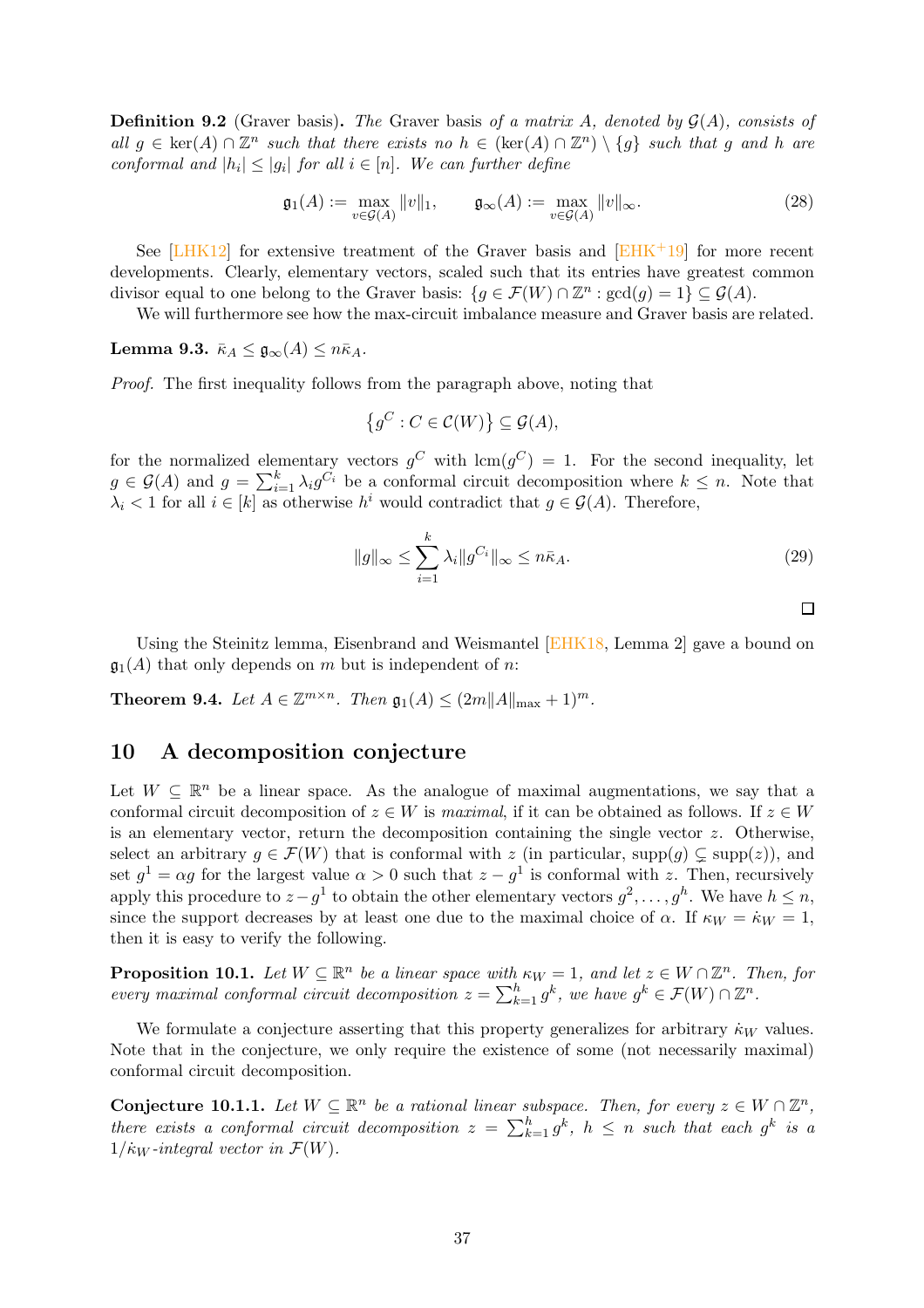**Definition 9.2** (Graver basis)**.** *The* Graver basis *of a matrix $A$, denoted by $\mathcal{G}(A)$, consists of all $g \in \ker(A) \cap \mathbb{Z}^n$ such that there exists no $h \in (\ker(A) \cap \mathbb{Z}^n) \setminus \{g\}$ such that $g$ and $h$ are conformal and $|h_i| \le |g_i|$ for all $i \in [n]$. We can further define*

$$\mathfrak{g}_1(A) := \max_{v \in \mathcal{G}(A)} \|v\|_1, \qquad \mathfrak{g}_\infty(A) := \max_{v \in \mathcal{G}(A)} \|v\|_\infty. \tag{28}$$

See [LHK12] for extensive treatment of the Graver basis and [EHK+19] for more recent developments. Clearly, elementary vectors, scaled such that its entries have greatest common divisor equal to one belong to the Graver basis: $\{g \in \mathcal{F}(W) \cap \mathbb{Z}^n : \gcd(g) = 1\} \subseteq \mathcal{G}(A)$.

We will furthermore see how the max-circuit imbalance measure and Graver basis are related.

**Lemma 9.3.** $\bar{\kappa}_A \le \mathfrak{g}_\infty(A) \le n\bar{\kappa}_A$.

*Proof.* The first inequality follows from the paragraph above, noting that

$$\left\{g^C : C \in \mathcal{C}(W)\right\} \subseteq \mathcal{G}(A),$$

for the normalized elementary vectors $g^C$ with $\operatorname{lcm}(g^C) = 1$. For the second inequality, let $g \in \mathcal{G}(A)$ and $g = \sum_{i=1}^k \lambda_i g^{C_i}$ be a conformal circuit decomposition where $k \le n$. Note that $\lambda_i < 1$ for all $i \in [k]$ as otherwise $h^i$ would contradict that $g \in \mathcal{G}(A)$. Therefore,

$$\|g\|_\infty \le \sum_{i=1}^k \lambda_i \|g^{C_i}\|_\infty \le n\bar{\kappa}_A. \tag{29}$$

□

Using the Steinitz lemma, Eisenbrand and Weismantel [EHK18, Lemma 2] gave a bound on $\mathfrak{g}_1(A)$ that only depends on $m$ but is independent of $n$:

**Theorem 9.4.** *Let $A \in \mathbb{Z}^{m \times n}$. Then $\mathfrak{g}_1(A) \le (2m\|A\|_{\max} + 1)^m$.*

## 10 A decomposition conjecture

Let $W \subseteq \mathbb{R}^n$ be a linear space. As the analogue of maximal augmentations, we say that a conformal circuit decomposition of $z \in W$ is *maximal*, if it can be obtained as follows. If $z \in W$ is an elementary vector, return the decomposition containing the single vector $z$. Otherwise, select an arbitrary $g \in \mathcal{F}(W)$ that is conformal with $z$ (in particular, $\operatorname{supp}(g) \subsetneq \operatorname{supp}(z)$), and set $g^1 = \alpha g$ for the largest value $\alpha > 0$ such that $z - g^1$ is conformal with $z$. Then, recursively apply this procedure to $z - g^1$ to obtain the other elementary vectors $g^2, \ldots, g^h$. We have $h \le n$, since the support decreases by at least one due to the maximal choice of $\alpha$. If $\kappa_W = \dot{\kappa}_W = 1$, then it is easy to verify the following.

**Proposition 10.1.** *Let $W \subseteq \mathbb{R}^n$ be a linear space with $\kappa_W = 1$, and let $z \in W \cap \mathbb{Z}^n$. Then, for every maximal conformal circuit decomposition $z = \sum_{k=1}^h g^k$, we have $g^k \in \mathcal{F}(W) \cap \mathbb{Z}^n$.*

We formulate a conjecture asserting that this property generalizes for arbitrary $\dot{\kappa}_W$ values. Note that in the conjecture, we only require the existence of some (not necessarily maximal) conformal circuit decomposition.

**Conjecture 10.1.1.** *Let $W \subseteq \mathbb{R}^n$ be a rational linear subspace. Then, for every $z \in W \cap \mathbb{Z}^n$, there exists a conformal circuit decomposition $z = \sum_{k=1}^h g^k$, $h \le n$ such that each $g^k$ is a $1/\dot{\kappa}_W$-integral vector in $\mathcal{F}(W)$.*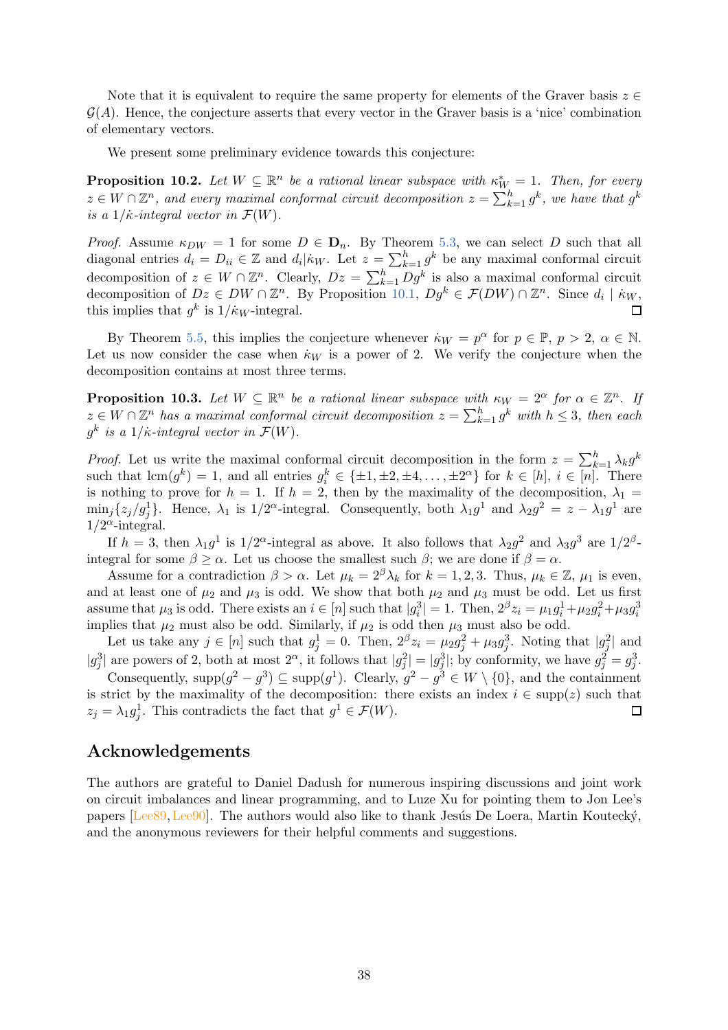Note that it is equivalent to require the same property for elements of the Graver basis $z \in \mathcal{G}(A)$. Hence, the conjecture asserts that every vector in the Graver basis is a 'nice' combination of elementary vectors.

We present some preliminary evidence towards this conjecture:

**Proposition 10.2.** *Let $W \subseteq \mathbb{R}^n$ be a rational linear subspace with $\kappa^*_W = 1$. Then, for every $z \in W \cap \mathbb{Z}^n$, and every maximal conformal circuit decomposition $z = \sum_{k=1}^h g^k$, we have that $g^k$ is a $1/\dot{\kappa}$-integral vector in $\mathcal{F}(W)$.*

*Proof.* Assume $\kappa_{DW} = 1$ for some $D \in \mathbf{D}_n$. By Theorem 5.3, we can select $D$ such that all diagonal entries $d_i = D_{ii} \in \mathbb{Z}$ and $d_i | \dot{\kappa}_W$. Let $z = \sum_{k=1}^h g^k$ be any maximal conformal circuit decomposition of $z \in W \cap \mathbb{Z}^n$. Clearly, $Dz = \sum_{k=1}^h Dg^k$ is also a maximal conformal circuit decomposition of $Dz \in DW \cap \mathbb{Z}^n$. By Proposition 10.1, $Dg^k \in \mathcal{F}(DW) \cap \mathbb{Z}^n$. Since $d_i \mid \dot{\kappa}_W$, this implies that $g^k$ is $1/\dot{\kappa}_W$-integral. ◻

By Theorem 5.5, this implies the conjecture whenever $\dot{\kappa}_W = p^\alpha$ for $p \in \mathbb{P}$, $p > 2$, $\alpha \in \mathbb{N}$. Let us now consider the case when $\dot{\kappa}_W$ is a power of 2. We verify the conjecture when the decomposition contains at most three terms.

**Proposition 10.3.** *Let $W \subseteq \mathbb{R}^n$ be a rational linear subspace with $\kappa_W = 2^\alpha$ for $\alpha \in \mathbb{Z}^n$. If $z \in W \cap \mathbb{Z}^n$ has a maximal conformal circuit decomposition $z = \sum_{k=1}^h g^k$ with $h \leq 3$, then each $g^k$ is a $1/\dot{\kappa}$-integral vector in $\mathcal{F}(W)$.*

*Proof.* Let us write the maximal conformal circuit decomposition in the form $z = \sum_{k=1}^h \lambda_k g^k$ such that $\operatorname{lcm}(g^k) = 1$, and all entries $g^k_i \in \{\pm 1, \pm 2, \pm 4, \ldots, \pm 2^\alpha\}$ for $k \in [h]$, $i \in [n]$. There is nothing to prove for $h = 1$. If $h = 2$, then by the maximality of the decomposition, $\lambda_1 = \min_j \{z_j / g^1_j\}$. Hence, $\lambda_1$ is $1/2^\alpha$-integral. Consequently, both $\lambda_1 g^1$ and $\lambda_2 g^2 = z - \lambda_1 g^1$ are $1/2^\alpha$-integral.

If $h = 3$, then $\lambda_1 g^1$ is $1/2^\alpha$-integral as above. It also follows that $\lambda_2 g^2$ and $\lambda_3 g^3$ are $1/2^\beta$-integral for some $\beta \geq \alpha$. Let us choose the smallest such $\beta$; we are done if $\beta = \alpha$.

Assume for a contradiction $\beta > \alpha$. Let $\mu_k = 2^\beta \lambda_k$ for $k = 1, 2, 3$. Thus, $\mu_k \in \mathbb{Z}$, $\mu_1$ is even, and at least one of $\mu_2$ and $\mu_3$ is odd. We show that both $\mu_2$ and $\mu_3$ must be odd. Let us first assume that $\mu_3$ is odd. There exists an $i \in [n]$ such that $|g^3_i| = 1$. Then, $2^\beta z_i = \mu_1 g^1_i + \mu_2 g^2_i + \mu_3 g^3_i$ implies that $\mu_2$ must also be odd. Similarly, if $\mu_2$ is odd then $\mu_3$ must also be odd.

Let us take any $j \in [n]$ such that $g^1_j = 0$. Then, $2^\beta z_j = \mu_2 g^2_j + \mu_3 g^3_j$. Noting that $|g^2_j|$ and $|g^3_j|$ are powers of 2, both at most $2^\alpha$, it follows that $|g^2_j| = |g^3_j|$; by conformity, we have $g^2_j = g^3_j$.

Consequently, $\operatorname{supp}(g^2 - g^3) \subseteq \operatorname{supp}(g^1)$. Clearly, $g^2 - g^3 \in W \setminus \{0\}$, and the containment is strict by the maximality of the decomposition: there exists an index $i \in \operatorname{supp}(z)$ such that $z_j = \lambda_1 g^1_j$. This contradicts the fact that $g^1 \in \mathcal{F}(W)$. ◻

## Acknowledgements

The authors are grateful to Daniel Dadush for numerous inspiring discussions and joint work on circuit imbalances and linear programming, and to Luze Xu for pointing them to Jon Lee's papers [Lee89, Lee90]. The authors would also like to thank Jesús De Loera, Martin Koutecký, and the anonymous reviewers for their helpful comments and suggestions.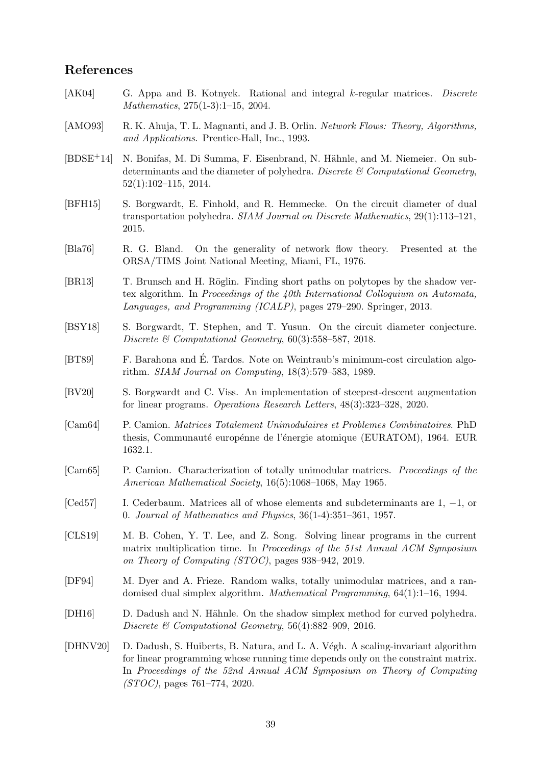## References

[AK04] G. Appa and B. Kotnyek. Rational and integral $k$-regular matrices. *Discrete Mathematics*, 275(1-3):1–15, 2004.

[AMO93] R. K. Ahuja, T. L. Magnanti, and J. B. Orlin. *Network Flows: Theory, Algorithms, and Applications*. Prentice-Hall, Inc., 1993.

[BDSE+14] N. Bonifas, M. Di Summa, F. Eisenbrand, N. Hähnle, and M. Niemeier. On subdeterminants and the diameter of polyhedra. *Discrete & Computational Geometry*, 52(1):102–115, 2014.

[BFH15] S. Borgwardt, E. Finhold, and R. Hemmecke. On the circuit diameter of dual transportation polyhedra. *SIAM Journal on Discrete Mathematics*, 29(1):113–121, 2015.

[Bla76] R. G. Bland. On the generality of network flow theory. Presented at the ORSA/TIMS Joint National Meeting, Miami, FL, 1976.

[BR13] T. Brunsch and H. Röglin. Finding short paths on polytopes by the shadow vertex algorithm. In *Proceedings of the 40th International Colloquium on Automata, Languages, and Programming (ICALP)*, pages 279–290. Springer, 2013.

[BSY18] S. Borgwardt, T. Stephen, and T. Yusun. On the circuit diameter conjecture. *Discrete & Computational Geometry*, 60(3):558–587, 2018.

[BT89] F. Barahona and É. Tardos. Note on Weintraub's minimum-cost circulation algorithm. *SIAM Journal on Computing*, 18(3):579–583, 1989.

[BV20] S. Borgwardt and C. Viss. An implementation of steepest-descent augmentation for linear programs. *Operations Research Letters*, 48(3):323–328, 2020.

[Cam64] P. Camion. *Matrices Totalement Unimodulaires et Problemes Combinatoires*. PhD thesis, Communauté europénne de l'énergie atomique (EURATOM), 1964. EUR 1632.1.

[Cam65] P. Camion. Characterization of totally unimodular matrices. *Proceedings of the American Mathematical Society*, 16(5):1068–1068, May 1965.

[Ced57] I. Cederbaum. Matrices all of whose elements and subdeterminants are 1, −1, or 0. *Journal of Mathematics and Physics*, 36(1-4):351–361, 1957.

[CLS19] M. B. Cohen, Y. T. Lee, and Z. Song. Solving linear programs in the current matrix multiplication time. In *Proceedings of the 51st Annual ACM Symposium on Theory of Computing (STOC)*, pages 938–942, 2019.

[DF94] M. Dyer and A. Frieze. Random walks, totally unimodular matrices, and a randomised dual simplex algorithm. *Mathematical Programming*, 64(1):1–16, 1994.

[DH16] D. Dadush and N. Hähnle. On the shadow simplex method for curved polyhedra. *Discrete & Computational Geometry*, 56(4):882–909, 2016.

[DHNV20] D. Dadush, S. Huiberts, B. Natura, and L. A. Végh. A scaling-invariant algorithm for linear programming whose running time depends only on the constraint matrix. In *Proceedings of the 52nd Annual ACM Symposium on Theory of Computing (STOC)*, pages 761–774, 2020.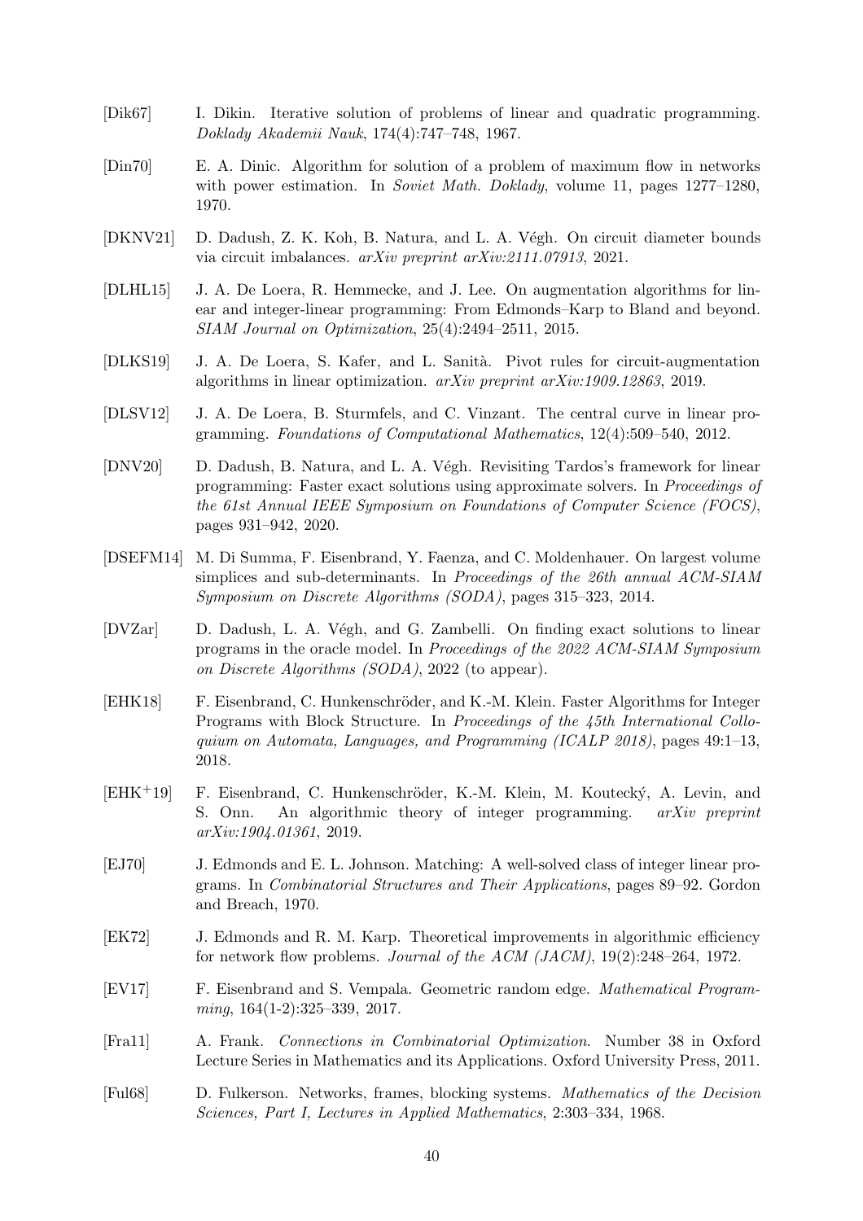[Dik67] I. Dikin. Iterative solution of problems of linear and quadratic programming. *Doklady Akademii Nauk*, 174(4):747–748, 1967.

[Din70] E. A. Dinic. Algorithm for solution of a problem of maximum flow in networks with power estimation. In *Soviet Math. Doklady*, volume 11, pages 1277–1280, 1970.

[DKNV21] D. Dadush, Z. K. Koh, B. Natura, and L. A. Végh. On circuit diameter bounds via circuit imbalances. *arXiv preprint arXiv:2111.07913*, 2021.

[DLHL15] J. A. De Loera, R. Hemmecke, and J. Lee. On augmentation algorithms for linear and integer-linear programming: From Edmonds–Karp to Bland and beyond. *SIAM Journal on Optimization*, 25(4):2494–2511, 2015.

[DLKS19] J. A. De Loera, S. Kafer, and L. Sanità. Pivot rules for circuit-augmentation algorithms in linear optimization. *arXiv preprint arXiv:1909.12863*, 2019.

[DLSV12] J. A. De Loera, B. Sturmfels, and C. Vinzant. The central curve in linear programming. *Foundations of Computational Mathematics*, 12(4):509–540, 2012.

[DNV20] D. Dadush, B. Natura, and L. A. Végh. Revisiting Tardos's framework for linear programming: Faster exact solutions using approximate solvers. In *Proceedings of the 61st Annual IEEE Symposium on Foundations of Computer Science (FOCS)*, pages 931–942, 2020.

[DSEFM14] M. Di Summa, F. Eisenbrand, Y. Faenza, and C. Moldenhauer. On largest volume simplices and sub-determinants. In *Proceedings of the 26th annual ACM-SIAM Symposium on Discrete Algorithms (SODA)*, pages 315–323, 2014.

[DVZar] D. Dadush, L. A. Végh, and G. Zambelli. On finding exact solutions to linear programs in the oracle model. In *Proceedings of the 2022 ACM-SIAM Symposium on Discrete Algorithms (SODA)*, 2022 (to appear).

[EHK18] F. Eisenbrand, C. Hunkenschröder, and K.-M. Klein. Faster Algorithms for Integer Programs with Block Structure. In *Proceedings of the 45th International Colloquium on Automata, Languages, and Programming (ICALP 2018)*, pages 49:1–13, 2018.

[EHK+19] F. Eisenbrand, C. Hunkenschröder, K.-M. Klein, M. Koutecký, A. Levin, and S. Onn. An algorithmic theory of integer programming. *arXiv preprint arXiv:1904.01361*, 2019.

[EJ70] J. Edmonds and E. L. Johnson. Matching: A well-solved class of integer linear programs. In *Combinatorial Structures and Their Applications*, pages 89–92. Gordon and Breach, 1970.

[EK72] J. Edmonds and R. M. Karp. Theoretical improvements in algorithmic efficiency for network flow problems. *Journal of the ACM (JACM)*, 19(2):248–264, 1972.

[EV17] F. Eisenbrand and S. Vempala. Geometric random edge. *Mathematical Programming*, 164(1-2):325–339, 2017.

[Fra11] A. Frank. *Connections in Combinatorial Optimization*. Number 38 in Oxford Lecture Series in Mathematics and its Applications. Oxford University Press, 2011.

[Ful68] D. Fulkerson. Networks, frames, blocking systems. *Mathematics of the Decision Sciences, Part I, Lectures in Applied Mathematics*, 2:303–334, 1968.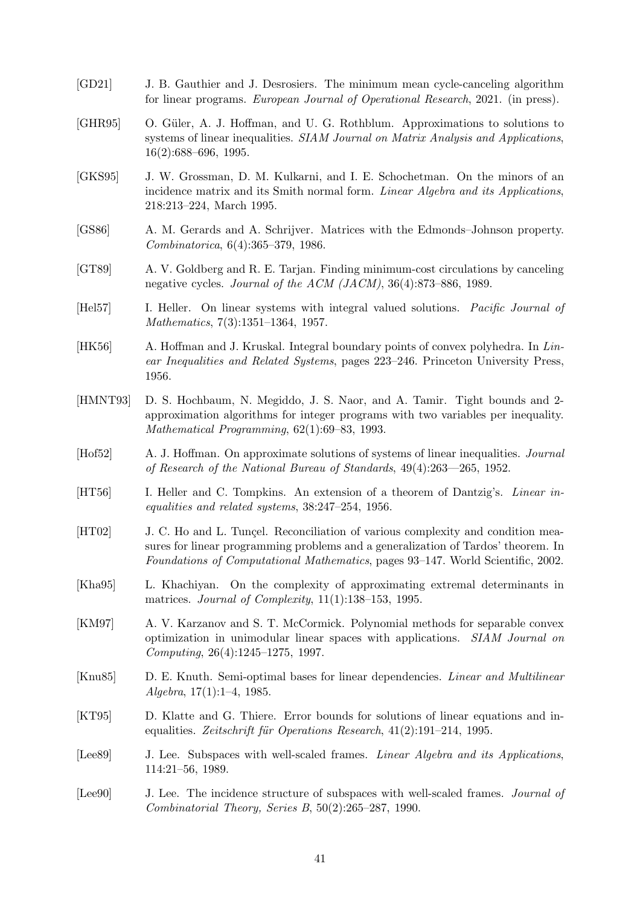[GD21] J. B. Gauthier and J. Desrosiers. The minimum mean cycle-canceling algorithm for linear programs. *European Journal of Operational Research*, 2021. (in press).

[GHR95] O. Güler, A. J. Hoffman, and U. G. Rothblum. Approximations to solutions to systems of linear inequalities. *SIAM Journal on Matrix Analysis and Applications*, 16(2):688–696, 1995.

[GKS95] J. W. Grossman, D. M. Kulkarni, and I. E. Schochetman. On the minors of an incidence matrix and its Smith normal form. *Linear Algebra and its Applications*, 218:213–224, March 1995.

[GS86] A. M. Gerards and A. Schrijver. Matrices with the Edmonds–Johnson property. *Combinatorica*, 6(4):365–379, 1986.

[GT89] A. V. Goldberg and R. E. Tarjan. Finding minimum-cost circulations by canceling negative cycles. *Journal of the ACM (JACM)*, 36(4):873–886, 1989.

[Hel57] I. Heller. On linear systems with integral valued solutions. *Pacific Journal of Mathematics*, 7(3):1351–1364, 1957.

[HK56] A. Hoffman and J. Kruskal. Integral boundary points of convex polyhedra. In *Linear Inequalities and Related Systems*, pages 223–246. Princeton University Press, 1956.

[HMNT93] D. S. Hochbaum, N. Megiddo, J. S. Naor, and A. Tamir. Tight bounds and 2-approximation algorithms for integer programs with two variables per inequality. *Mathematical Programming*, 62(1):69–83, 1993.

[Hof52] A. J. Hoffman. On approximate solutions of systems of linear inequalities. *Journal of Research of the National Bureau of Standards*, 49(4):263—265, 1952.

[HT56] I. Heller and C. Tompkins. An extension of a theorem of Dantzig's. *Linear inequalities and related systems*, 38:247–254, 1956.

[HT02] J. C. Ho and L. Tunçel. Reconciliation of various complexity and condition measures for linear programming problems and a generalization of Tardos' theorem. In *Foundations of Computational Mathematics*, pages 93–147. World Scientific, 2002.

[Kha95] L. Khachiyan. On the complexity of approximating extremal determinants in matrices. *Journal of Complexity*, 11(1):138–153, 1995.

[KM97] A. V. Karzanov and S. T. McCormick. Polynomial methods for separable convex optimization in unimodular linear spaces with applications. *SIAM Journal on Computing*, 26(4):1245–1275, 1997.

[Knu85] D. E. Knuth. Semi-optimal bases for linear dependencies. *Linear and Multilinear Algebra*, 17(1):1–4, 1985.

[KT95] D. Klatte and G. Thiere. Error bounds for solutions of linear equations and inequalities. *Zeitschrift für Operations Research*, 41(2):191–214, 1995.

[Lee89] J. Lee. Subspaces with well-scaled frames. *Linear Algebra and its Applications*, 114:21–56, 1989.

[Lee90] J. Lee. The incidence structure of subspaces with well-scaled frames. *Journal of Combinatorial Theory, Series B*, 50(2):265–287, 1990.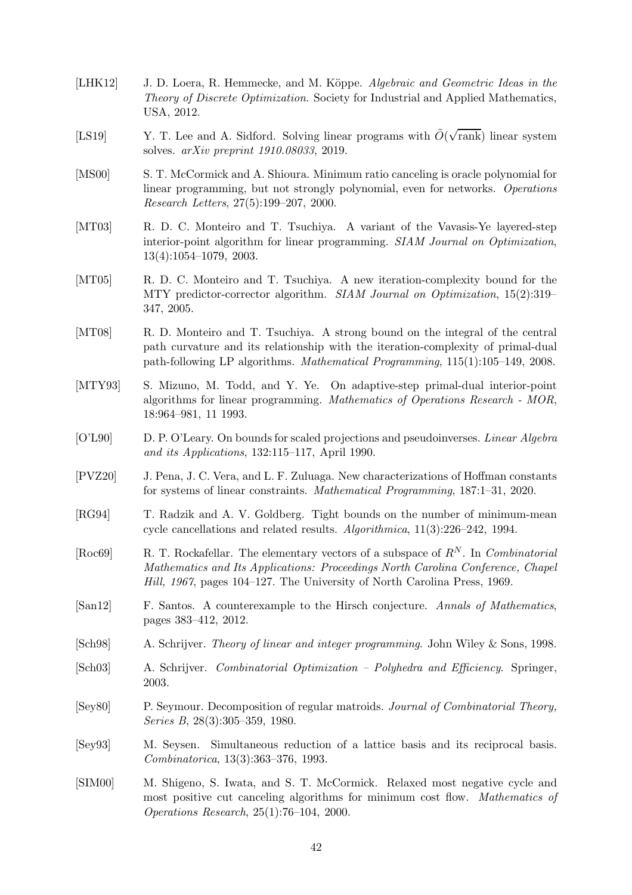[LHK12] J. D. Loera, R. Hemmecke, and M. Köppe. *Algebraic and Geometric Ideas in the Theory of Discrete Optimization*. Society for Industrial and Applied Mathematics, USA, 2012.

[LS19] Y. T. Lee and A. Sidford. Solving linear programs with $\tilde{O}(\sqrt{\text{rank}})$ linear system solves. *arXiv preprint 1910.08033*, 2019.

[MS00] S. T. McCormick and A. Shioura. Minimum ratio canceling is oracle polynomial for linear programming, but not strongly polynomial, even for networks. *Operations Research Letters*, 27(5):199–207, 2000.

[MT03] R. D. C. Monteiro and T. Tsuchiya. A variant of the Vavasis-Ye layered-step interior-point algorithm for linear programming. *SIAM Journal on Optimization*, 13(4):1054–1079, 2003.

[MT05] R. D. C. Monteiro and T. Tsuchiya. A new iteration-complexity bound for the MTY predictor-corrector algorithm. *SIAM Journal on Optimization*, 15(2):319–347, 2005.

[MT08] R. D. Monteiro and T. Tsuchiya. A strong bound on the integral of the central path curvature and its relationship with the iteration-complexity of primal-dual path-following LP algorithms. *Mathematical Programming*, 115(1):105–149, 2008.

[MTY93] S. Mizuno, M. Todd, and Y. Ye. On adaptive-step primal-dual interior-point algorithms for linear programming. *Mathematics of Operations Research - MOR*, 18:964–981, 11 1993.

[O'L90] D. P. O'Leary. On bounds for scaled projections and pseudoinverses. *Linear Algebra and its Applications*, 132:115–117, April 1990.

[PVZ20] J. Pena, J. C. Vera, and L. F. Zuluaga. New characterizations of Hoffman constants for systems of linear constraints. *Mathematical Programming*, 187:1–31, 2020.

[RG94] T. Radzik and A. V. Goldberg. Tight bounds on the number of minimum-mean cycle cancellations and related results. *Algorithmica*, 11(3):226–242, 1994.

[Roc69] R. T. Rockafellar. The elementary vectors of a subspace of $R^N$. In *Combinatorial Mathematics and Its Applications: Proceedings North Carolina Conference, Chapel Hill, 1967*, pages 104–127. The University of North Carolina Press, 1969.

[San12] F. Santos. A counterexample to the Hirsch conjecture. *Annals of Mathematics*, pages 383–412, 2012.

[Sch98] A. Schrijver. *Theory of linear and integer programming*. John Wiley & Sons, 1998.

[Sch03] A. Schrijver. *Combinatorial Optimization – Polyhedra and Efficiency*. Springer, 2003.

[Sey80] P. Seymour. Decomposition of regular matroids. *Journal of Combinatorial Theory, Series B*, 28(3):305–359, 1980.

[Sey93] M. Seysen. Simultaneous reduction of a lattice basis and its reciprocal basis. *Combinatorica*, 13(3):363–376, 1993.

[SIM00] M. Shigeno, S. Iwata, and S. T. McCormick. Relaxed most negative cycle and most positive cut canceling algorithms for minimum cost flow. *Mathematics of Operations Research*, 25(1):76–104, 2000.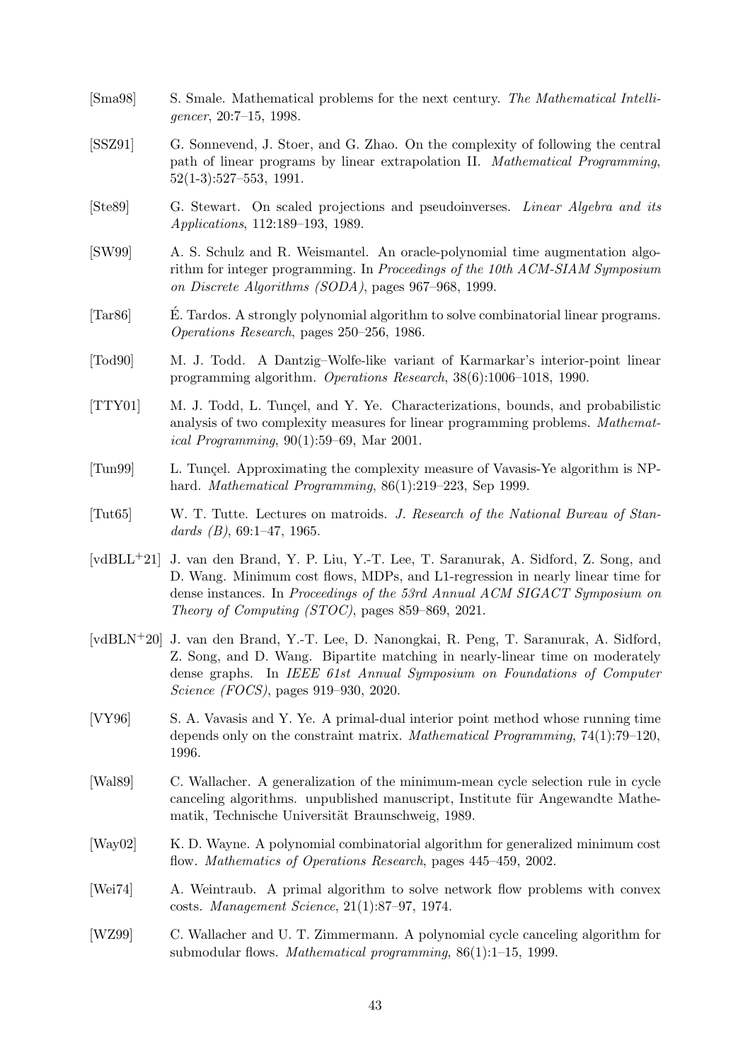[Sma98] S. Smale. Mathematical problems for the next century. *The Mathematical Intelligencer*, 20:7–15, 1998.

[SSZ91] G. Sonnevend, J. Stoer, and G. Zhao. On the complexity of following the central path of linear programs by linear extrapolation II. *Mathematical Programming*, 52(1-3):527–553, 1991.

[Ste89] G. Stewart. On scaled projections and pseudoinverses. *Linear Algebra and its Applications*, 112:189–193, 1989.

[SW99] A. S. Schulz and R. Weismantel. An oracle-polynomial time augmentation algorithm for integer programming. In *Proceedings of the 10th ACM-SIAM Symposium on Discrete Algorithms (SODA)*, pages 967–968, 1999.

[Tar86] É. Tardos. A strongly polynomial algorithm to solve combinatorial linear programs. *Operations Research*, pages 250–256, 1986.

[Tod90] M. J. Todd. A Dantzig–Wolfe-like variant of Karmarkar's interior-point linear programming algorithm. *Operations Research*, 38(6):1006–1018, 1990.

[TTY01] M. J. Todd, L. Tunçel, and Y. Ye. Characterizations, bounds, and probabilistic analysis of two complexity measures for linear programming problems. *Mathematical Programming*, 90(1):59–69, Mar 2001.

[Tun99] L. Tunçel. Approximating the complexity measure of Vavasis-Ye algorithm is NP-hard. *Mathematical Programming*, 86(1):219–223, Sep 1999.

[Tut65] W. T. Tutte. Lectures on matroids. *J. Research of the National Bureau of Standards (B)*, 69:1–47, 1965.

[vdBLL+21] J. van den Brand, Y. P. Liu, Y.-T. Lee, T. Saranurak, A. Sidford, Z. Song, and D. Wang. Minimum cost flows, MDPs, and L1-regression in nearly linear time for dense instances. In *Proceedings of the 53rd Annual ACM SIGACT Symposium on Theory of Computing (STOC)*, pages 859–869, 2021.

[vdBLN+20] J. van den Brand, Y.-T. Lee, D. Nanongkai, R. Peng, T. Saranurak, A. Sidford, Z. Song, and D. Wang. Bipartite matching in nearly-linear time on moderately dense graphs. In *IEEE 61st Annual Symposium on Foundations of Computer Science (FOCS)*, pages 919–930, 2020.

[VY96] S. A. Vavasis and Y. Ye. A primal-dual interior point method whose running time depends only on the constraint matrix. *Mathematical Programming*, 74(1):79–120, 1996.

[Wal89] C. Wallacher. A generalization of the minimum-mean cycle selection rule in cycle canceling algorithms. unpublished manuscript, Institute für Angewandte Mathematik, Technische Universität Braunschweig, 1989.

[Way02] K. D. Wayne. A polynomial combinatorial algorithm for generalized minimum cost flow. *Mathematics of Operations Research*, pages 445–459, 2002.

[Wei74] A. Weintraub. A primal algorithm to solve network flow problems with convex costs. *Management Science*, 21(1):87–97, 1974.

[WZ99] C. Wallacher and U. T. Zimmermann. A polynomial cycle canceling algorithm for submodular flows. *Mathematical programming*, 86(1):1–15, 1999.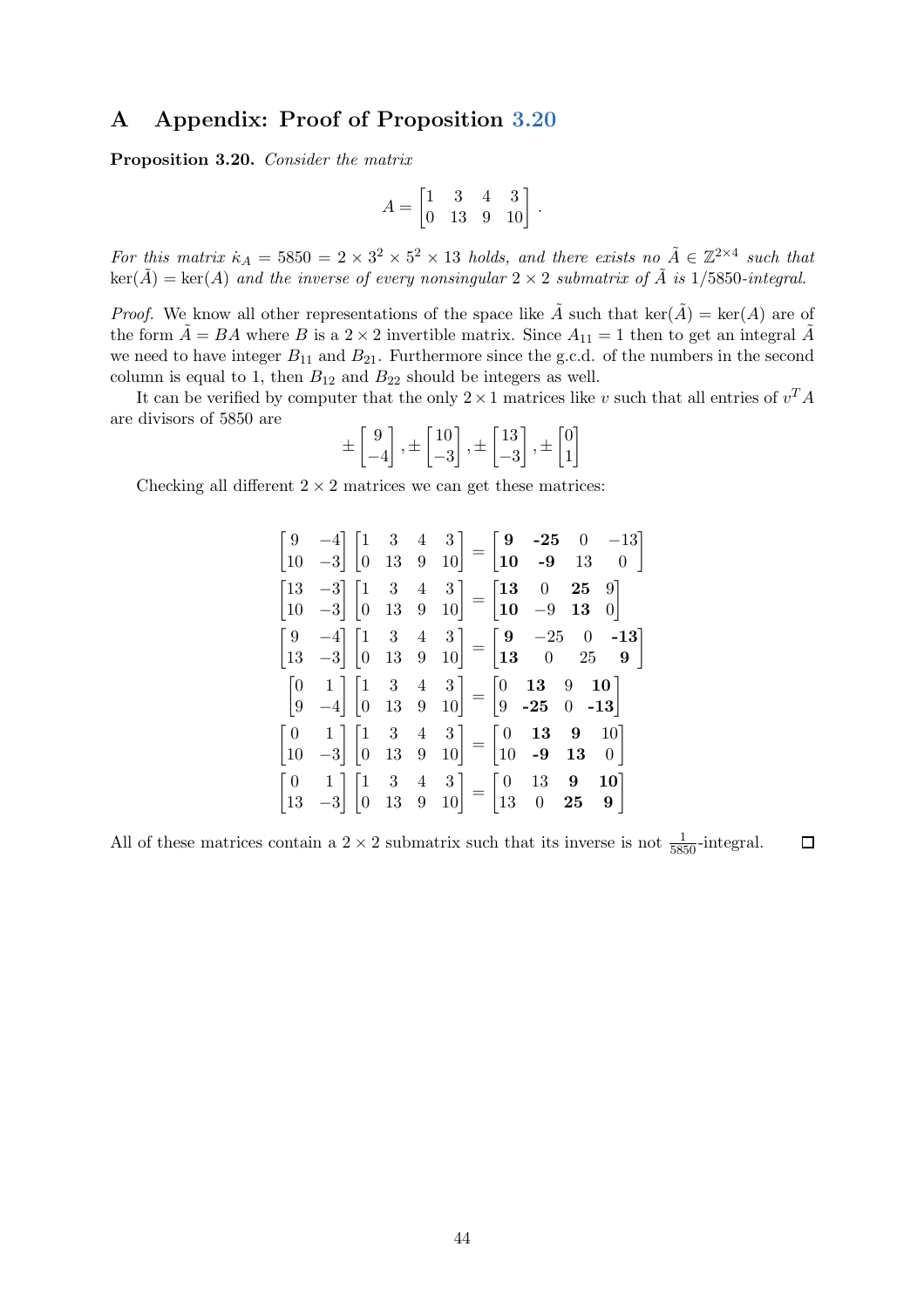## A Appendix: Proof of Proposition 3.20

**Proposition 3.20.** *Consider the matrix*

$$A = \begin{bmatrix} 1 & 3 & 4 & 3 \\ 0 & 13 & 9 & 10 \end{bmatrix}.$$

*For this matrix $\dot{\kappa}_A = 5850 = 2 \times 3^2 \times 5^2 \times 13$ holds, and there exists no $\tilde{A} \in \mathbb{Z}^{2\times 4}$ such that $\ker(\tilde{A}) = \ker(A)$ and the inverse of every nonsingular $2 \times 2$ submatrix of $\tilde{A}$ is $1/5850$-integral.*

*Proof.* We know all other representations of the space like $\tilde{A}$ such that $\ker(\tilde{A}) = \ker(A)$ are of the form $\tilde{A} = BA$ where $B$ is a $2 \times 2$ invertible matrix. Since $A_{11} = 1$ then to get an integral $\tilde{A}$ we need to have integer $B_{11}$ and $B_{21}$. Furthermore since the g.c.d. of the numbers in the second column is equal to 1, then $B_{12}$ and $B_{22}$ should be integers as well.

It can be verified by computer that the only $2 \times 1$ matrices like $v$ such that all entries of $v^T A$ are divisors of 5850 are

$$\pm \begin{bmatrix} 9 \\ -4 \end{bmatrix}, \pm \begin{bmatrix} 10 \\ -3 \end{bmatrix}, \pm \begin{bmatrix} 13 \\ -3 \end{bmatrix}, \pm \begin{bmatrix} 0 \\ 1 \end{bmatrix}$$

Checking all different $2 \times 2$ matrices we can get these matrices:

$$\begin{bmatrix} 9 & -4 \\ 10 & -3 \end{bmatrix} \begin{bmatrix} 1 & 3 & 4 & 3 \\ 0 & 13 & 9 & 10 \end{bmatrix} = \begin{bmatrix} \mathbf{9} & \mathbf{-25} & 0 & -13 \\ \mathbf{10} & \mathbf{-9} & 13 & 0 \end{bmatrix}$$

$$\begin{bmatrix} 13 & -3 \\ 10 & -3 \end{bmatrix} \begin{bmatrix} 1 & 3 & 4 & 3 \\ 0 & 13 & 9 & 10 \end{bmatrix} = \begin{bmatrix} \mathbf{13} & 0 & \mathbf{25} & 9 \\ \mathbf{10} & -9 & \mathbf{13} & 0 \end{bmatrix}$$

$$\begin{bmatrix} 9 & -4 \\ 13 & -3 \end{bmatrix} \begin{bmatrix} 1 & 3 & 4 & 3 \\ 0 & 13 & 9 & 10 \end{bmatrix} = \begin{bmatrix} \mathbf{9} & -25 & 0 & \mathbf{-13} \\ \mathbf{13} & 0 & 25 & \mathbf{9} \end{bmatrix}$$

$$\begin{bmatrix} 0 & 1 \\ 9 & -4 \end{bmatrix} \begin{bmatrix} 1 & 3 & 4 & 3 \\ 0 & 13 & 9 & 10 \end{bmatrix} = \begin{bmatrix} 0 & \mathbf{13} & 9 & \mathbf{10} \\ 9 & \mathbf{-25} & 0 & \mathbf{-13} \end{bmatrix}$$

$$\begin{bmatrix} 0 & 1 \\ 10 & -3 \end{bmatrix} \begin{bmatrix} 1 & 3 & 4 & 3 \\ 0 & 13 & 9 & 10 \end{bmatrix} = \begin{bmatrix} 0 & \mathbf{13} & \mathbf{9} & 10 \\ 10 & \mathbf{-9} & \mathbf{13} & 0 \end{bmatrix}$$

$$\begin{bmatrix} 0 & 1 \\ 13 & -3 \end{bmatrix} \begin{bmatrix} 1 & 3 & 4 & 3 \\ 0 & 13 & 9 & 10 \end{bmatrix} = \begin{bmatrix} 0 & 13 & \mathbf{9} & \mathbf{10} \\ 13 & 0 & \mathbf{25} & \mathbf{9} \end{bmatrix}$$

All of these matrices contain a $2 \times 2$ submatrix such that its inverse is not $\frac{1}{5850}$-integral. $\square$